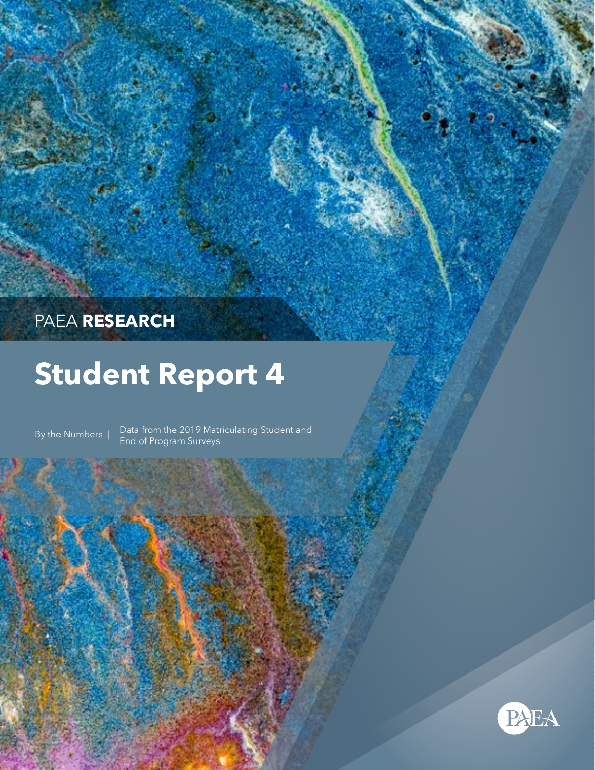PAEA **RESEARCH**

# Student Report 4

By the Numbers | Data from the 2019 Matriculating Student and End of Program Surveys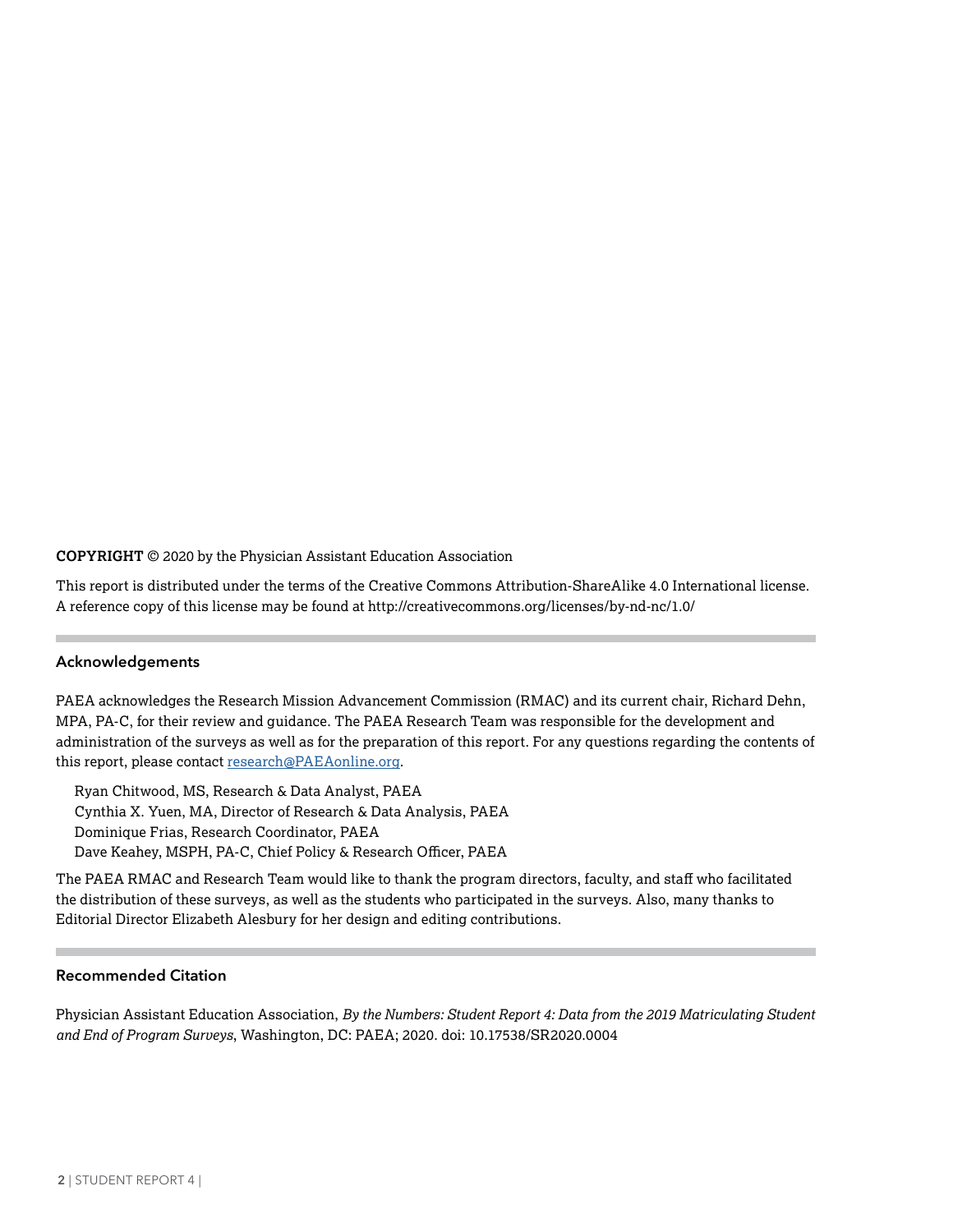**COPYRIGHT** © 2020 by the Physician Assistant Education Association

This report is distributed under the terms of the Creative Commons Attribution-ShareAlike 4.0 International license. A reference copy of this license may be found at http://creativecommons.org/licenses/by-nd-nc/1.0/

## Acknowledgements

PAEA acknowledges the Research Mission Advancement Commission (RMAC) and its current chair, Richard Dehn, MPA, PA-C, for their review and guidance. The PAEA Research Team was responsible for the development and administration of the surveys as well as for the preparation of this report. For any questions regarding the contents of this report, please contact research@PAEAonline.org.

Ryan Chitwood, MS, Research & Data Analyst, PAEA
Cynthia X. Yuen, MA, Director of Research & Data Analysis, PAEA
Dominique Frias, Research Coordinator, PAEA
Dave Keahey, MSPH, PA-C, Chief Policy & Research Officer, PAEA

The PAEA RMAC and Research Team would like to thank the program directors, faculty, and staff who facilitated the distribution of these surveys, as well as the students who participated in the surveys. Also, many thanks to Editorial Director Elizabeth Alesbury for her design and editing contributions.

## Recommended Citation

Physician Assistant Education Association, *By the Numbers: Student Report 4: Data from the 2019 Matriculating Student and End of Program Surveys*, Washington, DC: PAEA; 2020. doi: 10.17538/SR2020.0004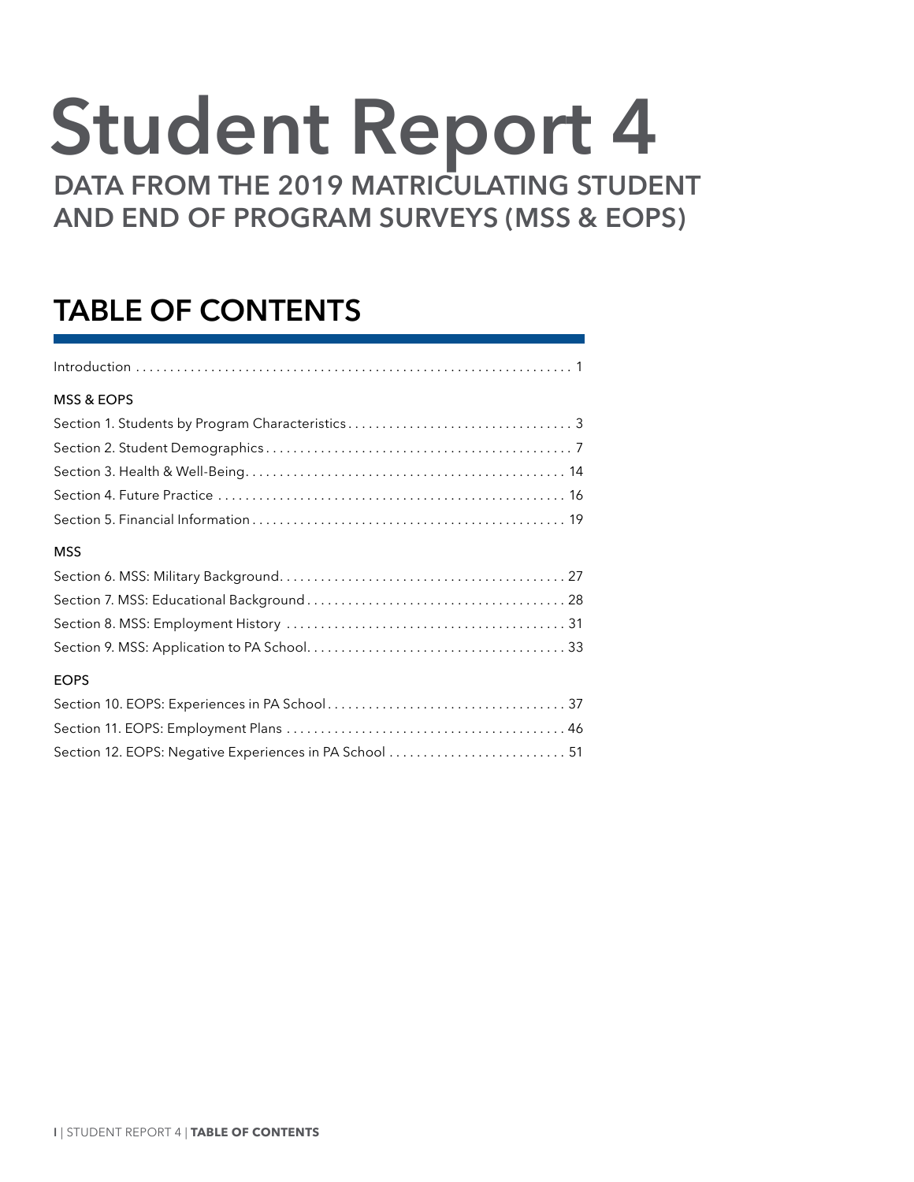# Student Report 4

## DATA FROM THE 2019 MATRICULATING STUDENT AND END OF PROGRAM SURVEYS (MSS & EOPS)

## TABLE OF CONTENTS

Introduction . . . . . . . . . . . . . . . . . . . . . . . . . . . . . . . . . . . . . . . . . . . . . . . . . . . . . . . . . . . . . 1

MSS & EOPS

Section 1. Students by Program Characteristics . . . . . . . . . . . . . . . . . . . . . . . . . . . . . . . . 3

Section 2. Student Demographics . . . . . . . . . . . . . . . . . . . . . . . . . . . . . . . . . . . . . . . . . . . . 7

Section 3. Health & Well-Being . . . . . . . . . . . . . . . . . . . . . . . . . . . . . . . . . . . . . . . . . . . . . . 14

Section 4. Future Practice . . . . . . . . . . . . . . . . . . . . . . . . . . . . . . . . . . . . . . . . . . . . . . . . . . 16

Section 5. Financial Information . . . . . . . . . . . . . . . . . . . . . . . . . . . . . . . . . . . . . . . . . . . . . 19

MSS

Section 6. MSS: Military Background . . . . . . . . . . . . . . . . . . . . . . . . . . . . . . . . . . . . . . . . . 27

Section 7. MSS: Educational Background . . . . . . . . . . . . . . . . . . . . . . . . . . . . . . . . . . . . . 28

Section 8. MSS: Employment History . . . . . . . . . . . . . . . . . . . . . . . . . . . . . . . . . . . . . . . . 31

Section 9. MSS: Application to PA School . . . . . . . . . . . . . . . . . . . . . . . . . . . . . . . . . . . . . 33

EOPS

Section 10. EOPS: Experiences in PA School . . . . . . . . . . . . . . . . . . . . . . . . . . . . . . . . . . 37

Section 11. EOPS: Employment Plans . . . . . . . . . . . . . . . . . . . . . . . . . . . . . . . . . . . . . . . . 46

Section 12. EOPS: Negative Experiences in PA School . . . . . . . . . . . . . . . . . . . . . . . . . 51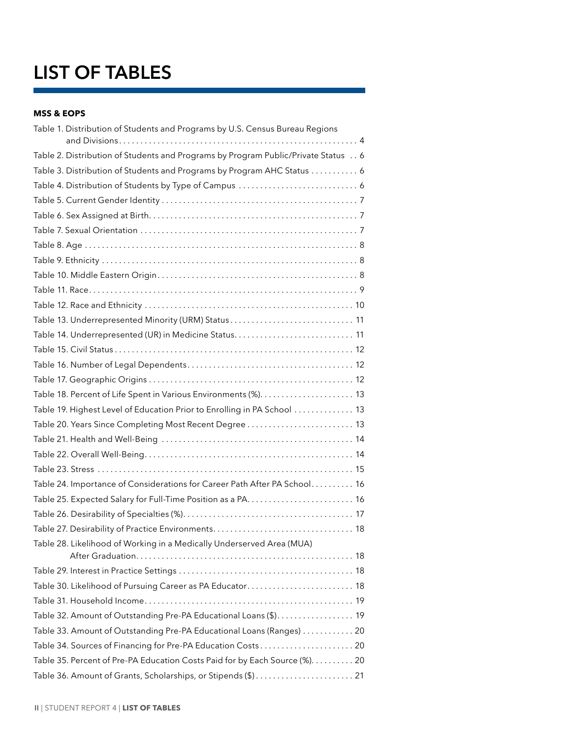# LIST OF TABLES

**MSS & EOPS**

Table 1. Distribution of Students and Programs by U.S. Census Bureau Regions and Divisions . . . 4

Table 2. Distribution of Students and Programs by Program Public/Private Status . . . 6

Table 3. Distribution of Students and Programs by Program AHC Status . . . 6

Table 4. Distribution of Students by Type of Campus . . . 6

Table 5. Current Gender Identity . . . 7

Table 6. Sex Assigned at Birth . . . 7

Table 7. Sexual Orientation . . . 7

Table 8. Age . . . 8

Table 9. Ethnicity . . . 8

Table 10. Middle Eastern Origin . . . 8

Table 11. Race . . . 9

Table 12. Race and Ethnicity . . . 10

Table 13. Underrepresented Minority (URM) Status . . . 11

Table 14. Underrepresented (UR) in Medicine Status . . . 11

Table 15. Civil Status . . . 12

Table 16. Number of Legal Dependents . . . 12

Table 17. Geographic Origins . . . 12

Table 18. Percent of Life Spent in Various Environments (%) . . . 13

Table 19. Highest Level of Education Prior to Enrolling in PA School . . . 13

Table 20. Years Since Completing Most Recent Degree . . . 13

Table 21. Health and Well-Being . . . 14

Table 22. Overall Well-Being . . . 14

Table 23. Stress . . . 15

Table 24. Importance of Considerations for Career Path After PA School . . . 16

Table 25. Expected Salary for Full-Time Position as a PA . . . 16

Table 26. Desirability of Specialties (%) . . . 17

Table 27. Desirability of Practice Environments . . . 18

Table 28. Likelihood of Working in a Medically Underserved Area (MUA) After Graduation . . . 18

Table 29. Interest in Practice Settings . . . 18

Table 30. Likelihood of Pursuing Career as PA Educator . . . 18

Table 31. Household Income . . . 19

Table 32. Amount of Outstanding Pre-PA Educational Loans ($) . . . 19

Table 33. Amount of Outstanding Pre-PA Educational Loans (Ranges) . . . 20

Table 34. Sources of Financing for Pre-PA Education Costs . . . 20

Table 35. Percent of Pre-PA Education Costs Paid for by Each Source (%) . . . 20

Table 36. Amount of Grants, Scholarships, or Stipends ($) . . . 21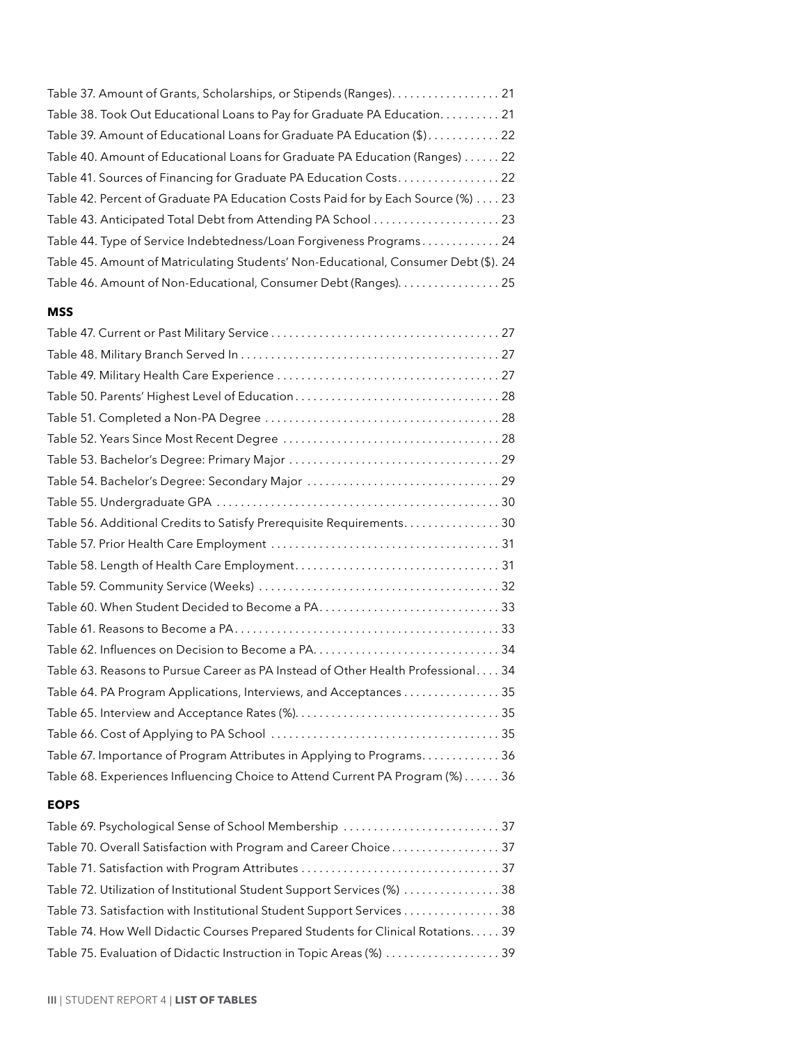Table 37. Amount of Grants, Scholarships, or Stipends (Ranges). . . . . . . . . . . . . . . . . . 21
Table 38. Took Out Educational Loans to Pay for Graduate PA Education. . . . . . . . . . 21
Table 39. Amount of Educational Loans for Graduate PA Education ($) . . . . . . . . . . . . 22
Table 40. Amount of Educational Loans for Graduate PA Education (Ranges) . . . . . . 22
Table 41. Sources of Financing for Graduate PA Education Costs. . . . . . . . . . . . . . . . . 22
Table 42. Percent of Graduate PA Education Costs Paid for by Each Source (%) . . . . 23
Table 43. Anticipated Total Debt from Attending PA School . . . . . . . . . . . . . . . . . . . . . 23
Table 44. Type of Service Indebtedness/Loan Forgiveness Programs . . . . . . . . . . . . . 24
Table 45. Amount of Matriculating Students' Non-Educational, Consumer Debt ($). 24
Table 46. Amount of Non-Educational, Consumer Debt (Ranges). . . . . . . . . . . . . . . . . 25

**MSS**

Table 47. Current or Past Military Service . . . . . . . . . . . . . . . . . . . . . . . . . . . . . . . . . . . . . . 27
Table 48. Military Branch Served In . . . . . . . . . . . . . . . . . . . . . . . . . . . . . . . . . . . . . . . . . . . 27
Table 49. Military Health Care Experience . . . . . . . . . . . . . . . . . . . . . . . . . . . . . . . . . . . . . 27
Table 50. Parents' Highest Level of Education . . . . . . . . . . . . . . . . . . . . . . . . . . . . . . . . . . 28
Table 51. Completed a Non-PA Degree . . . . . . . . . . . . . . . . . . . . . . . . . . . . . . . . . . . . . . . 28
Table 52. Years Since Most Recent Degree . . . . . . . . . . . . . . . . . . . . . . . . . . . . . . . . . . . . 28
Table 53. Bachelor's Degree: Primary Major . . . . . . . . . . . . . . . . . . . . . . . . . . . . . . . . . . . 29
Table 54. Bachelor's Degree: Secondary Major . . . . . . . . . . . . . . . . . . . . . . . . . . . . . . . . 29
Table 55. Undergraduate GPA . . . . . . . . . . . . . . . . . . . . . . . . . . . . . . . . . . . . . . . . . . . . . . . 30
Table 56. Additional Credits to Satisfy Prerequisite Requirements. . . . . . . . . . . . . . . . 30
Table 57. Prior Health Care Employment . . . . . . . . . . . . . . . . . . . . . . . . . . . . . . . . . . . . . . 31
Table 58. Length of Health Care Employment. . . . . . . . . . . . . . . . . . . . . . . . . . . . . . . . . . 31
Table 59. Community Service (Weeks) . . . . . . . . . . . . . . . . . . . . . . . . . . . . . . . . . . . . . . . . 32
Table 60. When Student Decided to Become a PA. . . . . . . . . . . . . . . . . . . . . . . . . . . . . . 33
Table 61. Reasons to Become a PA. . . . . . . . . . . . . . . . . . . . . . . . . . . . . . . . . . . . . . . . . . . . 33
Table 62. Influences on Decision to Become a PA. . . . . . . . . . . . . . . . . . . . . . . . . . . . . . . 34
Table 63. Reasons to Pursue Career as PA Instead of Other Health Professional. . . . 34
Table 64. PA Program Applications, Interviews, and Acceptances . . . . . . . . . . . . . . . . 35
Table 65. Interview and Acceptance Rates (%). . . . . . . . . . . . . . . . . . . . . . . . . . . . . . . . . . 35
Table 66. Cost of Applying to PA School . . . . . . . . . . . . . . . . . . . . . . . . . . . . . . . . . . . . . . 35
Table 67. Importance of Program Attributes in Applying to Programs. . . . . . . . . . . . . 36
Table 68. Experiences Influencing Choice to Attend Current PA Program (%) . . . . . . 36

**EOPS**

Table 69. Psychological Sense of School Membership . . . . . . . . . . . . . . . . . . . . . . . . . . 37
Table 70. Overall Satisfaction with Program and Career Choice . . . . . . . . . . . . . . . . . . 37
Table 71. Satisfaction with Program Attributes . . . . . . . . . . . . . . . . . . . . . . . . . . . . . . . . . 37
Table 72. Utilization of Institutional Student Support Services (%) . . . . . . . . . . . . . . . . 38
Table 73. Satisfaction with Institutional Student Support Services . . . . . . . . . . . . . . . . 38
Table 74. How Well Didactic Courses Prepared Students for Clinical Rotations. . . . . 39
Table 75. Evaluation of Didactic Instruction in Topic Areas (%) . . . . . . . . . . . . . . . . . . . 39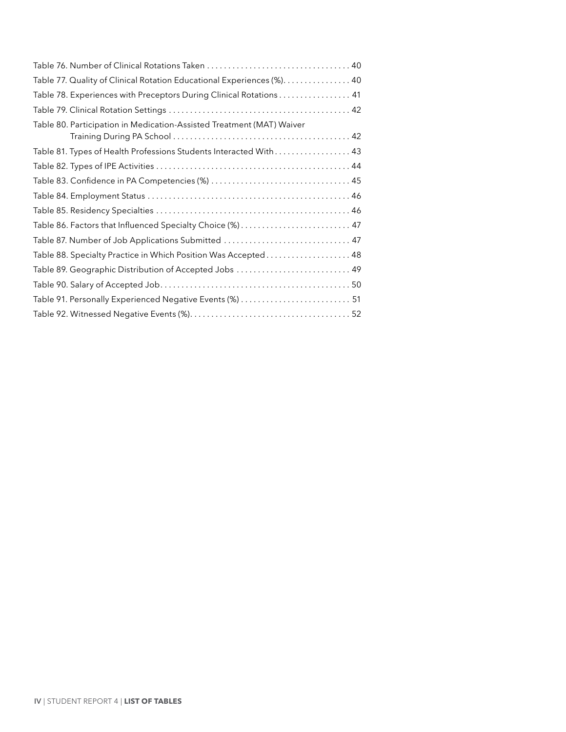Table 76. Number of Clinical Rotations Taken . . . . . . . . . . . . . . . . . . . . . . . . . . . . . . . . . . 40
Table 77. Quality of Clinical Rotation Educational Experiences (%). . . . . . . . . . . . . . . . 40
Table 78. Experiences with Preceptors During Clinical Rotations . . . . . . . . . . . . . . . . . 41
Table 79. Clinical Rotation Settings . . . . . . . . . . . . . . . . . . . . . . . . . . . . . . . . . . . . . . . . . . 42
Table 80. Participation in Medication-Assisted Treatment (MAT) Waiver Training During PA School . . . . . . . . . . . . . . . . . . . . . . . . . . . . . . . . . . . . . . . . . . 42
Table 81. Types of Health Professions Students Interacted With . . . . . . . . . . . . . . . . . . 43
Table 82. Types of IPE Activities . . . . . . . . . . . . . . . . . . . . . . . . . . . . . . . . . . . . . . . . . . . . . 44
Table 83. Confidence in PA Competencies (%) . . . . . . . . . . . . . . . . . . . . . . . . . . . . . . . . 45
Table 84. Employment Status . . . . . . . . . . . . . . . . . . . . . . . . . . . . . . . . . . . . . . . . . . . . . . . 46
Table 85. Residency Specialties . . . . . . . . . . . . . . . . . . . . . . . . . . . . . . . . . . . . . . . . . . . . . 46
Table 86. Factors that Influenced Specialty Choice (%) . . . . . . . . . . . . . . . . . . . . . . . . . . 47
Table 87. Number of Job Applications Submitted . . . . . . . . . . . . . . . . . . . . . . . . . . . . . . 47
Table 88. Specialty Practice in Which Position Was Accepted . . . . . . . . . . . . . . . . . . . . 48
Table 89. Geographic Distribution of Accepted Jobs . . . . . . . . . . . . . . . . . . . . . . . . . . . 49
Table 90. Salary of Accepted Job. . . . . . . . . . . . . . . . . . . . . . . . . . . . . . . . . . . . . . . . . . . . . 50
Table 91. Personally Experienced Negative Events (%) . . . . . . . . . . . . . . . . . . . . . . . . . . 51
Table 92. Witnessed Negative Events (%). . . . . . . . . . . . . . . . . . . . . . . . . . . . . . . . . . . . . . 52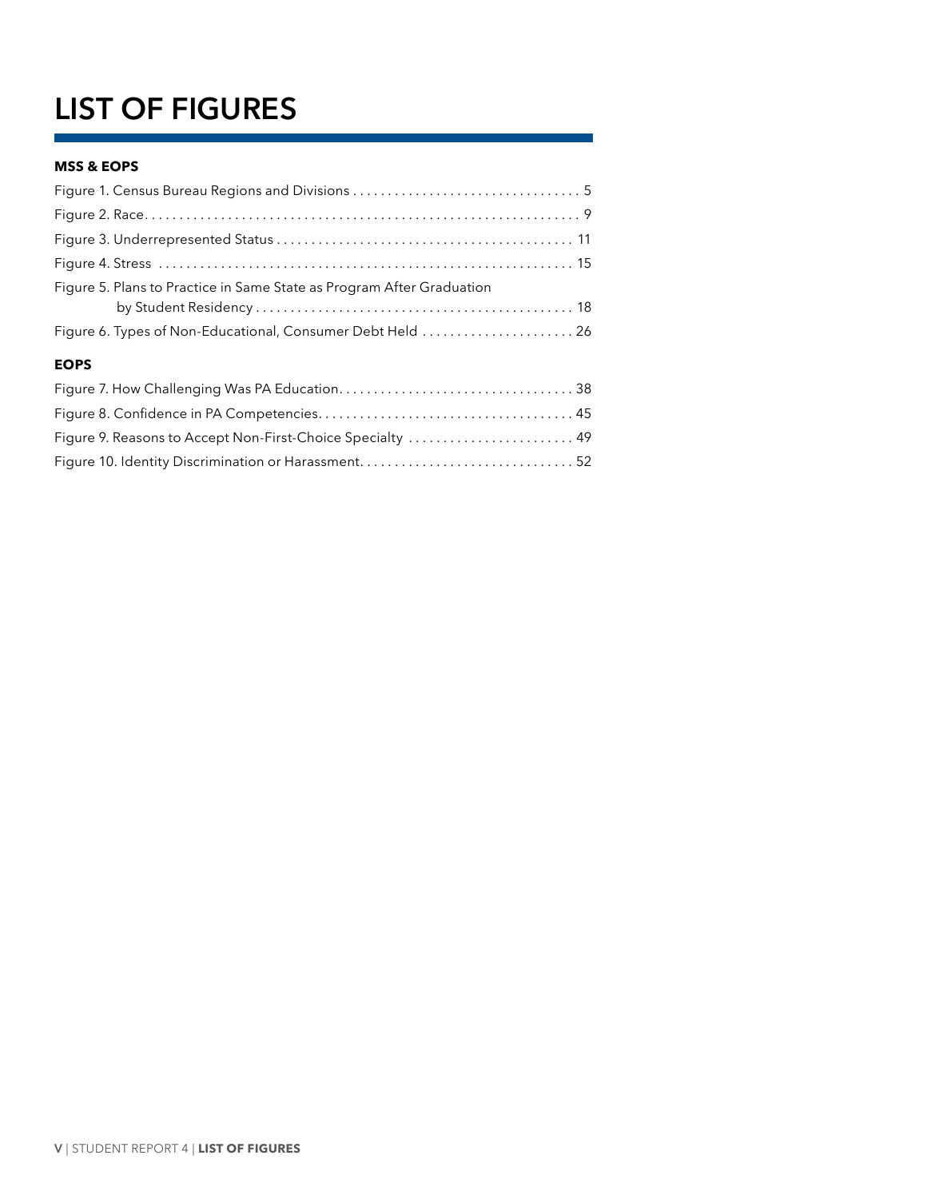# LIST OF FIGURES

**MSS & EOPS**

Figure 1. Census Bureau Regions and Divisions . . . . . . . . . . . . . . . . . . . . . . . . . . . . . . . . . 5
Figure 2. Race. . . . . . . . . . . . . . . . . . . . . . . . . . . . . . . . . . . . . . . . . . . . . . . . . . . . . . . . . . . . . . 9
Figure 3. Underrepresented Status . . . . . . . . . . . . . . . . . . . . . . . . . . . . . . . . . . . . . . . . . . 11
Figure 4. Stress . . . . . . . . . . . . . . . . . . . . . . . . . . . . . . . . . . . . . . . . . . . . . . . . . . . . . . . . . . . 15
Figure 5. Plans to Practice in Same State as Program After Graduation by Student Residency . . . . . . . . . . . . . . . . . . . . . . . . . . . . . . . . . . . . . . . . . . . . . 18
Figure 6. Types of Non-Educational, Consumer Debt Held . . . . . . . . . . . . . . . . . . . . . . 26

**EOPS**

Figure 7. How Challenging Was PA Education. . . . . . . . . . . . . . . . . . . . . . . . . . . . . . . . . . 38
Figure 8. Confidence in PA Competencies. . . . . . . . . . . . . . . . . . . . . . . . . . . . . . . . . . . . 45
Figure 9. Reasons to Accept Non-First-Choice Specialty . . . . . . . . . . . . . . . . . . . . . . . . 49
Figure 10. Identity Discrimination or Harassment. . . . . . . . . . . . . . . . . . . . . . . . . . . . . . 52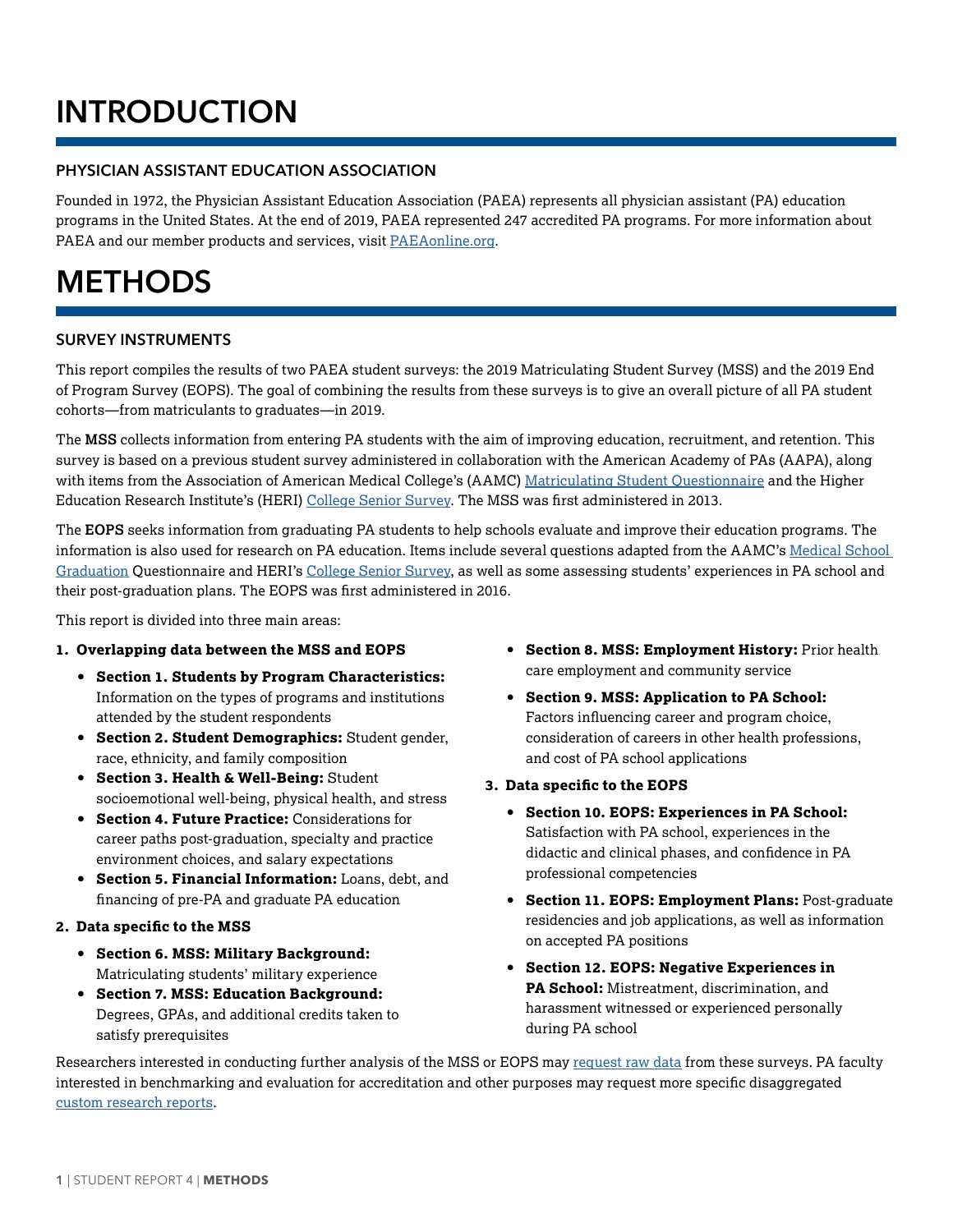# INTRODUCTION

## PHYSICIAN ASSISTANT EDUCATION ASSOCIATION

Founded in 1972, the Physician Assistant Education Association (PAEA) represents all physician assistant (PA) education programs in the United States. At the end of 2019, PAEA represented 247 accredited PA programs. For more information about PAEA and our member products and services, visit PAEAonline.org.

# METHODS

## SURVEY INSTRUMENTS

This report compiles the results of two PAEA student surveys: the 2019 Matriculating Student Survey (MSS) and the 2019 End of Program Survey (EOPS). The goal of combining the results from these surveys is to give an overall picture of all PA student cohorts—from matriculants to graduates—in 2019.

The **MSS** collects information from entering PA students with the aim of improving education, recruitment, and retention. This survey is based on a previous student survey administered in collaboration with the American Academy of PAs (AAPA), along with items from the Association of American Medical College's (AAMC) Matriculating Student Questionnaire and the Higher Education Research Institute's (HERI) College Senior Survey. The MSS was first administered in 2013.

The **EOPS** seeks information from graduating PA students to help schools evaluate and improve their education programs. The information is also used for research on PA education. Items include several questions adapted from the AAMC's Medical School Graduation Questionnaire and HERI's College Senior Survey, as well as some assessing students' experiences in PA school and their post-graduation plans. The EOPS was first administered in 2016.

This report is divided into three main areas:

1. **Overlapping data between the MSS and EOPS**
   - **Section 1. Students by Program Characteristics:** Information on the types of programs and institutions attended by the student respondents
   - **Section 2. Student Demographics:** Student gender, race, ethnicity, and family composition
   - **Section 3. Health & Well-Being:** Student socioemotional well-being, physical health, and stress
   - **Section 4. Future Practice:** Considerations for career paths post-graduation, specialty and practice environment choices, and salary expectations
   - **Section 5. Financial Information:** Loans, debt, and financing of pre-PA and graduate PA education
2. **Data specific to the MSS**
   - **Section 6. MSS: Military Background:** Matriculating students' military experience
   - **Section 7. MSS: Education Background:** Degrees, GPAs, and additional credits taken to satisfy prerequisites
   - **Section 8. MSS: Employment History:** Prior health care employment and community service
   - **Section 9. MSS: Application to PA School:** Factors influencing career and program choice, consideration of careers in other health professions, and cost of PA school applications
3. **Data specific to the EOPS**
   - **Section 10. EOPS: Experiences in PA School:** Satisfaction with PA school, experiences in the didactic and clinical phases, and confidence in PA professional competencies
   - **Section 11. EOPS: Employment Plans:** Post-graduate residencies and job applications, as well as information on accepted PA positions
   - **Section 12. EOPS: Negative Experiences in PA School:** Mistreatment, discrimination, and harassment witnessed or experienced personally during PA school

Researchers interested in conducting further analysis of the MSS or EOPS may request raw data from these surveys. PA faculty interested in benchmarking and evaluation for accreditation and other purposes may request more specific disaggregated custom research reports.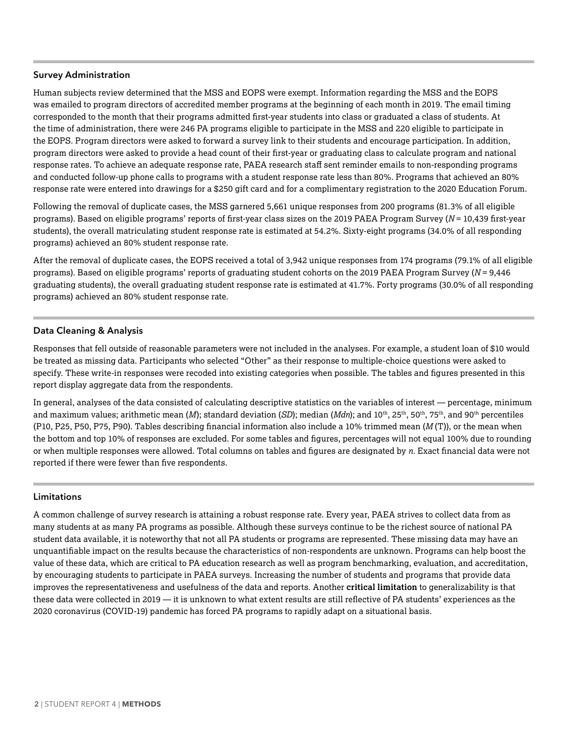## Survey Administration

Human subjects review determined that the MSS and EOPS were exempt. Information regarding the MSS and the EOPS was emailed to program directors of accredited member programs at the beginning of each month in 2019. The email timing corresponded to the month that their programs admitted first-year students into class or graduated a class of students. At the time of administration, there were 246 PA programs eligible to participate in the MSS and 220 eligible to participate in the EOPS. Program directors were asked to forward a survey link to their students and encourage participation. In addition, program directors were asked to provide a head count of their first-year or graduating class to calculate program and national response rates. To achieve an adequate response rate, PAEA research staff sent reminder emails to non-responding programs and conducted follow-up phone calls to programs with a student response rate less than 80%. Programs that achieved an 80% response rate were entered into drawings for a $250 gift card and for a complimentary registration to the 2020 Education Forum.

Following the removal of duplicate cases, the MSS garnered 5,661 unique responses from 200 programs (81.3% of all eligible programs). Based on eligible programs' reports of first-year class sizes on the 2019 PAEA Program Survey (*N* = 10,439 first-year students), the overall matriculating student response rate is estimated at 54.2%. Sixty-eight programs (34.0% of all responding programs) achieved an 80% student response rate.

After the removal of duplicate cases, the EOPS received a total of 3,942 unique responses from 174 programs (79.1% of all eligible programs). Based on eligible programs' reports of graduating student cohorts on the 2019 PAEA Program Survey (*N* = 9,446 graduating students), the overall graduating student response rate is estimated at 41.7%. Forty programs (30.0% of all responding programs) achieved an 80% student response rate.

## Data Cleaning & Analysis

Responses that fell outside of reasonable parameters were not included in the analyses. For example, a student loan of $10 would be treated as missing data. Participants who selected "Other" as their response to multiple-choice questions were asked to specify. These write-in responses were recoded into existing categories when possible. The tables and figures presented in this report display aggregate data from the respondents.

In general, analyses of the data consisted of calculating descriptive statistics on the variables of interest — percentage, minimum and maximum values; arithmetic mean (*M*); standard deviation (*SD*); median (*Mdn*); and $10^{th}$, $25^{th}$, $50^{th}$, $75^{th}$, and $90^{th}$ percentiles (P10, P25, P50, P75, P90). Tables describing financial information also include a 10% trimmed mean (*M* (T)), or the mean when the bottom and top 10% of responses are excluded. For some tables and figures, percentages will not equal 100% due to rounding or when multiple responses were allowed. Total columns on tables and figures are designated by *n*. Exact financial data were not reported if there were fewer than five respondents.

## Limitations

A common challenge of survey research is attaining a robust response rate. Every year, PAEA strives to collect data from as many students at as many PA programs as possible. Although these surveys continue to be the richest source of national PA student data available, it is noteworthy that not all PA students or programs are represented. These missing data may have an unquantifiable impact on the results because the characteristics of non-respondents are unknown. Programs can help boost the value of these data, which are critical to PA education research as well as program benchmarking, evaluation, and accreditation, by encouraging students to participate in PAEA surveys. Increasing the number of students and programs that provide data improves the representativeness and usefulness of the data and reports. Another **critical limitation** to generalizability is that these data were collected in 2019 — it is unknown to what extent results are still reflective of PA students' experiences as the 2020 coronavirus (COVID-19) pandemic has forced PA programs to rapidly adapt on a situational basis.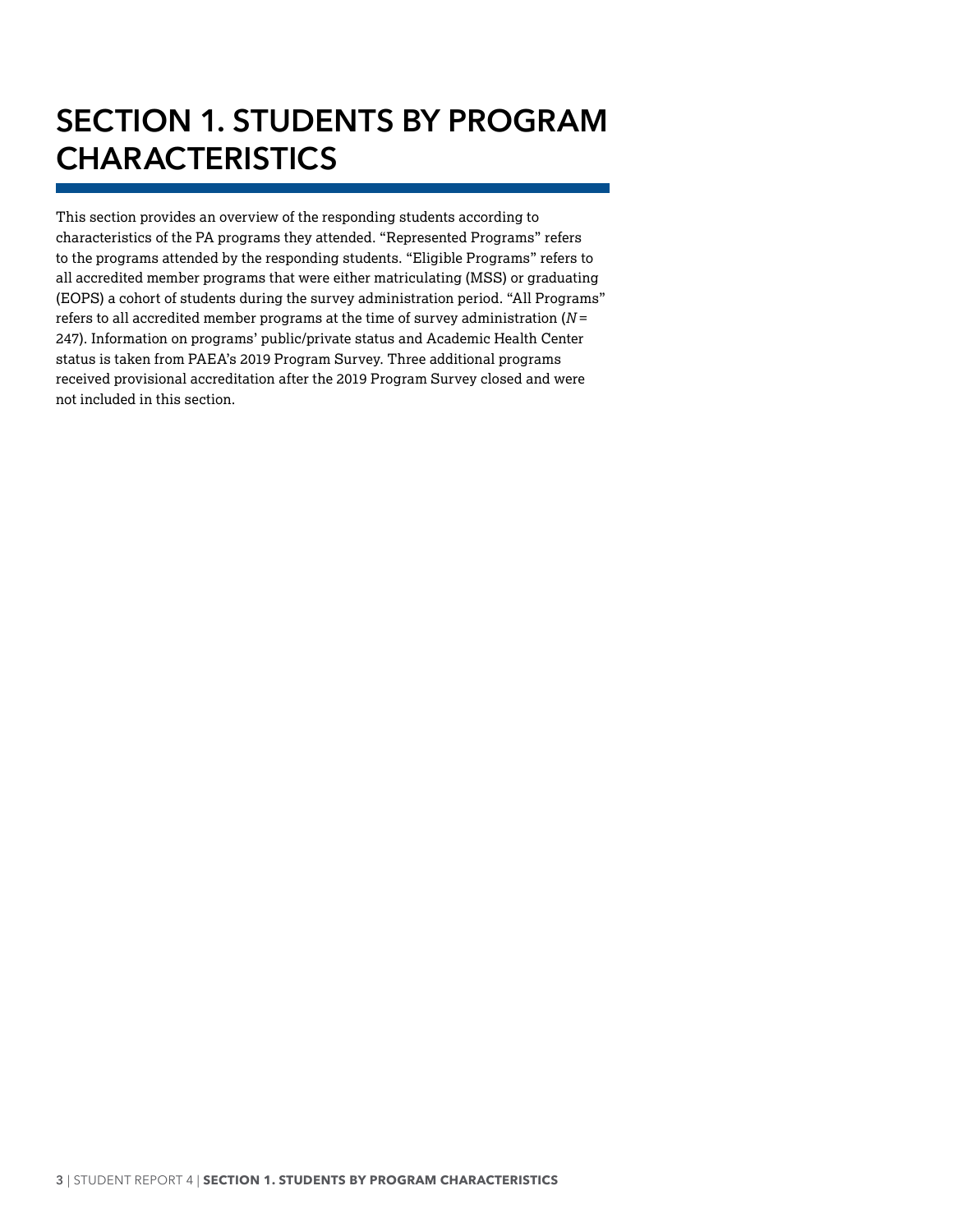# SECTION 1. STUDENTS BY PROGRAM CHARACTERISTICS

This section provides an overview of the responding students according to characteristics of the PA programs they attended. "Represented Programs" refers to the programs attended by the responding students. "Eligible Programs" refers to all accredited member programs that were either matriculating (MSS) or graduating (EOPS) a cohort of students during the survey administration period. "All Programs" refers to all accredited member programs at the time of survey administration ($N$ = 247). Information on programs' public/private status and Academic Health Center status is taken from PAEA's 2019 Program Survey. Three additional programs received provisional accreditation after the 2019 Program Survey closed and were not included in this section.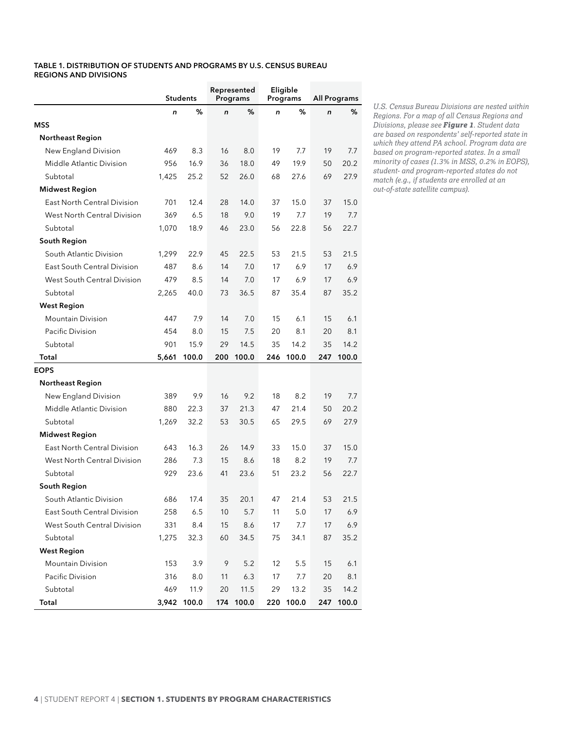**TABLE 1. DISTRIBUTION OF STUDENTS AND PROGRAMS BY U.S. CENSUS BUREAU REGIONS AND DIVISIONS**

| | Students | | Represented Programs | | Eligible Programs | | All Programs | |
|---|---|---|---|---|---|---|---|---|
| | *n* | % | *n* | % | *n* | % | *n* | % |
| **MSS** | | | | | | | | |
| **Northeast Region** | | | | | | | | |
| New England Division | 469 | 8.3 | 16 | 8.0 | 19 | 7.7 | 19 | 7.7 |
| Middle Atlantic Division | 956 | 16.9 | 36 | 18.0 | 49 | 19.9 | 50 | 20.2 |
| Subtotal | 1,425 | 25.2 | 52 | 26.0 | 68 | 27.6 | 69 | 27.9 |
| **Midwest Region** | | | | | | | | |
| East North Central Division | 701 | 12.4 | 28 | 14.0 | 37 | 15.0 | 37 | 15.0 |
| West North Central Division | 369 | 6.5 | 18 | 9.0 | 19 | 7.7 | 19 | 7.7 |
| Subtotal | 1,070 | 18.9 | 46 | 23.0 | 56 | 22.8 | 56 | 22.7 |
| **South Region** | | | | | | | | |
| South Atlantic Division | 1,299 | 22.9 | 45 | 22.5 | 53 | 21.5 | 53 | 21.5 |
| East South Central Division | 487 | 8.6 | 14 | 7.0 | 17 | 6.9 | 17 | 6.9 |
| West South Central Division | 479 | 8.5 | 14 | 7.0 | 17 | 6.9 | 17 | 6.9 |
| Subtotal | 2,265 | 40.0 | 73 | 36.5 | 87 | 35.4 | 87 | 35.2 |
| **West Region** | | | | | | | | |
| Mountain Division | 447 | 7.9 | 14 | 7.0 | 15 | 6.1 | 15 | 6.1 |
| Pacific Division | 454 | 8.0 | 15 | 7.5 | 20 | 8.1 | 20 | 8.1 |
| Subtotal | 901 | 15.9 | 29 | 14.5 | 35 | 14.2 | 35 | 14.2 |
| **Total** | **5,661** | **100.0** | **200** | **100.0** | **246** | **100.0** | **247** | **100.0** |
| **EOPS** | | | | | | | | |
| **Northeast Region** | | | | | | | | |
| New England Division | 389 | 9.9 | 16 | 9.2 | 18 | 8.2 | 19 | 7.7 |
| Middle Atlantic Division | 880 | 22.3 | 37 | 21.3 | 47 | 21.4 | 50 | 20.2 |
| Subtotal | 1,269 | 32.2 | 53 | 30.5 | 65 | 29.5 | 69 | 27.9 |
| **Midwest Region** | | | | | | | | |
| East North Central Division | 643 | 16.3 | 26 | 14.9 | 33 | 15.0 | 37 | 15.0 |
| West North Central Division | 286 | 7.3 | 15 | 8.6 | 18 | 8.2 | 19 | 7.7 |
| Subtotal | 929 | 23.6 | 41 | 23.6 | 51 | 23.2 | 56 | 22.7 |
| **South Region** | | | | | | | | |
| South Atlantic Division | 686 | 17.4 | 35 | 20.1 | 47 | 21.4 | 53 | 21.5 |
| East South Central Division | 258 | 6.5 | 10 | 5.7 | 11 | 5.0 | 17 | 6.9 |
| West South Central Division | 331 | 8.4 | 15 | 8.6 | 17 | 7.7 | 17 | 6.9 |
| Subtotal | 1,275 | 32.3 | 60 | 34.5 | 75 | 34.1 | 87 | 35.2 |
| **West Region** | | | | | | | | |
| Mountain Division | 153 | 3.9 | 9 | 5.2 | 12 | 5.5 | 15 | 6.1 |
| Pacific Division | 316 | 8.0 | 11 | 6.3 | 17 | 7.7 | 20 | 8.1 |
| Subtotal | 469 | 11.9 | 20 | 11.5 | 29 | 13.2 | 35 | 14.2 |
| **Total** | **3,942** | **100.0** | **174** | **100.0** | **220** | **100.0** | **247** | **100.0** |

*U.S. Census Bureau Divisions are nested within Regions. For a map of all Census Regions and Divisions, please see* ***Figure 1****. Student data are based on respondents' self-reported state in which they attend PA school. Program data are based on program-reported states. In a small minority of cases (1.3% in MSS, 0.2% in EOPS), student- and program-reported states do not match (e.g., if students are enrolled at an out-of-state satellite campus).*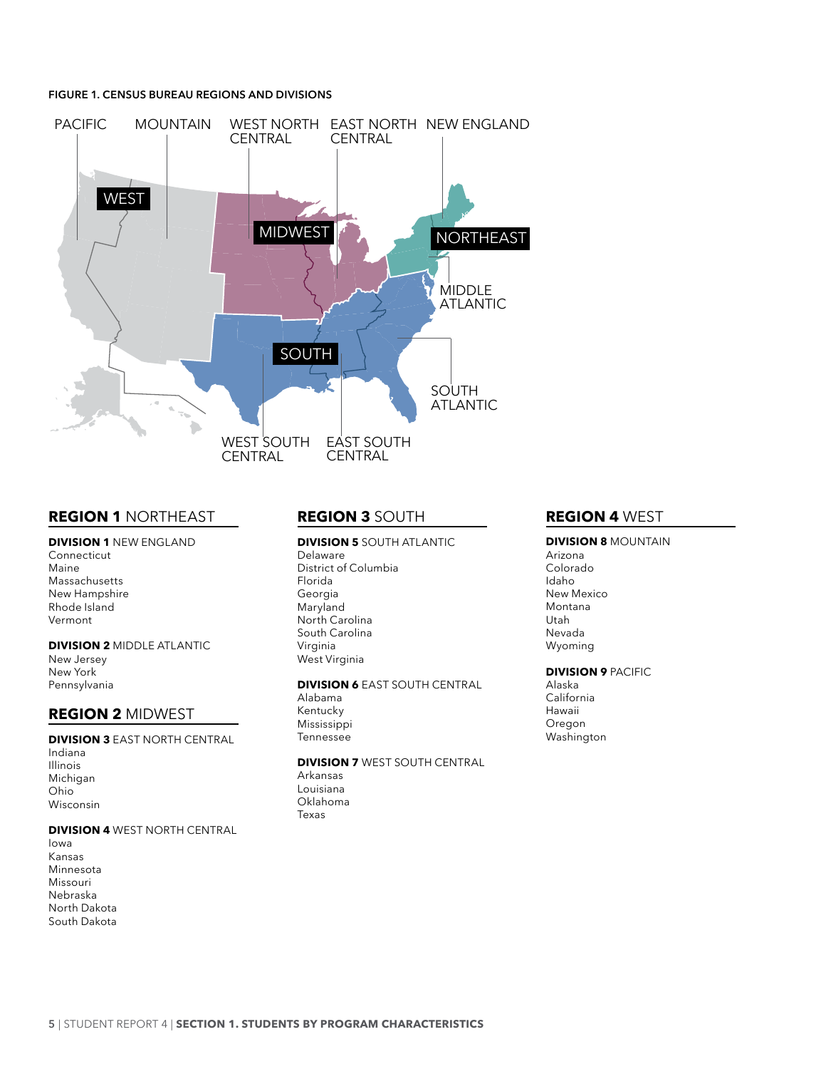**FIGURE 1. CENSUS BUREAU REGIONS AND DIVISIONS**

PACIFIC MOUNTAIN WEST NORTH CENTRAL EAST NORTH CENTRAL NEW ENGLAND

WEST MIDWEST NORTHEAST

MIDDLE ATLANTIC

SOUTH

SOUTH ATLANTIC

WEST SOUTH CENTRAL EAST SOUTH CENTRAL

## REGION 1 NORTHEAST

**DIVISION 1** NEW ENGLAND
Connecticut
Maine
Massachusetts
New Hampshire
Rhode Island
Vermont

**DIVISION 2** MIDDLE ATLANTIC
New Jersey
New York
Pennsylvania

## REGION 2 MIDWEST

**DIVISION 3** EAST NORTH CENTRAL
Indiana
Illinois
Michigan
Ohio
Wisconsin

**DIVISION 4** WEST NORTH CENTRAL
Iowa
Kansas
Minnesota
Missouri
Nebraska
North Dakota
South Dakota

## REGION 3 SOUTH

**DIVISION 5** SOUTH ATLANTIC
Delaware
District of Columbia
Florida
Georgia
Maryland
North Carolina
South Carolina
Virginia
West Virginia

**DIVISION 6** EAST SOUTH CENTRAL
Alabama
Kentucky
Mississippi
Tennessee

**DIVISION 7** WEST SOUTH CENTRAL
Arkansas
Louisiana
Oklahoma
Texas

## REGION 4 WEST

**DIVISION 8** MOUNTAIN
Arizona
Colorado
Idaho
New Mexico
Montana
Utah
Nevada
Wyoming

**DIVISION 9** PACIFIC
Alaska
California
Hawaii
Oregon
Washington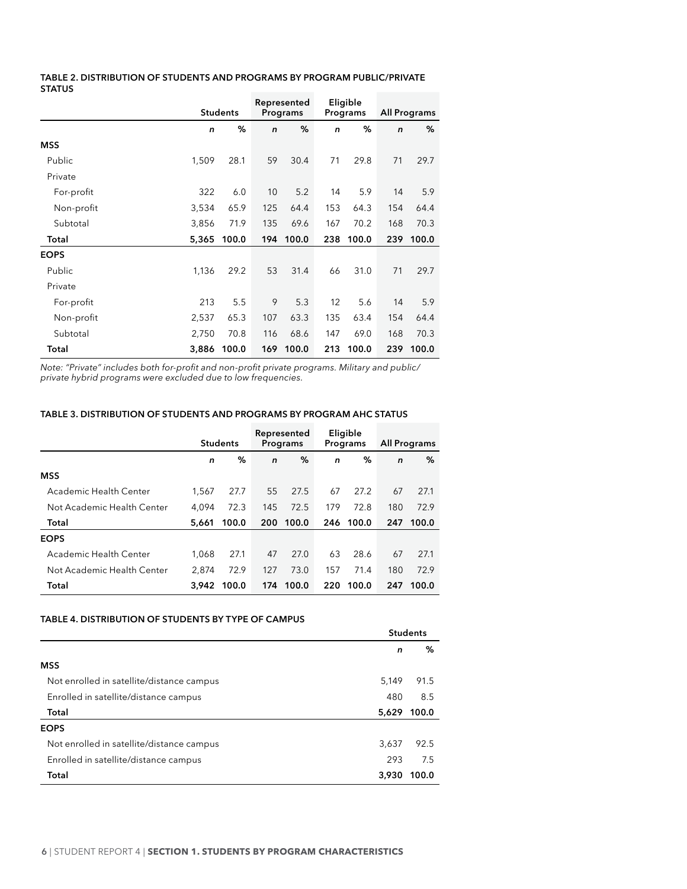#### TABLE 2. DISTRIBUTION OF STUDENTS AND PROGRAMS BY PROGRAM PUBLIC/PRIVATE STATUS

| | Students | | Represented Programs | | Eligible Programs | | All Programs | |
|---|---|---|---|---|---|---|---|---|
| | *n* | % | *n* | % | *n* | % | *n* | % |
| **MSS** | | | | | | | | |
| Public | 1,509 | 28.1 | 59 | 30.4 | 71 | 29.8 | 71 | 29.7 |
| Private | | | | | | | | |
| For-profit | 322 | 6.0 | 10 | 5.2 | 14 | 5.9 | 14 | 5.9 |
| Non-profit | 3,534 | 65.9 | 125 | 64.4 | 153 | 64.3 | 154 | 64.4 |
| Subtotal | 3,856 | 71.9 | 135 | 69.6 | 167 | 70.2 | 168 | 70.3 |
| **Total** | **5,365** | **100.0** | **194** | **100.0** | **238** | **100.0** | **239** | **100.0** |
| **EOPS** | | | | | | | | |
| Public | 1,136 | 29.2 | 53 | 31.4 | 66 | 31.0 | 71 | 29.7 |
| Private | | | | | | | | |
| For-profit | 213 | 5.5 | 9 | 5.3 | 12 | 5.6 | 14 | 5.9 |
| Non-profit | 2,537 | 65.3 | 107 | 63.3 | 135 | 63.4 | 154 | 64.4 |
| Subtotal | 2,750 | 70.8 | 116 | 68.6 | 147 | 69.0 | 168 | 70.3 |
| **Total** | **3,886** | **100.0** | **169** | **100.0** | **213** | **100.0** | **239** | **100.0** |

*Note: "Private" includes both for-profit and non-profit private programs. Military and public/private hybrid programs were excluded due to low frequencies.*

#### TABLE 3. DISTRIBUTION OF STUDENTS AND PROGRAMS BY PROGRAM AHC STATUS

| | Students | | Represented Programs | | Eligible Programs | | All Programs | |
|---|---|---|---|---|---|---|---|---|
| | *n* | % | *n* | % | *n* | % | *n* | % |
| **MSS** | | | | | | | | |
| Academic Health Center | 1,567 | 27.7 | 55 | 27.5 | 67 | 27.2 | 67 | 27.1 |
| Not Academic Health Center | 4,094 | 72.3 | 145 | 72.5 | 179 | 72.8 | 180 | 72.9 |
| **Total** | **5,661** | **100.0** | **200** | **100.0** | **246** | **100.0** | **247** | **100.0** |
| **EOPS** | | | | | | | | |
| Academic Health Center | 1,068 | 27.1 | 47 | 27.0 | 63 | 28.6 | 67 | 27.1 |
| Not Academic Health Center | 2,874 | 72.9 | 127 | 73.0 | 157 | 71.4 | 180 | 72.9 |
| **Total** | **3,942** | **100.0** | **174** | **100.0** | **220** | **100.0** | **247** | **100.0** |

#### TABLE 4. DISTRIBUTION OF STUDENTS BY TYPE OF CAMPUS

| | Students | |
|---|---|---|
| | *n* | % |
| **MSS** | | |
| Not enrolled in satellite/distance campus | 5,149 | 91.5 |
| Enrolled in satellite/distance campus | 480 | 8.5 |
| **Total** | **5,629** | **100.0** |
| **EOPS** | | |
| Not enrolled in satellite/distance campus | 3,637 | 92.5 |
| Enrolled in satellite/distance campus | 293 | 7.5 |
| **Total** | **3,930** | **100.0** |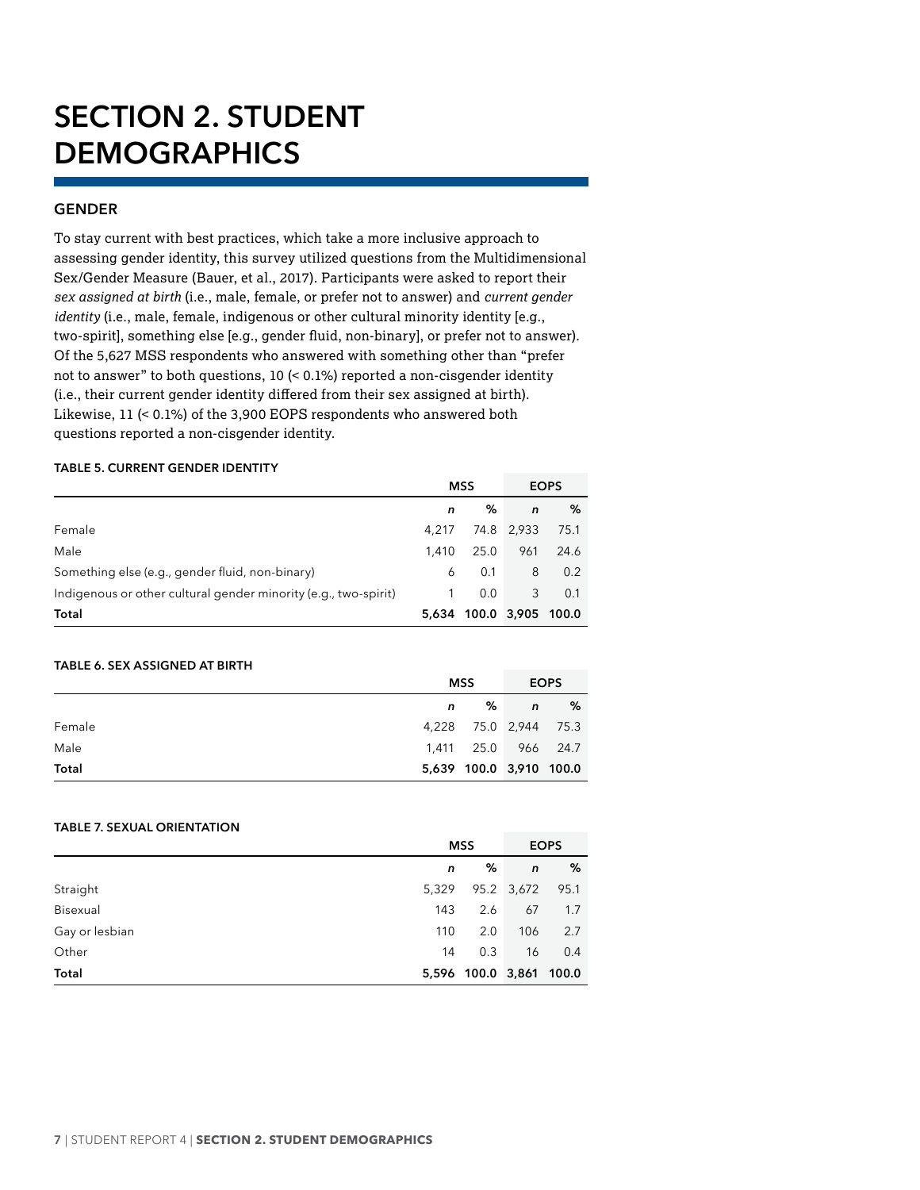# SECTION 2. STUDENT DEMOGRAPHICS

## GENDER

To stay current with best practices, which take a more inclusive approach to assessing gender identity, this survey utilized questions from the Multidimensional Sex/Gender Measure (Bauer, et al., 2017). Participants were asked to report their *sex assigned at birth* (i.e., male, female, or prefer not to answer) and *current gender identity* (i.e., male, female, indigenous or other cultural minority identity [e.g., two-spirit], something else [e.g., gender fluid, non-binary], or prefer not to answer). Of the 5,627 MSS respondents who answered with something other than "prefer not to answer" to both questions, 10 (< 0.1%) reported a non-cisgender identity (i.e., their current gender identity differed from their sex assigned at birth). Likewise, 11 (< 0.1%) of the 3,900 EOPS respondents who answered both questions reported a non-cisgender identity.

**TABLE 5. CURRENT GENDER IDENTITY**

| | MSS | | EOPS | |
|---|---|---|---|---|
| | *n* | % | *n* | % |
| Female | 4,217 | 74.8 | 2,933 | 75.1 |
| Male | 1,410 | 25.0 | 961 | 24.6 |
| Something else (e.g., gender fluid, non-binary) | 6 | 0.1 | 8 | 0.2 |
| Indigenous or other cultural gender minority (e.g., two-spirit) | 1 | 0.0 | 3 | 0.1 |
| **Total** | **5,634** | **100.0** | **3,905** | **100.0** |

**TABLE 6. SEX ASSIGNED AT BIRTH**

| | MSS | | EOPS | |
|---|---|---|---|---|
| | *n* | % | *n* | % |
| Female | 4,228 | 75.0 | 2,944 | 75.3 |
| Male | 1,411 | 25.0 | 966 | 24.7 |
| **Total** | **5,639** | **100.0** | **3,910** | **100.0** |

**TABLE 7. SEXUAL ORIENTATION**

| | MSS | | EOPS | |
|---|---|---|---|---|
| | *n* | % | *n* | % |
| Straight | 5,329 | 95.2 | 3,672 | 95.1 |
| Bisexual | 143 | 2.6 | 67 | 1.7 |
| Gay or lesbian | 110 | 2.0 | 106 | 2.7 |
| Other | 14 | 0.3 | 16 | 0.4 |
| **Total** | **5,596** | **100.0** | **3,861** | **100.0** |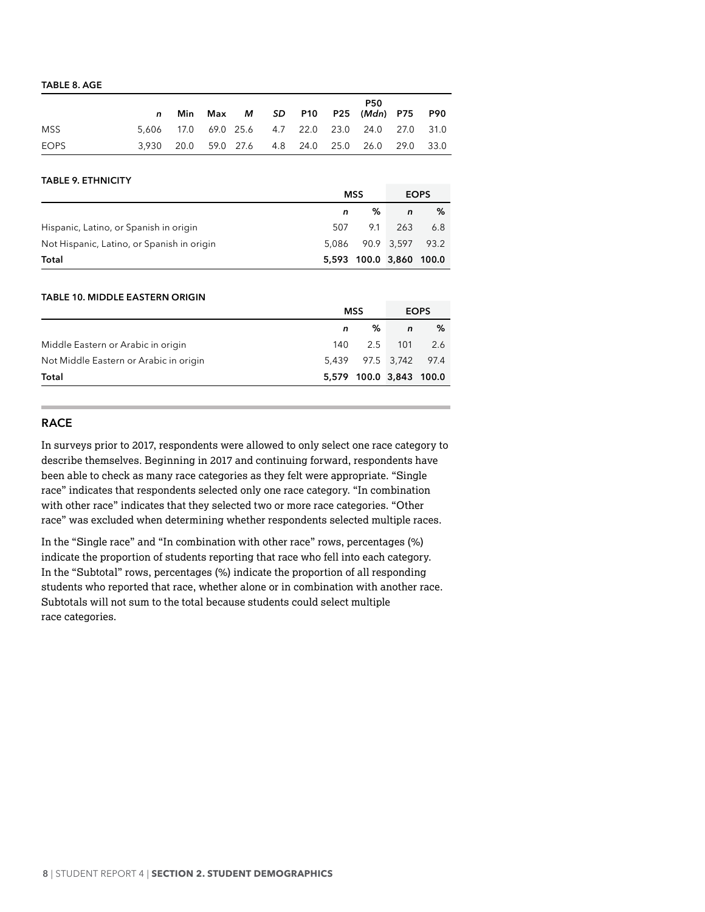**TABLE 8. AGE**

| | *n* | Min | Max | *M* | *SD* | P10 | P25 | P50 (*Mdn*) | P75 | P90 |
|---|---|---|---|---|---|---|---|---|---|---|
| MSS | 5,606 | 17.0 | 69.0 | 25.6 | 4.7 | 22.0 | 23.0 | 24.0 | 27.0 | 31.0 |
| EOPS | 3,930 | 20.0 | 59.0 | 27.6 | 4.8 | 24.0 | 25.0 | 26.0 | 29.0 | 33.0 |

**TABLE 9. ETHNICITY**

| | MSS | | EOPS | |
|---|---|---|---|---|
| | *n* | % | *n* | % |
| Hispanic, Latino, or Spanish in origin | 507 | 9.1 | 263 | 6.8 |
| Not Hispanic, Latino, or Spanish in origin | 5,086 | 90.9 | 3,597 | 93.2 |
| **Total** | **5,593** | **100.0** | **3,860** | **100.0** |

**TABLE 10. MIDDLE EASTERN ORIGIN**

| | MSS | | EOPS | |
|---|---|---|---|---|
| | *n* | % | *n* | % |
| Middle Eastern or Arabic in origin | 140 | 2.5 | 101 | 2.6 |
| Not Middle Eastern or Arabic in origin | 5,439 | 97.5 | 3,742 | 97.4 |
| **Total** | **5,579** | **100.0** | **3,843** | **100.0** |

## RACE

In surveys prior to 2017, respondents were allowed to only select one race category to describe themselves. Beginning in 2017 and continuing forward, respondents have been able to check as many race categories as they felt were appropriate. "Single race" indicates that respondents selected only one race category. "In combination with other race" indicates that they selected two or more race categories. "Other race" was excluded when determining whether respondents selected multiple races.

In the "Single race" and "In combination with other race" rows, percentages (%) indicate the proportion of students reporting that race who fell into each category. In the "Subtotal" rows, percentages (%) indicate the proportion of all responding students who reported that race, whether alone or in combination with another race. Subtotals will not sum to the total because students could select multiple race categories.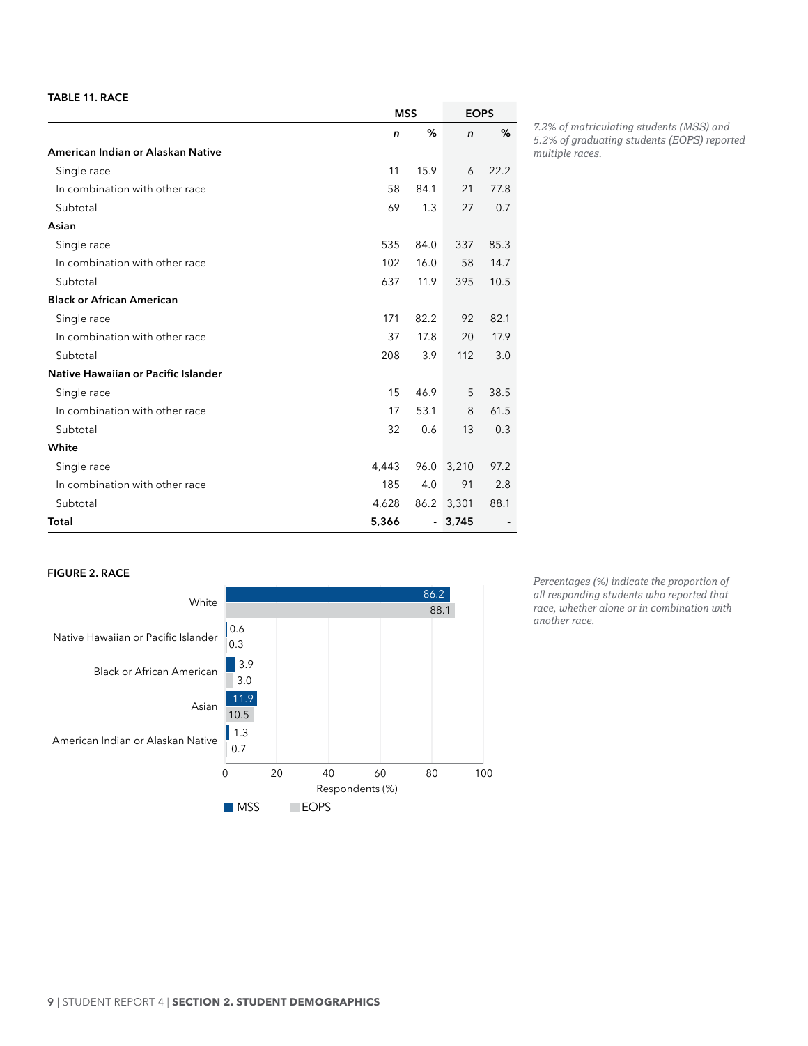**TABLE 11. RACE**

| | MSS | | EOPS | |
|---|---|---|---|---|
| | *n* | % | *n* | % |
| **American Indian or Alaskan Native** | | | | |
| Single race | 11 | 15.9 | 6 | 22.2 |
| In combination with other race | 58 | 84.1 | 21 | 77.8 |
| Subtotal | 69 | 1.3 | 27 | 0.7 |
| **Asian** | | | | |
| Single race | 535 | 84.0 | 337 | 85.3 |
| In combination with other race | 102 | 16.0 | 58 | 14.7 |
| Subtotal | 637 | 11.9 | 395 | 10.5 |
| **Black or African American** | | | | |
| Single race | 171 | 82.2 | 92 | 82.1 |
| In combination with other race | 37 | 17.8 | 20 | 17.9 |
| Subtotal | 208 | 3.9 | 112 | 3.0 |
| **Native Hawaiian or Pacific Islander** | | | | |
| Single race | 15 | 46.9 | 5 | 38.5 |
| In combination with other race | 17 | 53.1 | 8 | 61.5 |
| Subtotal | 32 | 0.6 | 13 | 0.3 |
| **White** | | | | |
| Single race | 4,443 | 96.0 | 3,210 | 97.2 |
| In combination with other race | 185 | 4.0 | 91 | 2.8 |
| Subtotal | 4,628 | 86.2 | 3,301 | 88.1 |
| **Total** | **5,366** | - | **3,745** | - |

*7.2% of matriculating students (MSS) and 5.2% of graduating students (EOPS) reported multiple races.*

**FIGURE 2. RACE**

| Race | MSS | EOPS |
|---|---|---|
| White | 86.2 | 88.1 |
| Native Hawaiian or Pacific Islander | 0.6 | 0.3 |
| Black or African American | 3.9 | 3.0 |
| Asian | 11.9 | 10.5 |
| American Indian or Alaskan Native | 1.3 | 0.7 |

Respondents (%)

*Percentages (%) indicate the proportion of all responding students who reported that race, whether alone or in combination with another race.*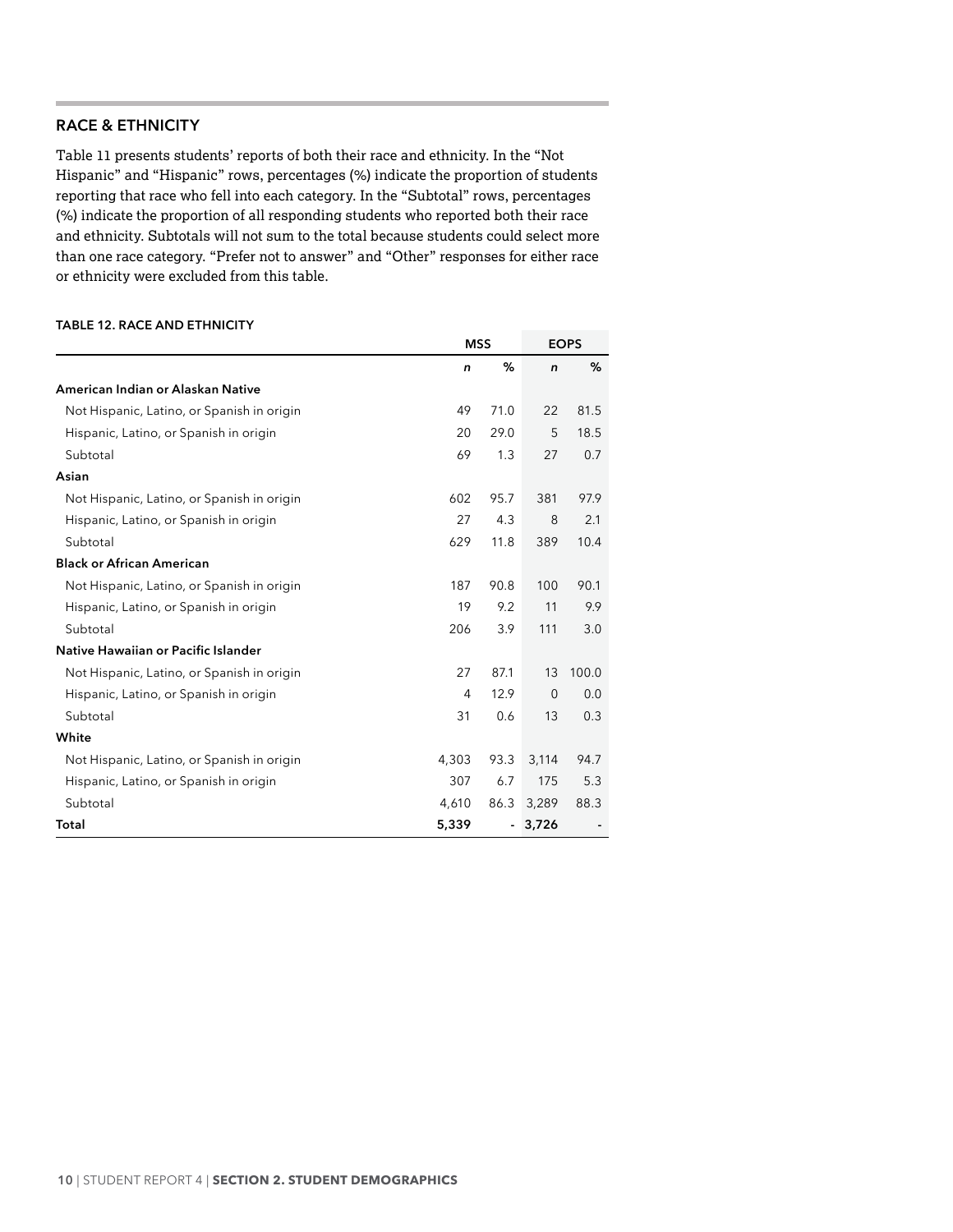## RACE & ETHNICITY

Table 11 presents students' reports of both their race and ethnicity. In the "Not Hispanic" and "Hispanic" rows, percentages (%) indicate the proportion of students reporting that race who fell into each category. In the "Subtotal" rows, percentages (%) indicate the proportion of all responding students who reported both their race and ethnicity. Subtotals will not sum to the total because students could select more than one race category. "Prefer not to answer" and "Other" responses for either race or ethnicity were excluded from this table.

**TABLE 12. RACE AND ETHNICITY**

| | MSS | | EOPS | |
|---|---|---|---|---|
| | *n* | % | *n* | % |
| **American Indian or Alaskan Native** | | | | |
| Not Hispanic, Latino, or Spanish in origin | 49 | 71.0 | 22 | 81.5 |
| Hispanic, Latino, or Spanish in origin | 20 | 29.0 | 5 | 18.5 |
| Subtotal | 69 | 1.3 | 27 | 0.7 |
| **Asian** | | | | |
| Not Hispanic, Latino, or Spanish in origin | 602 | 95.7 | 381 | 97.9 |
| Hispanic, Latino, or Spanish in origin | 27 | 4.3 | 8 | 2.1 |
| Subtotal | 629 | 11.8 | 389 | 10.4 |
| **Black or African American** | | | | |
| Not Hispanic, Latino, or Spanish in origin | 187 | 90.8 | 100 | 90.1 |
| Hispanic, Latino, or Spanish in origin | 19 | 9.2 | 11 | 9.9 |
| Subtotal | 206 | 3.9 | 111 | 3.0 |
| **Native Hawaiian or Pacific Islander** | | | | |
| Not Hispanic, Latino, or Spanish in origin | 27 | 87.1 | 13 | 100.0 |
| Hispanic, Latino, or Spanish in origin | 4 | 12.9 | 0 | 0.0 |
| Subtotal | 31 | 0.6 | 13 | 0.3 |
| **White** | | | | |
| Not Hispanic, Latino, or Spanish in origin | 4,303 | 93.3 | 3,114 | 94.7 |
| Hispanic, Latino, or Spanish in origin | 307 | 6.7 | 175 | 5.3 |
| Subtotal | 4,610 | 86.3 | 3,289 | 88.3 |
| **Total** | **5,339** | - | **3,726** | - |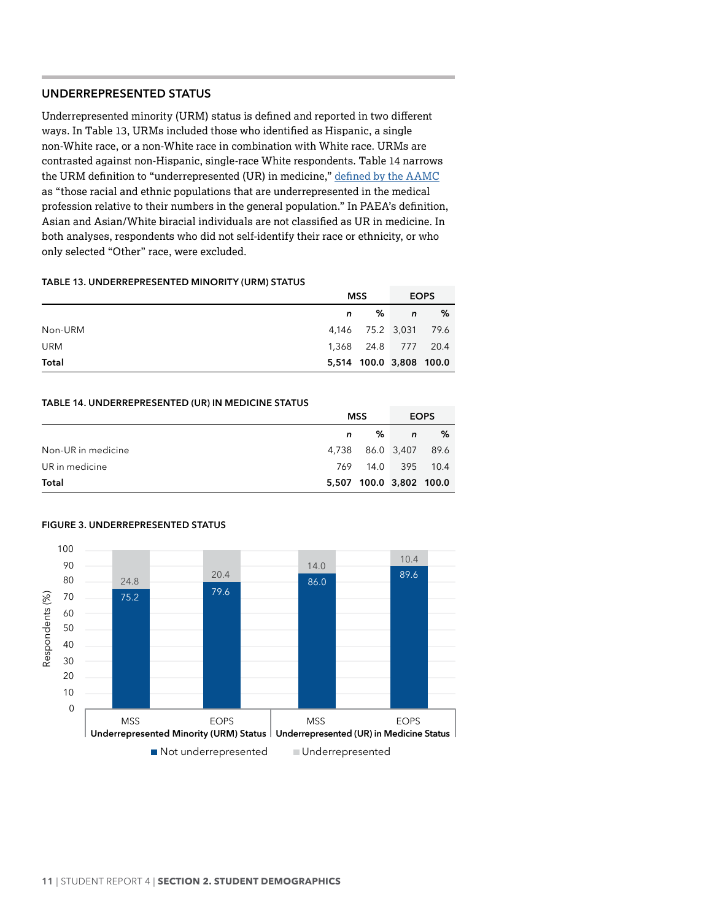## UNDERREPRESENTED STATUS

Underrepresented minority (URM) status is defined and reported in two different ways. In Table 13, URMs included those who identified as Hispanic, a single non-White race, or a non-White race in combination with White race. URMs are contrasted against non-Hispanic, single-race White respondents. Table 14 narrows the URM definition to "underrepresented (UR) in medicine," defined by the AAMC as "those racial and ethnic populations that are underrepresented in the medical profession relative to their numbers in the general population." In PAEA's definition, Asian and Asian/White biracial individuals are not classified as UR in medicine. In both analyses, respondents who did not self-identify their race or ethnicity, or who only selected "Other" race, were excluded.

**TABLE 13. UNDERREPRESENTED MINORITY (URM) STATUS**

| | MSS | | EOPS | |
|---|---|---|---|---|
| | *n* | % | *n* | % |
| Non-URM | 4,146 | 75.2 | 3,031 | 79.6 |
| URM | 1,368 | 24.8 | 777 | 20.4 |
| **Total** | **5,514** | **100.0** | **3,808** | **100.0** |

**TABLE 14. UNDERREPRESENTED (UR) IN MEDICINE STATUS**

| | MSS | | EOPS | |
|---|---|---|---|---|
| | *n* | % | *n* | % |
| Non-UR in medicine | 4,738 | 86.0 | 3,407 | 89.6 |
| UR in medicine | 769 | 14.0 | 395 | 10.4 |
| **Total** | **5,507** | **100.0** | **3,802** | **100.0** |

**FIGURE 3. UNDERREPRESENTED STATUS**

| | Underrepresented Minority (URM) Status – MSS | Underrepresented Minority (URM) Status – EOPS | Underrepresented (UR) in Medicine Status – MSS | Underrepresented (UR) in Medicine Status – EOPS |
|---|---|---|---|---|
| Not underrepresented | 75.2 | 79.6 | 86.0 | 89.6 |
| Underrepresented | 24.8 | 20.4 | 14.0 | 10.4 |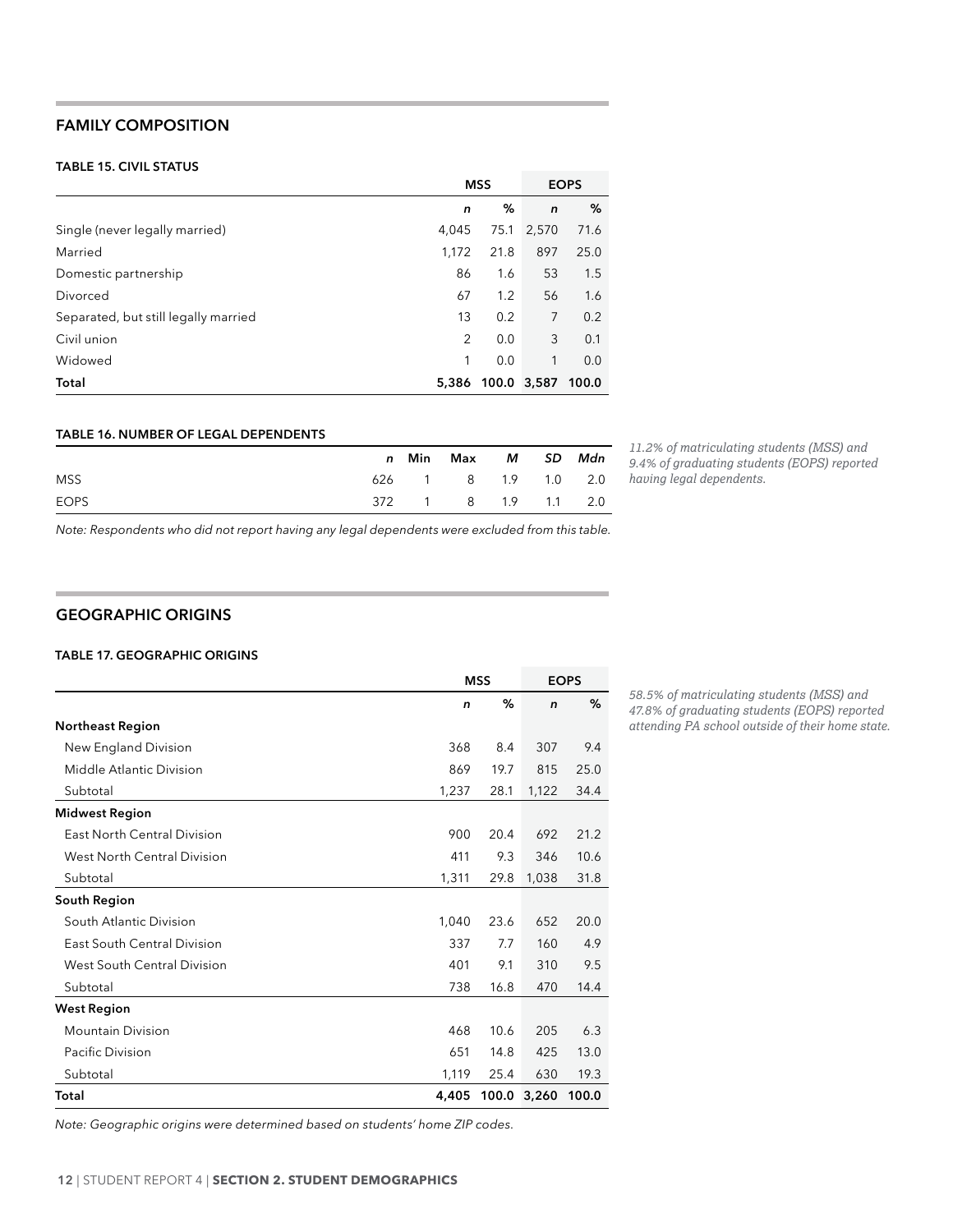## FAMILY COMPOSITION

### TABLE 15. CIVIL STATUS

| | MSS | | EOPS | |
|---|---|---|---|---|
| | *n* | % | *n* | % |
| Single (never legally married) | 4,045 | 75.1 | 2,570 | 71.6 |
| Married | 1,172 | 21.8 | 897 | 25.0 |
| Domestic partnership | 86 | 1.6 | 53 | 1.5 |
| Divorced | 67 | 1.2 | 56 | 1.6 |
| Separated, but still legally married | 13 | 0.2 | 7 | 0.2 |
| Civil union | 2 | 0.0 | 3 | 0.1 |
| Widowed | 1 | 0.0 | 1 | 0.0 |
| **Total** | **5,386** | **100.0** | **3,587** | **100.0** |

### TABLE 16. NUMBER OF LEGAL DEPENDENTS

| | *n* | Min | Max | *M* | *SD* | *Mdn* |
|---|---|---|---|---|---|---|
| MSS | 626 | 1 | 8 | 1.9 | 1.0 | 2.0 |
| EOPS | 372 | 1 | 8 | 1.9 | 1.1 | 2.0 |

*Note: Respondents who did not report having any legal dependents were excluded from this table.*

*11.2% of matriculating students (MSS) and 9.4% of graduating students (EOPS) reported having legal dependents.*

## GEOGRAPHIC ORIGINS

### TABLE 17. GEOGRAPHIC ORIGINS

| | MSS | | EOPS | |
|---|---|---|---|---|
| | *n* | % | *n* | % |
| **Northeast Region** | | | | |
| New England Division | 368 | 8.4 | 307 | 9.4 |
| Middle Atlantic Division | 869 | 19.7 | 815 | 25.0 |
| Subtotal | 1,237 | 28.1 | 1,122 | 34.4 |
| **Midwest Region** | | | | |
| East North Central Division | 900 | 20.4 | 692 | 21.2 |
| West North Central Division | 411 | 9.3 | 346 | 10.6 |
| Subtotal | 1,311 | 29.8 | 1,038 | 31.8 |
| **South Region** | | | | |
| South Atlantic Division | 1,040 | 23.6 | 652 | 20.0 |
| East South Central Division | 337 | 7.7 | 160 | 4.9 |
| West South Central Division | 401 | 9.1 | 310 | 9.5 |
| Subtotal | 738 | 16.8 | 470 | 14.4 |
| **West Region** | | | | |
| Mountain Division | 468 | 10.6 | 205 | 6.3 |
| Pacific Division | 651 | 14.8 | 425 | 13.0 |
| Subtotal | 1,119 | 25.4 | 630 | 19.3 |
| **Total** | **4,405** | **100.0** | **3,260** | **100.0** |

*Note: Geographic origins were determined based on students' home ZIP codes.*

*58.5% of matriculating students (MSS) and 47.8% of graduating students (EOPS) reported attending PA school outside of their home state.*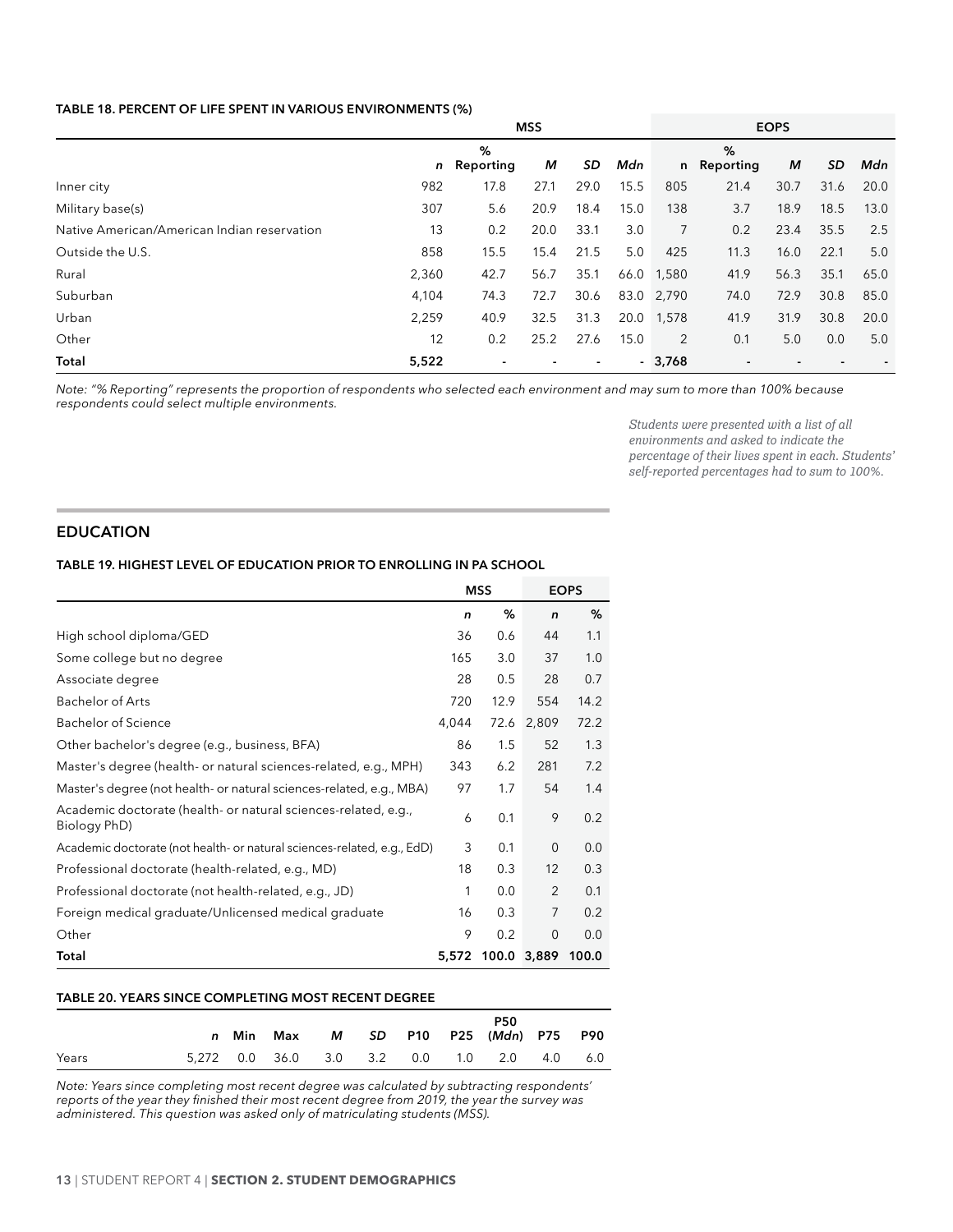#### TABLE 18. PERCENT OF LIFE SPENT IN VARIOUS ENVIRONMENTS (%)

| | MSS | | | | | EOPS | | | | |
|---|---|---|---|---|---|---|---|---|---|---|
| | *n* | % Reporting | *M* | *SD* | *Mdn* | n | % Reporting | *M* | *SD* | *Mdn* |
| Inner city | 982 | 17.8 | 27.1 | 29.0 | 15.5 | 805 | 21.4 | 30.7 | 31.6 | 20.0 |
| Military base(s) | 307 | 5.6 | 20.9 | 18.4 | 15.0 | 138 | 3.7 | 18.9 | 18.5 | 13.0 |
| Native American/American Indian reservation | 13 | 0.2 | 20.0 | 33.1 | 3.0 | 7 | 0.2 | 23.4 | 35.5 | 2.5 |
| Outside the U.S. | 858 | 15.5 | 15.4 | 21.5 | 5.0 | 425 | 11.3 | 16.0 | 22.1 | 5.0 |
| Rural | 2,360 | 42.7 | 56.7 | 35.1 | 66.0 | 1,580 | 41.9 | 56.3 | 35.1 | 65.0 |
| Suburban | 4,104 | 74.3 | 72.7 | 30.6 | 83.0 | 2,790 | 74.0 | 72.9 | 30.8 | 85.0 |
| Urban | 2,259 | 40.9 | 32.5 | 31.3 | 20.0 | 1,578 | 41.9 | 31.9 | 30.8 | 20.0 |
| Other | 12 | 0.2 | 25.2 | 27.6 | 15.0 | 2 | 0.1 | 5.0 | 0.0 | 5.0 |
| **Total** | **5,522** | - | - | - | - | **3,768** | - | - | - | - |

*Note: "% Reporting" represents the proportion of respondents who selected each environment and may sum to more than 100% because respondents could select multiple environments.*

*Students were presented with a list of all environments and asked to indicate the percentage of their lives spent in each. Students' self-reported percentages had to sum to 100%.*

## EDUCATION

#### TABLE 19. HIGHEST LEVEL OF EDUCATION PRIOR TO ENROLLING IN PA SCHOOL

| | MSS | | EOPS | |
|---|---|---|---|---|
| | *n* | % | *n* | % |
| High school diploma/GED | 36 | 0.6 | 44 | 1.1 |
| Some college but no degree | 165 | 3.0 | 37 | 1.0 |
| Associate degree | 28 | 0.5 | 28 | 0.7 |
| Bachelor of Arts | 720 | 12.9 | 554 | 14.2 |
| Bachelor of Science | 4,044 | 72.6 | 2,809 | 72.2 |
| Other bachelor's degree (e.g., business, BFA) | 86 | 1.5 | 52 | 1.3 |
| Master's degree (health- or natural sciences-related, e.g., MPH) | 343 | 6.2 | 281 | 7.2 |
| Master's degree (not health- or natural sciences-related, e.g., MBA) | 97 | 1.7 | 54 | 1.4 |
| Academic doctorate (health- or natural sciences-related, e.g., Biology PhD) | 6 | 0.1 | 9 | 0.2 |
| Academic doctorate (not health- or natural sciences-related, e.g., EdD) | 3 | 0.1 | 0 | 0.0 |
| Professional doctorate (health-related, e.g., MD) | 18 | 0.3 | 12 | 0.3 |
| Professional doctorate (not health-related, e.g., JD) | 1 | 0.0 | 2 | 0.1 |
| Foreign medical graduate/Unlicensed medical graduate | 16 | 0.3 | 7 | 0.2 |
| Other | 9 | 0.2 | 0 | 0.0 |
| **Total** | **5,572** | **100.0** | **3,889** | **100.0** |

#### TABLE 20. YEARS SINCE COMPLETING MOST RECENT DEGREE

| | *n* | Min | Max | *M* | *SD* | P10 | P25 | P50 (*Mdn*) | P75 | P90 |
|---|---|---|---|---|---|---|---|---|---|---|
| Years | 5,272 | 0.0 | 36.0 | 3.0 | 3.2 | 0.0 | 1.0 | 2.0 | 4.0 | 6.0 |

*Note: Years since completing most recent degree was calculated by subtracting respondents' reports of the year they finished their most recent degree from 2019, the year the survey was administered. This question was asked only of matriculating students (MSS).*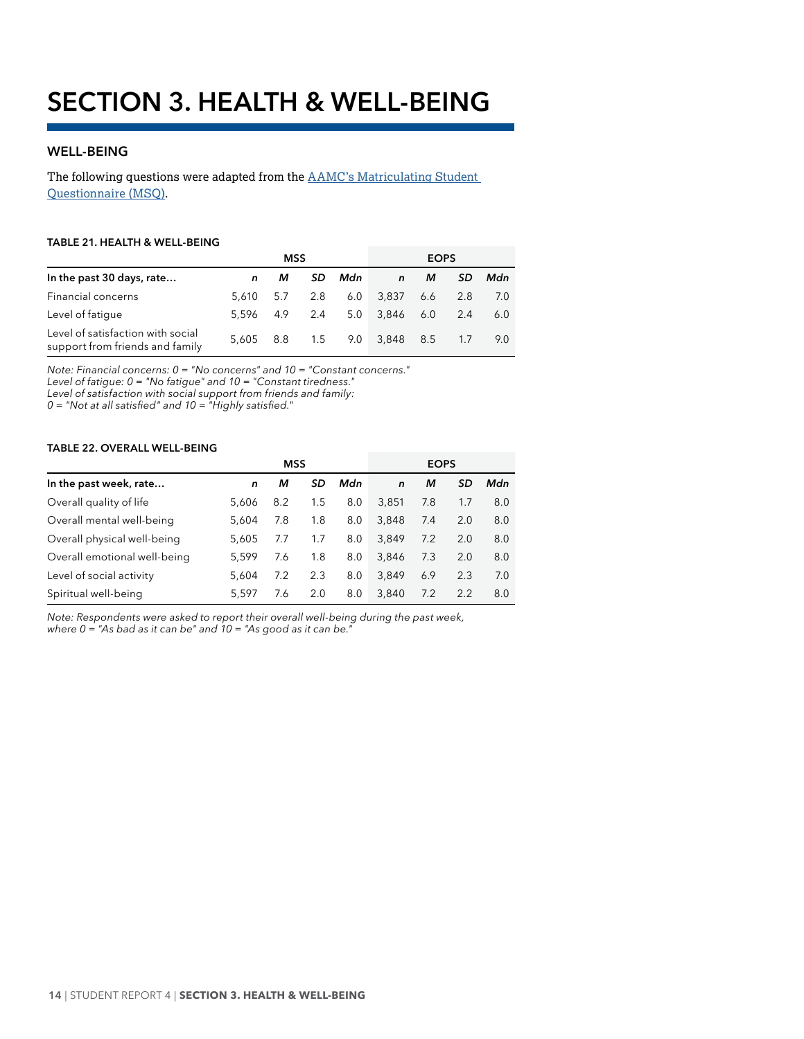# SECTION 3. HEALTH & WELL-BEING

## WELL-BEING

The following questions were adapted from the [AAMC's Matriculating Student Questionnaire (MSQ)].

### TABLE 21. HEALTH & WELL-BEING

| | MSS | | | | EOPS | | | |
|---|---|---|---|---|---|---|---|---|
| **In the past 30 days, rate…** | *n* | *M* | *SD* | *Mdn* | *n* | *M* | *SD* | *Mdn* |
| Financial concerns | 5,610 | 5.7 | 2.8 | 6.0 | 3,837 | 6.6 | 2.8 | 7.0 |
| Level of fatigue | 5,596 | 4.9 | 2.4 | 5.0 | 3,846 | 6.0 | 2.4 | 6.0 |
| Level of satisfaction with social support from friends and family | 5,605 | 8.8 | 1.5 | 9.0 | 3,848 | 8.5 | 1.7 | 9.0 |

*Note: Financial concerns: 0 = "No concerns" and 10 = "Constant concerns."*
*Level of fatigue: 0 = "No fatigue" and 10 = "Constant tiredness."*
*Level of satisfaction with social support from friends and family:*
*0 = "Not at all satisfied" and 10 = "Highly satisfied."*

### TABLE 22. OVERALL WELL-BEING

| | MSS | | | | EOPS | | | |
|---|---|---|---|---|---|---|---|---|
| **In the past week, rate…** | *n* | *M* | *SD* | *Mdn* | *n* | *M* | *SD* | *Mdn* |
| Overall quality of life | 5,606 | 8.2 | 1.5 | 8.0 | 3,851 | 7.8 | 1.7 | 8.0 |
| Overall mental well-being | 5,604 | 7.8 | 1.8 | 8.0 | 3,848 | 7.4 | 2.0 | 8.0 |
| Overall physical well-being | 5,605 | 7.7 | 1.7 | 8.0 | 3,849 | 7.2 | 2.0 | 8.0 |
| Overall emotional well-being | 5,599 | 7.6 | 1.8 | 8.0 | 3,846 | 7.3 | 2.0 | 8.0 |
| Level of social activity | 5,604 | 7.2 | 2.3 | 8.0 | 3,849 | 6.9 | 2.3 | 7.0 |
| Spiritual well-being | 5,597 | 7.6 | 2.0 | 8.0 | 3,840 | 7.2 | 2.2 | 8.0 |

*Note: Respondents were asked to report their overall well-being during the past week, where 0 = "As bad as it can be" and 10 = "As good as it can be."*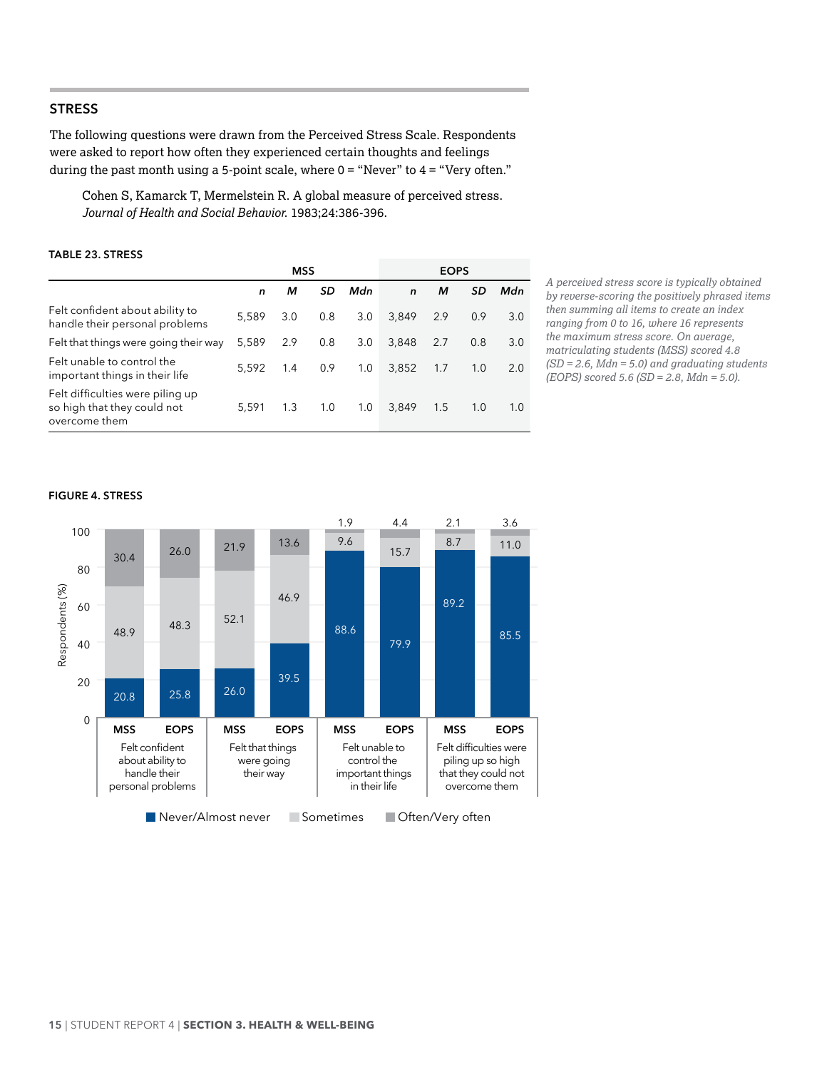## STRESS

The following questions were drawn from the Perceived Stress Scale. Respondents were asked to report how often they experienced certain thoughts and feelings during the past month using a 5-point scale, where 0 = "Never" to 4 = "Very often."

> Cohen S, Kamarck T, Mermelstein R. A global measure of perceived stress. *Journal of Health and Social Behavior.* 1983;24:386-396.

**TABLE 23. STRESS**

| | MSS | | | | EOPS | | | |
|---|---|---|---|---|---|---|---|---|
| | ***n*** | ***M*** | ***SD*** | ***Mdn*** | ***n*** | ***M*** | ***SD*** | ***Mdn*** |
| Felt confident about ability to handle their personal problems | 5,589 | 3.0 | 0.8 | 3.0 | 3,849 | 2.9 | 0.9 | 3.0 |
| Felt that things were going their way | 5,589 | 2.9 | 0.8 | 3.0 | 3,848 | 2.7 | 0.8 | 3.0 |
| Felt unable to control the important things in their life | 5,592 | 1.4 | 0.9 | 1.0 | 3,852 | 1.7 | 1.0 | 2.0 |
| Felt difficulties were piling up so high that they could not overcome them | 5,591 | 1.3 | 1.0 | 1.0 | 3,849 | 1.5 | 1.0 | 1.0 |

*A perceived stress score is typically obtained by reverse-scoring the positively phrased items then summing all items to create an index ranging from 0 to 16, where 16 represents the maximum stress score. On average, matriculating students (MSS) scored 4.8 (SD = 2.6, Mdn = 5.0) and graduating students (EOPS) scored 5.6 (SD = 2.8, Mdn = 5.0).*

**FIGURE 4. STRESS**

| Item | Group | Never/Almost never | Sometimes | Often/Very often |
|---|---|---|---|---|
| Felt confident about ability to handle their personal problems | MSS | 20.8 | 48.9 | 30.4 |
| | EOPS | 25.8 | 48.3 | 26.0 |
| Felt that things were going their way | MSS | 26.0 | 52.1 | 21.9 |
| | EOPS | 39.5 | 46.9 | 13.6 |
| Felt unable to control the important things in their life | MSS | 88.6 | 9.6 | 1.9 |
| | EOPS | 79.9 | 15.7 | 4.4 |
| Felt difficulties were piling up so high that they could not overcome them | MSS | 89.2 | 8.7 | 2.1 |
| | EOPS | 85.5 | 11.0 | 3.6 |

Respondents (%)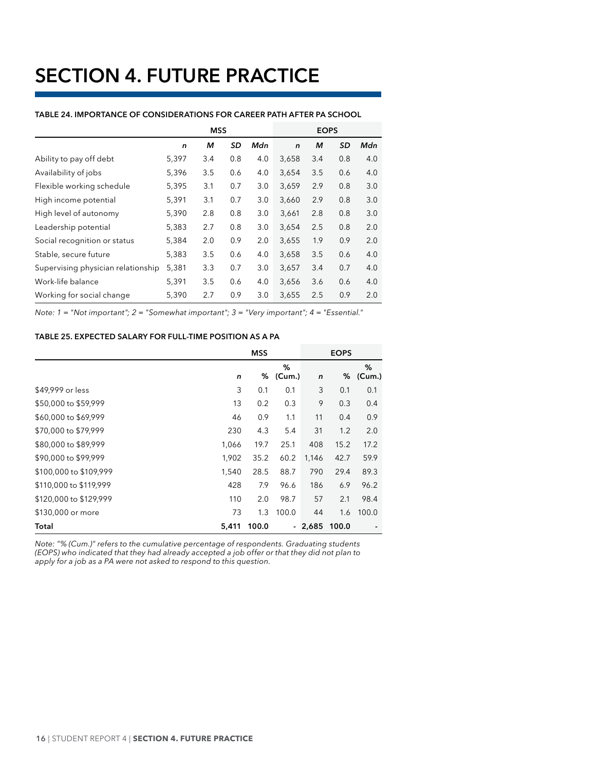# SECTION 4. FUTURE PRACTICE

### TABLE 24. IMPORTANCE OF CONSIDERATIONS FOR CAREER PATH AFTER PA SCHOOL

| | MSS | | | | EOPS | | | |
|---|---|---|---|---|---|---|---|---|
| | *n* | *M* | *SD* | *Mdn* | *n* | *M* | *SD* | *Mdn* |
| Ability to pay off debt | 5,397 | 3.4 | 0.8 | 4.0 | 3,658 | 3.4 | 0.8 | 4.0 |
| Availability of jobs | 5,396 | 3.5 | 0.6 | 4.0 | 3,654 | 3.5 | 0.6 | 4.0 |
| Flexible working schedule | 5,395 | 3.1 | 0.7 | 3.0 | 3,659 | 2.9 | 0.8 | 3.0 |
| High income potential | 5,391 | 3.1 | 0.7 | 3.0 | 3,660 | 2.9 | 0.8 | 3.0 |
| High level of autonomy | 5,390 | 2.8 | 0.8 | 3.0 | 3,661 | 2.8 | 0.8 | 3.0 |
| Leadership potential | 5,383 | 2.7 | 0.8 | 3.0 | 3,654 | 2.5 | 0.8 | 2.0 |
| Social recognition or status | 5,384 | 2.0 | 0.9 | 2.0 | 3,655 | 1.9 | 0.9 | 2.0 |
| Stable, secure future | 5,383 | 3.5 | 0.6 | 4.0 | 3,658 | 3.5 | 0.6 | 4.0 |
| Supervising physician relationship | 5,381 | 3.3 | 0.7 | 3.0 | 3,657 | 3.4 | 0.7 | 4.0 |
| Work-life balance | 5,391 | 3.5 | 0.6 | 4.0 | 3,656 | 3.6 | 0.6 | 4.0 |
| Working for social change | 5,390 | 2.7 | 0.9 | 3.0 | 3,655 | 2.5 | 0.9 | 2.0 |

*Note: 1 = "Not important"; 2 = "Somewhat important"; 3 = "Very important"; 4 = "Essential."*

### TABLE 25. EXPECTED SALARY FOR FULL-TIME POSITION AS A PA

| | MSS | | | EOPS | | |
|---|---|---|---|---|---|---|
| | *n* | % | % (Cum.) | *n* | % | % (Cum.) |
| $49,999 or less | 3 | 0.1 | 0.1 | 3 | 0.1 | 0.1 |
| $50,000 to $59,999 | 13 | 0.2 | 0.3 | 9 | 0.3 | 0.4 |
| $60,000 to $69,999 | 46 | 0.9 | 1.1 | 11 | 0.4 | 0.9 |
| $70,000 to $79,999 | 230 | 4.3 | 5.4 | 31 | 1.2 | 2.0 |
| $80,000 to $89,999 | 1,066 | 19.7 | 25.1 | 408 | 15.2 | 17.2 |
| $90,000 to $99,999 | 1,902 | 35.2 | 60.2 | 1,146 | 42.7 | 59.9 |
| $100,000 to $109,999 | 1,540 | 28.5 | 88.7 | 790 | 29.4 | 89.3 |
| $110,000 to $119,999 | 428 | 7.9 | 96.6 | 186 | 6.9 | 96.2 |
| $120,000 to $129,999 | 110 | 2.0 | 98.7 | 57 | 2.1 | 98.4 |
| $130,000 or more | 73 | 1.3 | 100.0 | 44 | 1.6 | 100.0 |
| **Total** | **5,411** | **100.0** | - | **2,685** | **100.0** | - |

*Note: "% (Cum.)" refers to the cumulative percentage of respondents. Graduating students (EOPS) who indicated that they had already accepted a job offer or that they did not plan to apply for a job as a PA were not asked to respond to this question.*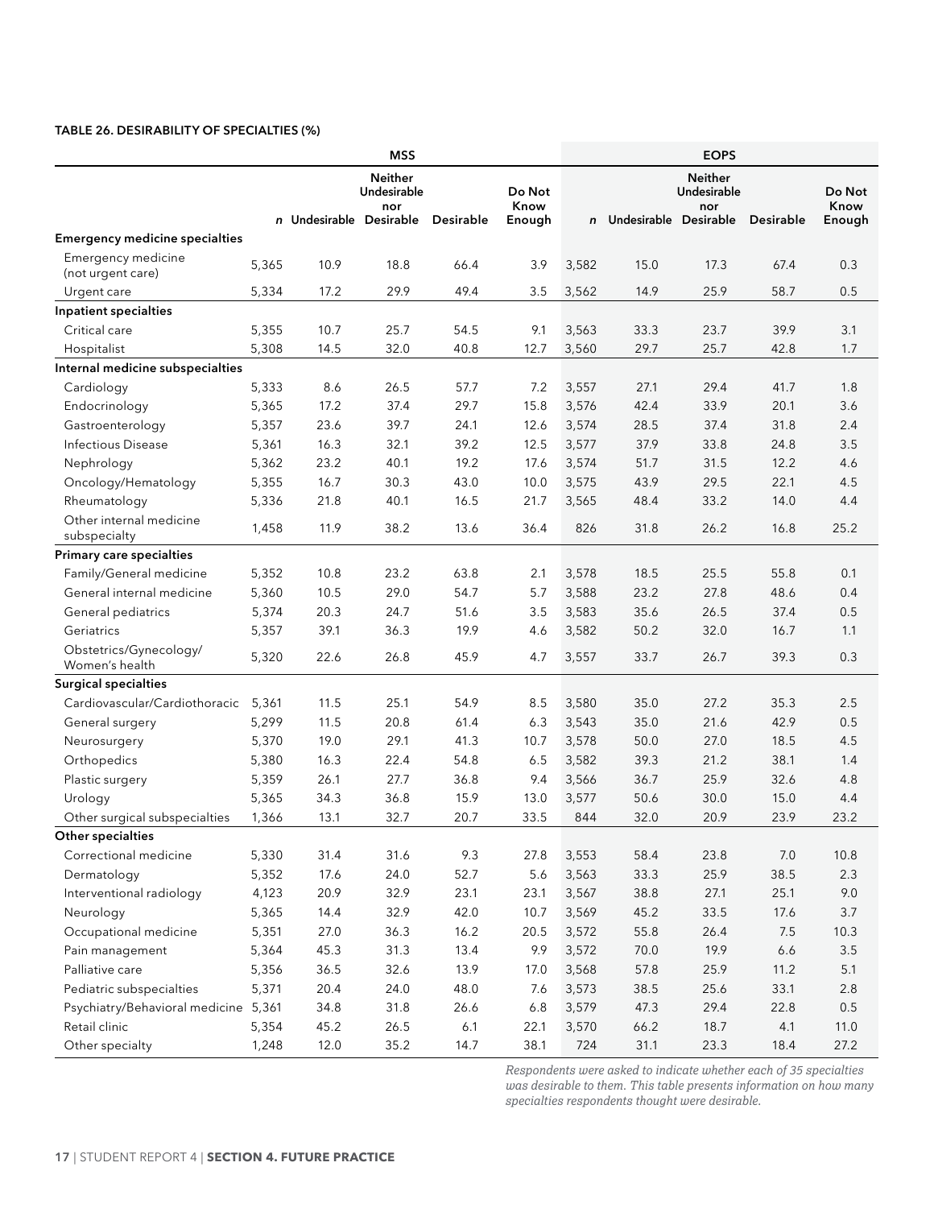#### TABLE 26. DESIRABILITY OF SPECIALTIES (%)

| | MSS | | | | | EOPS | | | | |
|---|---|---|---|---|---|---|---|---|---|---|
| | n | Undesirable | Neither Undesirable nor Desirable | Desirable | Do Not Know Enough | n | Undesirable | Neither Undesirable nor Desirable | Desirable | Do Not Know Enough |
| **Emergency medicine specialties** | | | | | | | | | | |
| Emergency medicine (not urgent care) | 5,365 | 10.9 | 18.8 | 66.4 | 3.9 | 3,582 | 15.0 | 17.3 | 67.4 | 0.3 |
| Urgent care | 5,334 | 17.2 | 29.9 | 49.4 | 3.5 | 3,562 | 14.9 | 25.9 | 58.7 | 0.5 |
| **Inpatient specialties** | | | | | | | | | | |
| Critical care | 5,355 | 10.7 | 25.7 | 54.5 | 9.1 | 3,563 | 33.3 | 23.7 | 39.9 | 3.1 |
| Hospitalist | 5,308 | 14.5 | 32.0 | 40.8 | 12.7 | 3,560 | 29.7 | 25.7 | 42.8 | 1.7 |
| **Internal medicine subspecialties** | | | | | | | | | | |
| Cardiology | 5,333 | 8.6 | 26.5 | 57.7 | 7.2 | 3,557 | 27.1 | 29.4 | 41.7 | 1.8 |
| Endocrinology | 5,365 | 17.2 | 37.4 | 29.7 | 15.8 | 3,576 | 42.4 | 33.9 | 20.1 | 3.6 |
| Gastroenterology | 5,357 | 23.6 | 39.7 | 24.1 | 12.6 | 3,574 | 28.5 | 37.4 | 31.8 | 2.4 |
| Infectious Disease | 5,361 | 16.3 | 32.1 | 39.2 | 12.5 | 3,577 | 37.9 | 33.8 | 24.8 | 3.5 |
| Nephrology | 5,362 | 23.2 | 40.1 | 19.2 | 17.6 | 3,574 | 51.7 | 31.5 | 12.2 | 4.6 |
| Oncology/Hematology | 5,355 | 16.7 | 30.3 | 43.0 | 10.0 | 3,575 | 43.9 | 29.5 | 22.1 | 4.5 |
| Rheumatology | 5,336 | 21.8 | 40.1 | 16.5 | 21.7 | 3,565 | 48.4 | 33.2 | 14.0 | 4.4 |
| Other internal medicine subspecialty | 1,458 | 11.9 | 38.2 | 13.6 | 36.4 | 826 | 31.8 | 26.2 | 16.8 | 25.2 |
| **Primary care specialties** | | | | | | | | | | |
| Family/General medicine | 5,352 | 10.8 | 23.2 | 63.8 | 2.1 | 3,578 | 18.5 | 25.5 | 55.8 | 0.1 |
| General internal medicine | 5,360 | 10.5 | 29.0 | 54.7 | 5.7 | 3,588 | 23.2 | 27.8 | 48.6 | 0.4 |
| General pediatrics | 5,374 | 20.3 | 24.7 | 51.6 | 3.5 | 3,583 | 35.6 | 26.5 | 37.4 | 0.5 |
| Geriatrics | 5,357 | 39.1 | 36.3 | 19.9 | 4.6 | 3,582 | 50.2 | 32.0 | 16.7 | 1.1 |
| Obstetrics/Gynecology/ Women's health | 5,320 | 22.6 | 26.8 | 45.9 | 4.7 | 3,557 | 33.7 | 26.7 | 39.3 | 0.3 |
| **Surgical specialties** | | | | | | | | | | |
| Cardiovascular/Cardiothoracic | 5,361 | 11.5 | 25.1 | 54.9 | 8.5 | 3,580 | 35.0 | 27.2 | 35.3 | 2.5 |
| General surgery | 5,299 | 11.5 | 20.8 | 61.4 | 6.3 | 3,543 | 35.0 | 21.6 | 42.9 | 0.5 |
| Neurosurgery | 5,370 | 19.0 | 29.1 | 41.3 | 10.7 | 3,578 | 50.0 | 27.0 | 18.5 | 4.5 |
| Orthopedics | 5,380 | 16.3 | 22.4 | 54.8 | 6.5 | 3,582 | 39.3 | 21.2 | 38.1 | 1.4 |
| Plastic surgery | 5,359 | 26.1 | 27.7 | 36.8 | 9.4 | 3,566 | 36.7 | 25.9 | 32.6 | 4.8 |
| Urology | 5,365 | 34.3 | 36.8 | 15.9 | 13.0 | 3,577 | 50.6 | 30.0 | 15.0 | 4.4 |
| Other surgical subspecialties | 1,366 | 13.1 | 32.7 | 20.7 | 33.5 | 844 | 32.0 | 20.9 | 23.9 | 23.2 |
| **Other specialties** | | | | | | | | | | |
| Correctional medicine | 5,330 | 31.4 | 31.6 | 9.3 | 27.8 | 3,553 | 58.4 | 23.8 | 7.0 | 10.8 |
| Dermatology | 5,352 | 17.6 | 24.0 | 52.7 | 5.6 | 3,563 | 33.3 | 25.9 | 38.5 | 2.3 |
| Interventional radiology | 4,123 | 20.9 | 32.9 | 23.1 | 23.1 | 3,567 | 38.8 | 27.1 | 25.1 | 9.0 |
| Neurology | 5,365 | 14.4 | 32.9 | 42.0 | 10.7 | 3,569 | 45.2 | 33.5 | 17.6 | 3.7 |
| Occupational medicine | 5,351 | 27.0 | 36.3 | 16.2 | 20.5 | 3,572 | 55.8 | 26.4 | 7.5 | 10.3 |
| Pain management | 5,364 | 45.3 | 31.3 | 13.4 | 9.9 | 3,572 | 70.0 | 19.9 | 6.6 | 3.5 |
| Palliative care | 5,356 | 36.5 | 32.6 | 13.9 | 17.0 | 3,568 | 57.8 | 25.9 | 11.2 | 5.1 |
| Pediatric subspecialties | 5,371 | 20.4 | 24.0 | 48.0 | 7.6 | 3,573 | 38.5 | 25.6 | 33.1 | 2.8 |
| Psychiatry/Behavioral medicine | 5,361 | 34.8 | 31.8 | 26.6 | 6.8 | 3,579 | 47.3 | 29.4 | 22.8 | 0.5 |
| Retail clinic | 5,354 | 45.2 | 26.5 | 6.1 | 22.1 | 3,570 | 66.2 | 18.7 | 4.1 | 11.0 |
| Other specialty | 1,248 | 12.0 | 35.2 | 14.7 | 38.1 | 724 | 31.1 | 23.3 | 18.4 | 27.2 |

*Respondents were asked to indicate whether each of 35 specialties was desirable to them. This table presents information on how many specialties respondents thought were desirable.*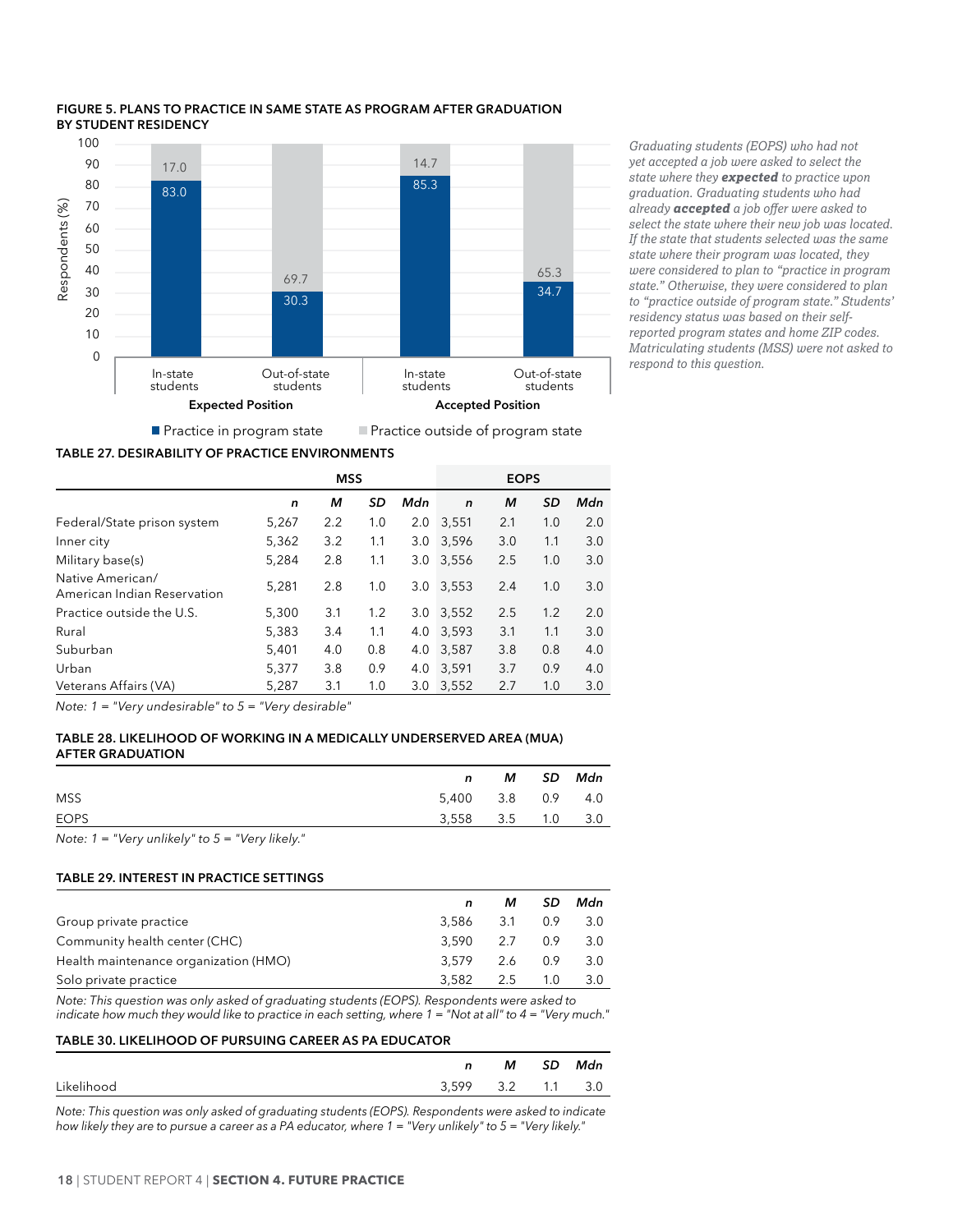**FIGURE 5. PLANS TO PRACTICE IN SAME STATE AS PROGRAM AFTER GRADUATION BY STUDENT RESIDENCY**

| | Expected Position: In-state students | Expected Position: Out-of-state students | Accepted Position: In-state students | Accepted Position: Out-of-state students |
|---|---|---|---|---|
| Practice in program state | 83.0 | 30.3 | 85.3 | 34.7 |
| Practice outside of program state | 17.0 | 69.7 | 14.7 | 65.3 |

*Graduating students (EOPS) who had not yet accepted a job were asked to select the state where they **expected** to practice upon graduation. Graduating students who had already **accepted** a job offer were asked to select the state where their new job was located. If the state that students selected was the same state where their program was located, they were considered to plan to "practice in program state." Otherwise, they were considered to plan to "practice outside of program state." Students' residency status was based on their self-reported program states and home ZIP codes. Matriculating students (MSS) were not asked to respond to this question.*

**TABLE 27. DESIRABILITY OF PRACTICE ENVIRONMENTS**

| | MSS | | | | EOPS | | | |
|---|---|---|---|---|---|---|---|---|
| | *n* | *M* | *SD* | *Mdn* | *n* | *M* | *SD* | *Mdn* |
| Federal/State prison system | 5,267 | 2.2 | 1.0 | 2.0 | 3,551 | 2.1 | 1.0 | 2.0 |
| Inner city | 5,362 | 3.2 | 1.1 | 3.0 | 3,596 | 3.0 | 1.1 | 3.0 |
| Military base(s) | 5,284 | 2.8 | 1.1 | 3.0 | 3,556 | 2.5 | 1.0 | 3.0 |
| Native American/ American Indian Reservation | 5,281 | 2.8 | 1.0 | 3.0 | 3,553 | 2.4 | 1.0 | 3.0 |
| Practice outside the U.S. | 5,300 | 3.1 | 1.2 | 3.0 | 3,552 | 2.5 | 1.2 | 2.0 |
| Rural | 5,383 | 3.4 | 1.1 | 4.0 | 3,593 | 3.1 | 1.1 | 3.0 |
| Suburban | 5,401 | 4.0 | 0.8 | 4.0 | 3,587 | 3.8 | 0.8 | 4.0 |
| Urban | 5,377 | 3.8 | 0.9 | 4.0 | 3,591 | 3.7 | 0.9 | 4.0 |
| Veterans Affairs (VA) | 5,287 | 3.1 | 1.0 | 3.0 | 3,552 | 2.7 | 1.0 | 3.0 |

*Note: 1 = "Very undesirable" to 5 = "Very desirable"*

**TABLE 28. LIKELIHOOD OF WORKING IN A MEDICALLY UNDERSERVED AREA (MUA) AFTER GRADUATION**

| | *n* | *M* | *SD* | *Mdn* |
|---|---|---|---|---|
| MSS | 5,400 | 3.8 | 0.9 | 4.0 |
| EOPS | 3,558 | 3.5 | 1.0 | 3.0 |

*Note: 1 = "Very unlikely" to 5 = "Very likely."*

**TABLE 29. INTEREST IN PRACTICE SETTINGS**

| | *n* | *M* | *SD* | *Mdn* |
|---|---|---|---|---|
| Group private practice | 3,586 | 3.1 | 0.9 | 3.0 |
| Community health center (CHC) | 3,590 | 2.7 | 0.9 | 3.0 |
| Health maintenance organization (HMO) | 3,579 | 2.6 | 0.9 | 3.0 |
| Solo private practice | 3,582 | 2.5 | 1.0 | 3.0 |

*Note: This question was only asked of graduating students (EOPS). Respondents were asked to indicate how much they would like to practice in each setting, where 1 = "Not at all" to 4 = "Very much."*

**TABLE 30. LIKELIHOOD OF PURSUING CAREER AS PA EDUCATOR**

| | *n* | *M* | *SD* | *Mdn* |
|---|---|---|---|---|
| Likelihood | 3,599 | 3.2 | 1.1 | 3.0 |

*Note: This question was only asked of graduating students (EOPS). Respondents were asked to indicate how likely they are to pursue a career as a PA educator, where 1 = "Very unlikely" to 5 = "Very likely."*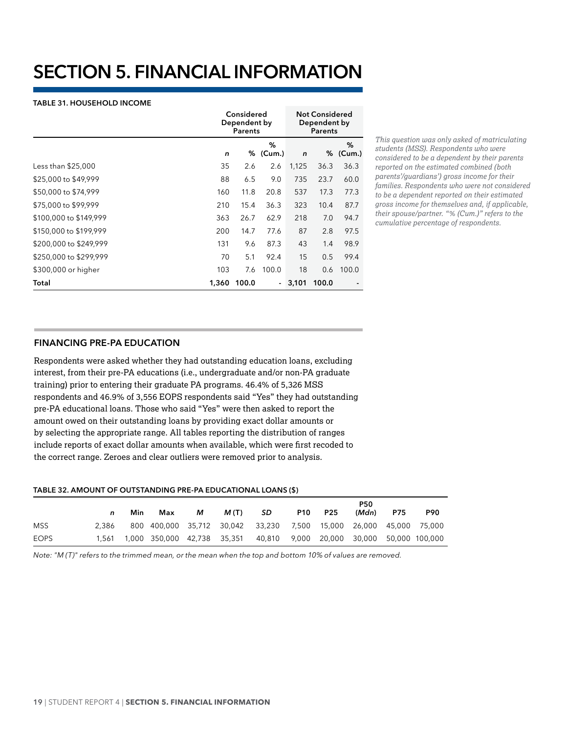# SECTION 5. FINANCIAL INFORMATION

**TABLE 31. HOUSEHOLD INCOME**

| | Considered Dependent by Parents | | | Not Considered Dependent by Parents | | |
|---|---|---|---|---|---|---|
| | *n* | % | % (Cum.) | *n* | % | % (Cum.) |
| Less than $25,000 | 35 | 2.6 | 2.6 | 1,125 | 36.3 | 36.3 |
| $25,000 to $49,999 | 88 | 6.5 | 9.0 | 735 | 23.7 | 60.0 |
| $50,000 to $74,999 | 160 | 11.8 | 20.8 | 537 | 17.3 | 77.3 |
| $75,000 to $99,999 | 210 | 15.4 | 36.3 | 323 | 10.4 | 87.7 |
| $100,000 to $149,999 | 363 | 26.7 | 62.9 | 218 | 7.0 | 94.7 |
| $150,000 to $199,999 | 200 | 14.7 | 77.6 | 87 | 2.8 | 97.5 |
| $200,000 to $249,999 | 131 | 9.6 | 87.3 | 43 | 1.4 | 98.9 |
| $250,000 to $299,999 | 70 | 5.1 | 92.4 | 15 | 0.5 | 99.4 |
| $300,000 or higher | 103 | 7.6 | 100.0 | 18 | 0.6 | 100.0 |
| **Total** | **1,360** | **100.0** | - | **3,101** | **100.0** | - |

*This question was only asked of matriculating students (MSS). Respondents who were considered to be a dependent by their parents reported on the estimated combined (both parents'/guardians') gross income for their families. Respondents who were not considered to be a dependent reported on their estimated gross income for themselves and, if applicable, their spouse/partner. "% (Cum.)" refers to the cumulative percentage of respondents.*

## FINANCING PRE-PA EDUCATION

Respondents were asked whether they had outstanding education loans, excluding interest, from their pre-PA educations (i.e., undergraduate and/or non-PA graduate training) prior to entering their graduate PA programs. 46.4% of 5,326 MSS respondents and 46.9% of 3,556 EOPS respondents said "Yes" they had outstanding pre-PA educational loans. Those who said "Yes" were then asked to report the amount owed on their outstanding loans by providing exact dollar amounts or by selecting the appropriate range. All tables reporting the distribution of ranges include reports of exact dollar amounts when available, which were first recoded to the correct range. Zeroes and clear outliers were removed prior to analysis.

**TABLE 32. AMOUNT OF OUTSTANDING PRE-PA EDUCATIONAL LOANS ($)**

| | *n* | Min | Max | *M* | *M* (T) | *SD* | P10 | P25 | P50 (*Mdn*) | P75 | P90 |
|---|---|---|---|---|---|---|---|---|---|---|---|
| MSS | 2,386 | 800 | 400,000 | 35,712 | 30,042 | 33,230 | 7,500 | 15,000 | 26,000 | 45,000 | 75,000 |
| EOPS | 1,561 | 1,000 | 350,000 | 42,738 | 35,351 | 40,810 | 9,000 | 20,000 | 30,000 | 50,000 | 100,000 |

*Note: "M (T)" refers to the trimmed mean, or the mean when the top and bottom 10% of values are removed.*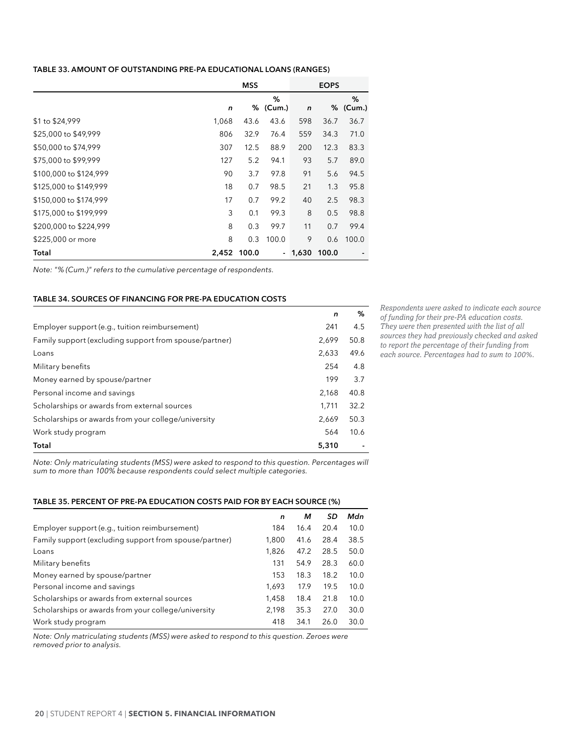#### TABLE 33. AMOUNT OF OUTSTANDING PRE-PA EDUCATIONAL LOANS (RANGES)

| | MSS | | | EOPS | | |
|---|---|---|---|---|---|---|
| | *n* | % | % (Cum.) | *n* | % | % (Cum.) |
| $1 to $24,999 | 1,068 | 43.6 | 43.6 | 598 | 36.7 | 36.7 |
| $25,000 to $49,999 | 806 | 32.9 | 76.4 | 559 | 34.3 | 71.0 |
| $50,000 to $74,999 | 307 | 12.5 | 88.9 | 200 | 12.3 | 83.3 |
| $75,000 to $99,999 | 127 | 5.2 | 94.1 | 93 | 5.7 | 89.0 |
| $100,000 to $124,999 | 90 | 3.7 | 97.8 | 91 | 5.6 | 94.5 |
| $125,000 to $149,999 | 18 | 0.7 | 98.5 | 21 | 1.3 | 95.8 |
| $150,000 to $174,999 | 17 | 0.7 | 99.2 | 40 | 2.5 | 98.3 |
| $175,000 to $199,999 | 3 | 0.1 | 99.3 | 8 | 0.5 | 98.8 |
| $200,000 to $224,999 | 8 | 0.3 | 99.7 | 11 | 0.7 | 99.4 |
| $225,000 or more | 8 | 0.3 | 100.0 | 9 | 0.6 | 100.0 |
| **Total** | **2,452** | **100.0** | - | **1,630** | **100.0** | - |

*Note: "% (Cum.)" refers to the cumulative percentage of respondents.*

#### TABLE 34. SOURCES OF FINANCING FOR PRE-PA EDUCATION COSTS

| | *n* | % |
|---|---|---|
| Employer support (e.g., tuition reimbursement) | 241 | 4.5 |
| Family support (excluding support from spouse/partner) | 2,699 | 50.8 |
| Loans | 2,633 | 49.6 |
| Military benefits | 254 | 4.8 |
| Money earned by spouse/partner | 199 | 3.7 |
| Personal income and savings | 2,168 | 40.8 |
| Scholarships or awards from external sources | 1,711 | 32.2 |
| Scholarships or awards from your college/university | 2,669 | 50.3 |
| Work study program | 564 | 10.6 |
| **Total** | **5,310** | - |

*Note: Only matriculating students (MSS) were asked to respond to this question. Percentages will sum to more than 100% because respondents could select multiple categories.*

*Respondents were asked to indicate each source of funding for their pre-PA education costs. They were then presented with the list of all sources they had previously checked and asked to report the percentage of their funding from each source. Percentages had to sum to 100%.*

#### TABLE 35. PERCENT OF PRE-PA EDUCATION COSTS PAID FOR BY EACH SOURCE (%)

| | *n* | *M* | *SD* | *Mdn* |
|---|---|---|---|---|
| Employer support (e.g., tuition reimbursement) | 184 | 16.4 | 20.4 | 10.0 |
| Family support (excluding support from spouse/partner) | 1,800 | 41.6 | 28.4 | 38.5 |
| Loans | 1,826 | 47.2 | 28.5 | 50.0 |
| Military benefits | 131 | 54.9 | 28.3 | 60.0 |
| Money earned by spouse/partner | 153 | 18.3 | 18.2 | 10.0 |
| Personal income and savings | 1,693 | 17.9 | 19.5 | 10.0 |
| Scholarships or awards from external sources | 1,458 | 18.4 | 21.8 | 10.0 |
| Scholarships or awards from your college/university | 2,198 | 35.3 | 27.0 | 30.0 |
| Work study program | 418 | 34.1 | 26.0 | 30.0 |

*Note: Only matriculating students (MSS) were asked to respond to this question. Zeroes were removed prior to analysis.*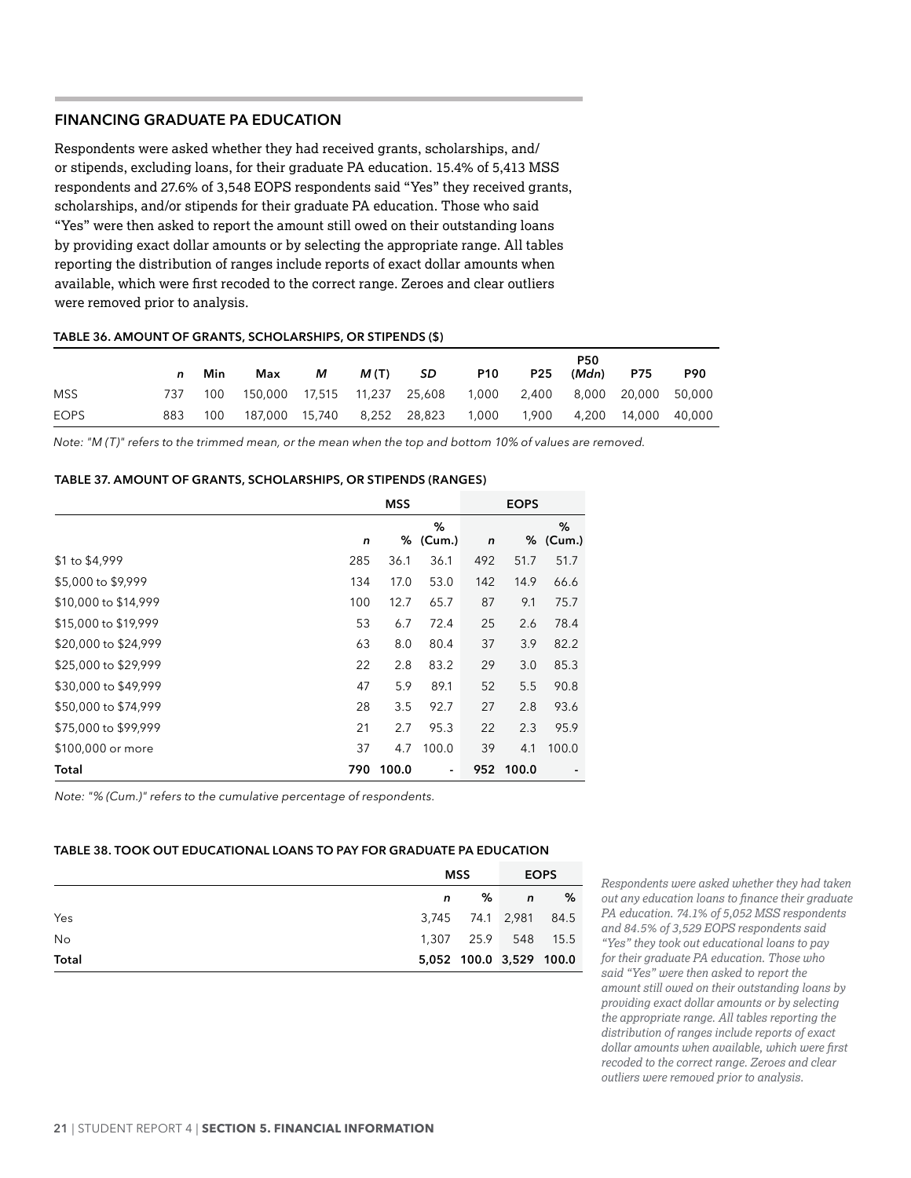## FINANCING GRADUATE PA EDUCATION

Respondents were asked whether they had received grants, scholarships, and/or stipends, excluding loans, for their graduate PA education. 15.4% of 5,413 MSS respondents and 27.6% of 3,548 EOPS respondents said "Yes" they received grants, scholarships, and/or stipends for their graduate PA education. Those who said "Yes" were then asked to report the amount still owed on their outstanding loans by providing exact dollar amounts or by selecting the appropriate range. All tables reporting the distribution of ranges include reports of exact dollar amounts when available, which were first recoded to the correct range. Zeroes and clear outliers were removed prior to analysis.

**TABLE 36. AMOUNT OF GRANTS, SCHOLARSHIPS, OR STIPENDS ($)**

| | *n* | Min | Max | *M* | *M* (T) | *SD* | P10 | P25 | P50 (*Mdn*) | P75 | P90 |
|---|---|---|---|---|---|---|---|---|---|---|---|
| MSS | 737 | 100 | 150,000 | 17,515 | 11,237 | 25,608 | 1,000 | 2,400 | 8,000 | 20,000 | 50,000 |
| EOPS | 883 | 100 | 187,000 | 15,740 | 8,252 | 28,823 | 1,000 | 1,900 | 4,200 | 14,000 | 40,000 |

*Note: "M (T)" refers to the trimmed mean, or the mean when the top and bottom 10% of values are removed.*

**TABLE 37. AMOUNT OF GRANTS, SCHOLARSHIPS, OR STIPENDS (RANGES)**

| | MSS | | | EOPS | | |
|---|---|---|---|---|---|---|
| | *n* | % | % (Cum.) | *n* | % | % (Cum.) |
| $1 to $4,999 | 285 | 36.1 | 36.1 | 492 | 51.7 | 51.7 |
| $5,000 to $9,999 | 134 | 17.0 | 53.0 | 142 | 14.9 | 66.6 |
| $10,000 to $14,999 | 100 | 12.7 | 65.7 | 87 | 9.1 | 75.7 |
| $15,000 to $19,999 | 53 | 6.7 | 72.4 | 25 | 2.6 | 78.4 |
| $20,000 to $24,999 | 63 | 8.0 | 80.4 | 37 | 3.9 | 82.2 |
| $25,000 to $29,999 | 22 | 2.8 | 83.2 | 29 | 3.0 | 85.3 |
| $30,000 to $49,999 | 47 | 5.9 | 89.1 | 52 | 5.5 | 90.8 |
| $50,000 to $74,999 | 28 | 3.5 | 92.7 | 27 | 2.8 | 93.6 |
| $75,000 to $99,999 | 21 | 2.7 | 95.3 | 22 | 2.3 | 95.9 |
| $100,000 or more | 37 | 4.7 | 100.0 | 39 | 4.1 | 100.0 |
| **Total** | **790** | **100.0** | - | **952** | **100.0** | - |

*Note: "% (Cum.)" refers to the cumulative percentage of respondents.*

**TABLE 38. TOOK OUT EDUCATIONAL LOANS TO PAY FOR GRADUATE PA EDUCATION**

| | MSS | | EOPS | |
|---|---|---|---|---|
| | *n* | % | *n* | % |
| Yes | 3,745 | 74.1 | 2,981 | 84.5 |
| No | 1,307 | 25.9 | 548 | 15.5 |
| **Total** | **5,052** | **100.0** | **3,529** | **100.0** |

*Respondents were asked whether they had taken out any education loans to finance their graduate PA education. 74.1% of 5,052 MSS respondents and 84.5% of 3,529 EOPS respondents said "Yes" they took out educational loans to pay for their graduate PA education. Those who said "Yes" were then asked to report the amount still owed on their outstanding loans by providing exact dollar amounts or by selecting the appropriate range. All tables reporting the distribution of ranges include reports of exact dollar amounts when available, which were first recoded to the correct range. Zeroes and clear outliers were removed prior to analysis.*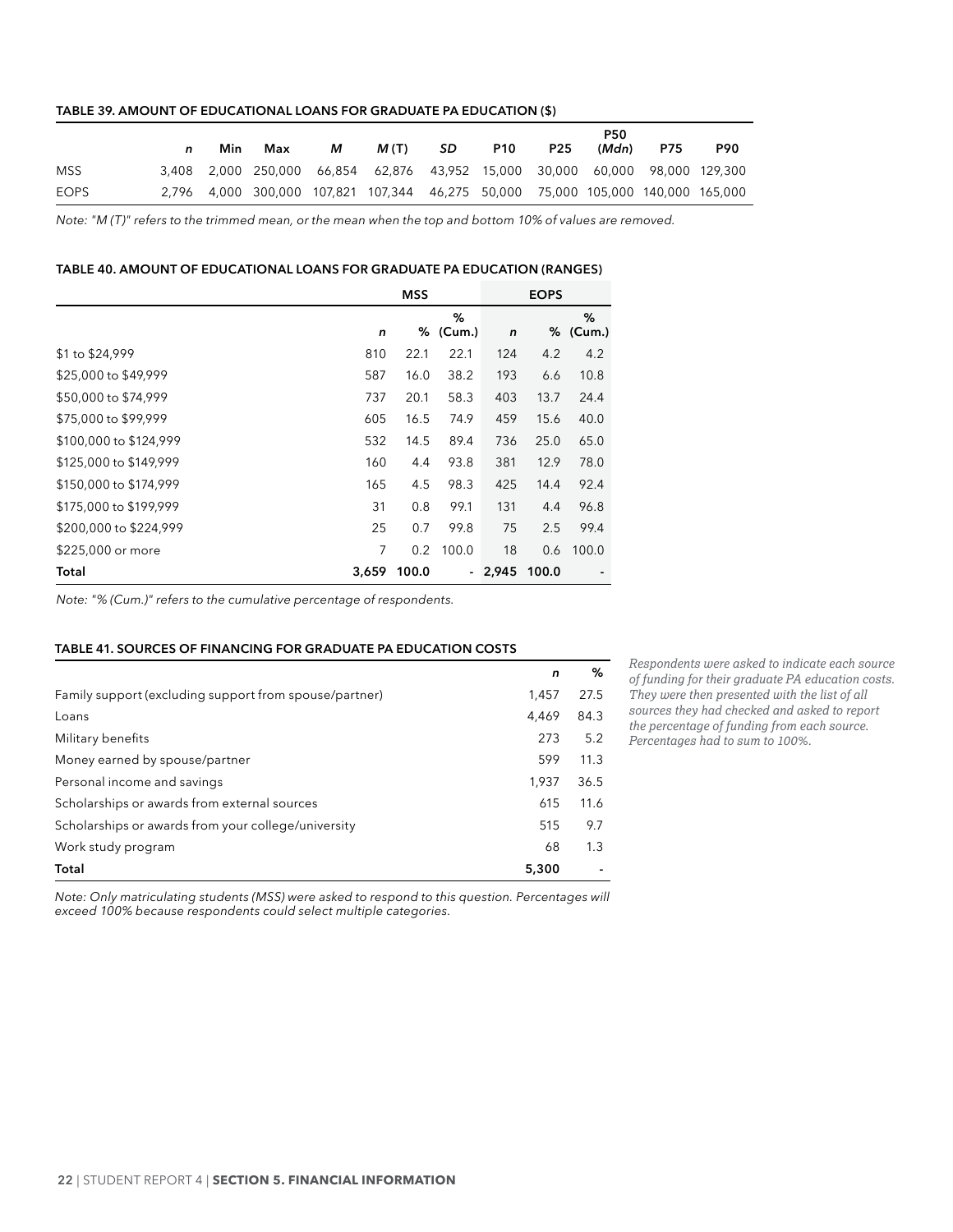### TABLE 39. AMOUNT OF EDUCATIONAL LOANS FOR GRADUATE PA EDUCATION ($)

| | *n* | Min | Max | *M* | *M* (T) | *SD* | P10 | P25 | P50 (*Mdn*) | P75 | P90 |
|---|---|---|---|---|---|---|---|---|---|---|---|
| MSS | 3,408 | 2,000 | 250,000 | 66,854 | 62,876 | 43,952 | 15,000 | 30,000 | 60,000 | 98,000 | 129,300 |
| EOPS | 2,796 | 4,000 | 300,000 | 107,821 | 107,344 | 46,275 | 50,000 | 75,000 | 105,000 | 140,000 | 165,000 |

*Note: "M (T)" refers to the trimmed mean, or the mean when the top and bottom 10% of values are removed.*

### TABLE 40. AMOUNT OF EDUCATIONAL LOANS FOR GRADUATE PA EDUCATION (RANGES)

| | MSS | | | EOPS | | |
|---|---|---|---|---|---|---|
| | *n* | % | % (Cum.) | *n* | % | % (Cum.) |
| $1 to $24,999 | 810 | 22.1 | 22.1 | 124 | 4.2 | 4.2 |
| $25,000 to $49,999 | 587 | 16.0 | 38.2 | 193 | 6.6 | 10.8 |
| $50,000 to $74,999 | 737 | 20.1 | 58.3 | 403 | 13.7 | 24.4 |
| $75,000 to $99,999 | 605 | 16.5 | 74.9 | 459 | 15.6 | 40.0 |
| $100,000 to $124,999 | 532 | 14.5 | 89.4 | 736 | 25.0 | 65.0 |
| $125,000 to $149,999 | 160 | 4.4 | 93.8 | 381 | 12.9 | 78.0 |
| $150,000 to $174,999 | 165 | 4.5 | 98.3 | 425 | 14.4 | 92.4 |
| $175,000 to $199,999 | 31 | 0.8 | 99.1 | 131 | 4.4 | 96.8 |
| $200,000 to $224,999 | 25 | 0.7 | 99.8 | 75 | 2.5 | 99.4 |
| $225,000 or more | 7 | 0.2 | 100.0 | 18 | 0.6 | 100.0 |
| **Total** | **3,659** | **100.0** | - | **2,945** | **100.0** | - |

*Note: "% (Cum.)" refers to the cumulative percentage of respondents.*

### TABLE 41. SOURCES OF FINANCING FOR GRADUATE PA EDUCATION COSTS

| | *n* | % |
|---|---|---|
| Family support (excluding support from spouse/partner) | 1,457 | 27.5 |
| Loans | 4,469 | 84.3 |
| Military benefits | 273 | 5.2 |
| Money earned by spouse/partner | 599 | 11.3 |
| Personal income and savings | 1,937 | 36.5 |
| Scholarships or awards from external sources | 615 | 11.6 |
| Scholarships or awards from your college/university | 515 | 9.7 |
| Work study program | 68 | 1.3 |
| **Total** | **5,300** | - |

*Note: Only matriculating students (MSS) were asked to respond to this question. Percentages will exceed 100% because respondents could select multiple categories.*

*Respondents were asked to indicate each source of funding for their graduate PA education costs. They were then presented with the list of all sources they had checked and asked to report the percentage of funding from each source. Percentages had to sum to 100%.*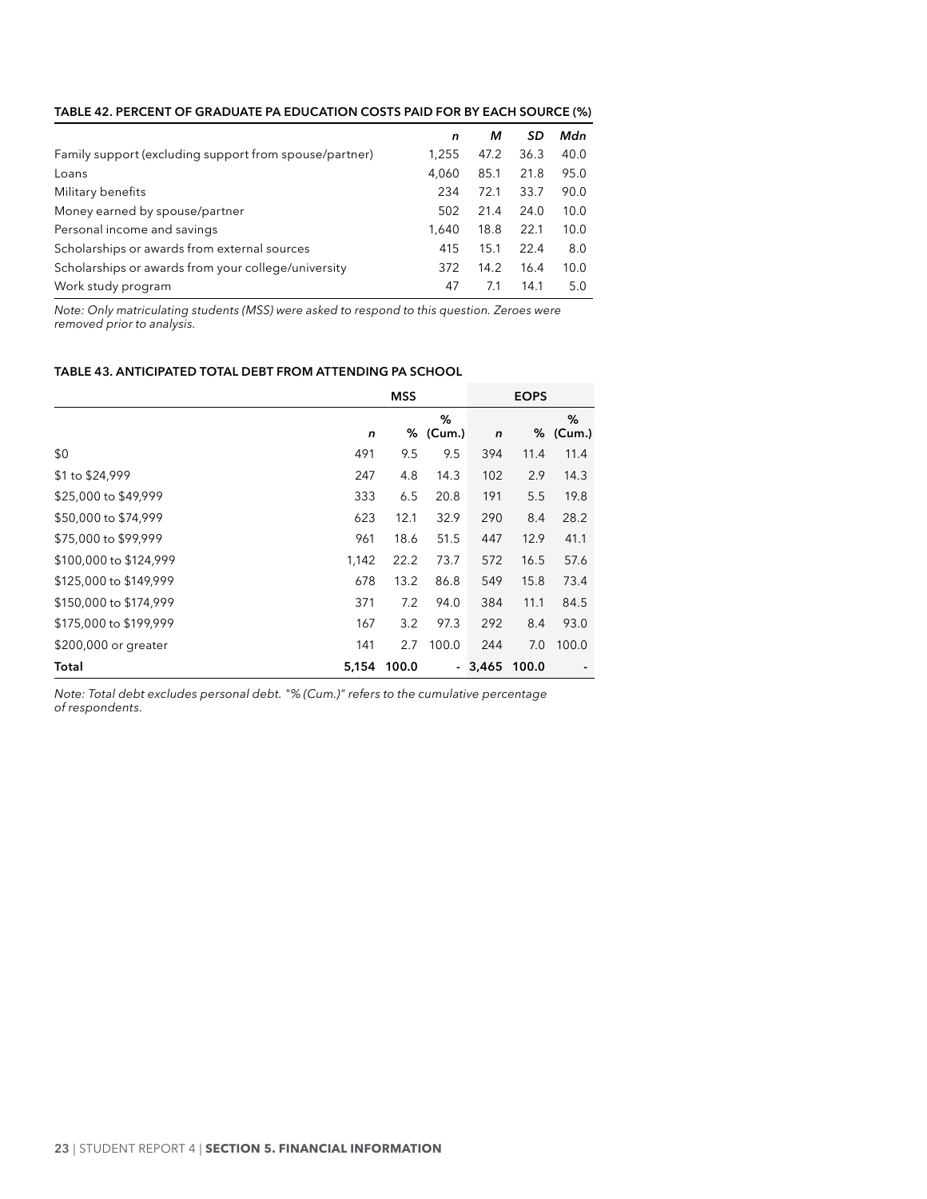#### TABLE 42. PERCENT OF GRADUATE PA EDUCATION COSTS PAID FOR BY EACH SOURCE (%)

| | *n* | *M* | *SD* | *Mdn* |
|---|---|---|---|---|
| Family support (excluding support from spouse/partner) | 1,255 | 47.2 | 36.3 | 40.0 |
| Loans | 4,060 | 85.1 | 21.8 | 95.0 |
| Military benefits | 234 | 72.1 | 33.7 | 90.0 |
| Money earned by spouse/partner | 502 | 21.4 | 24.0 | 10.0 |
| Personal income and savings | 1,640 | 18.8 | 22.1 | 10.0 |
| Scholarships or awards from external sources | 415 | 15.1 | 22.4 | 8.0 |
| Scholarships or awards from your college/university | 372 | 14.2 | 16.4 | 10.0 |
| Work study program | 47 | 7.1 | 14.1 | 5.0 |

*Note: Only matriculating students (MSS) were asked to respond to this question. Zeroes were removed prior to analysis.*

#### TABLE 43. ANTICIPATED TOTAL DEBT FROM ATTENDING PA SCHOOL

| | MSS | | | EOPS | | |
|---|---|---|---|---|---|---|
| | *n* | % | % (Cum.) | *n* | % | % (Cum.) |
| $0 | 491 | 9.5 | 9.5 | 394 | 11.4 | 11.4 |
| $1 to $24,999 | 247 | 4.8 | 14.3 | 102 | 2.9 | 14.3 |
| $25,000 to $49,999 | 333 | 6.5 | 20.8 | 191 | 5.5 | 19.8 |
| $50,000 to $74,999 | 623 | 12.1 | 32.9 | 290 | 8.4 | 28.2 |
| $75,000 to $99,999 | 961 | 18.6 | 51.5 | 447 | 12.9 | 41.1 |
| $100,000 to $124,999 | 1,142 | 22.2 | 73.7 | 572 | 16.5 | 57.6 |
| $125,000 to $149,999 | 678 | 13.2 | 86.8 | 549 | 15.8 | 73.4 |
| $150,000 to $174,999 | 371 | 7.2 | 94.0 | 384 | 11.1 | 84.5 |
| $175,000 to $199,999 | 167 | 3.2 | 97.3 | 292 | 8.4 | 93.0 |
| $200,000 or greater | 141 | 2.7 | 100.0 | 244 | 7.0 | 100.0 |
| **Total** | **5,154** | **100.0** | - | **3,465** | **100.0** | - |

*Note: Total debt excludes personal debt. "% (Cum.)" refers to the cumulative percentage of respondents.*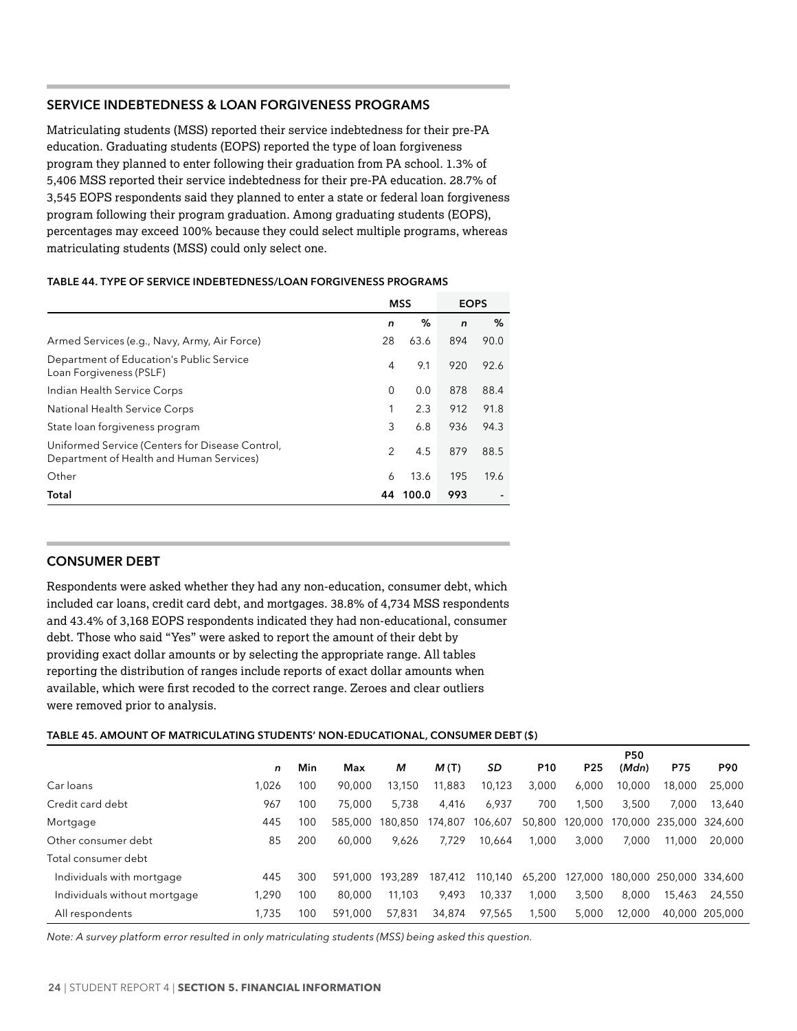## SERVICE INDEBTEDNESS & LOAN FORGIVENESS PROGRAMS

Matriculating students (MSS) reported their service indebtedness for their pre-PA education. Graduating students (EOPS) reported the type of loan forgiveness program they planned to enter following their graduation from PA school. 1.3% of 5,406 MSS reported their service indebtedness for their pre-PA education. 28.7% of 3,545 EOPS respondents said they planned to enter a state or federal loan forgiveness program following their program graduation. Among graduating students (EOPS), percentages may exceed 100% because they could select multiple programs, whereas matriculating students (MSS) could only select one.

**TABLE 44. TYPE OF SERVICE INDEBTEDNESS/LOAN FORGIVENESS PROGRAMS**

| | MSS | | EOPS | |
|---|---|---|---|---|
| | *n* | % | *n* | % |
| Armed Services (e.g., Navy, Army, Air Force) | 28 | 63.6 | 894 | 90.0 |
| Department of Education's Public Service Loan Forgiveness (PSLF) | 4 | 9.1 | 920 | 92.6 |
| Indian Health Service Corps | 0 | 0.0 | 878 | 88.4 |
| National Health Service Corps | 1 | 2.3 | 912 | 91.8 |
| State loan forgiveness program | 3 | 6.8 | 936 | 94.3 |
| Uniformed Service (Centers for Disease Control, Department of Health and Human Services) | 2 | 4.5 | 879 | 88.5 |
| Other | 6 | 13.6 | 195 | 19.6 |
| **Total** | **44** | **100.0** | **993** | - |

## CONSUMER DEBT

Respondents were asked whether they had any non-education, consumer debt, which included car loans, credit card debt, and mortgages. 38.8% of 4,734 MSS respondents and 43.4% of 3,168 EOPS respondents indicated they had non-educational, consumer debt. Those who said "Yes" were asked to report the amount of their debt by providing exact dollar amounts or by selecting the appropriate range. All tables reporting the distribution of ranges include reports of exact dollar amounts when available, which were first recoded to the correct range. Zeroes and clear outliers were removed prior to analysis.

**TABLE 45. AMOUNT OF MATRICULATING STUDENTS' NON-EDUCATIONAL, CONSUMER DEBT ($)**

| | *n* | Min | Max | *M* | *M* (T) | *SD* | P10 | P25 | P50 (*Mdn*) | P75 | P90 |
|---|---|---|---|---|---|---|---|---|---|---|---|
| Car loans | 1,026 | 100 | 90,000 | 13,150 | 11,883 | 10,123 | 3,000 | 6,000 | 10,000 | 18,000 | 25,000 |
| Credit card debt | 967 | 100 | 75,000 | 5,738 | 4,416 | 6,937 | 700 | 1,500 | 3,500 | 7,000 | 13,640 |
| Mortgage | 445 | 100 | 585,000 | 180,850 | 174,807 | 106,607 | 50,800 | 120,000 | 170,000 | 235,000 | 324,600 |
| Other consumer debt | 85 | 200 | 60,000 | 9,626 | 7,729 | 10,664 | 1,000 | 3,000 | 7,000 | 11,000 | 20,000 |
| Total consumer debt | | | | | | | | | | | |
| Individuals with mortgage | 445 | 300 | 591,000 | 193,289 | 187,412 | 110,140 | 65,200 | 127,000 | 180,000 | 250,000 | 334,600 |
| Individuals without mortgage | 1,290 | 100 | 80,000 | 11,103 | 9,493 | 10,337 | 1,000 | 3,500 | 8,000 | 15,463 | 24,550 |
| All respondents | 1,735 | 100 | 591,000 | 57,831 | 34,874 | 97,565 | 1,500 | 5,000 | 12,000 | 40,000 | 205,000 |

*Note: A survey platform error resulted in only matriculating students (MSS) being asked this question.*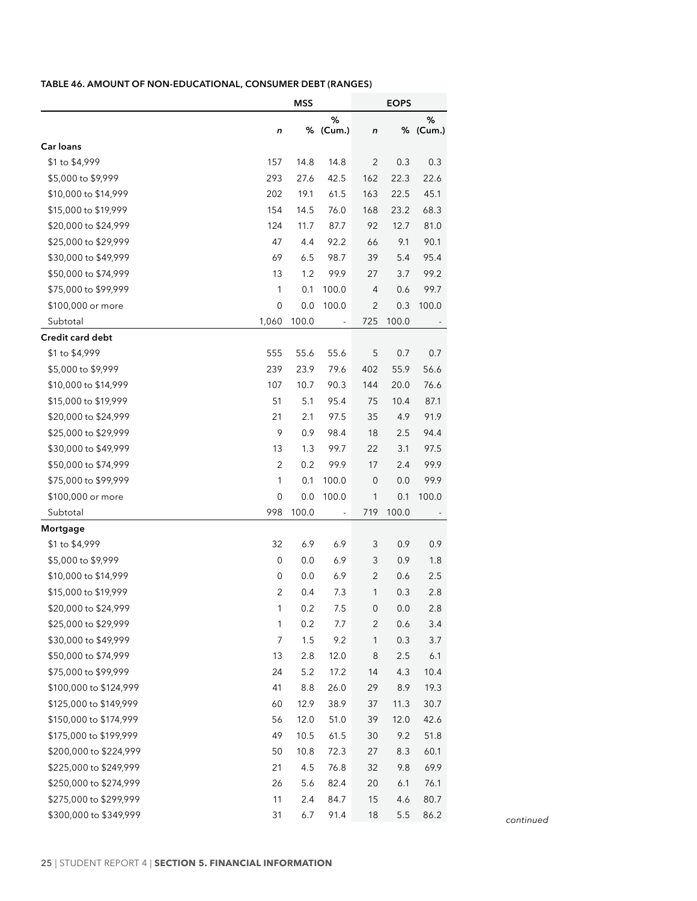**TABLE 46. AMOUNT OF NON-EDUCATIONAL, CONSUMER DEBT (RANGES)**

| | MSS | | | EOPS | | |
|---|---|---|---|---|---|---|
| | *n* | % | % (Cum.) | *n* | % | % (Cum.) |
| **Car loans** | | | | | | |
| $1 to $4,999 | 157 | 14.8 | 14.8 | 2 | 0.3 | 0.3 |
| $5,000 to $9,999 | 293 | 27.6 | 42.5 | 162 | 22.3 | 22.6 |
| $10,000 to $14,999 | 202 | 19.1 | 61.5 | 163 | 22.5 | 45.1 |
| $15,000 to $19,999 | 154 | 14.5 | 76.0 | 168 | 23.2 | 68.3 |
| $20,000 to $24,999 | 124 | 11.7 | 87.7 | 92 | 12.7 | 81.0 |
| $25,000 to $29,999 | 47 | 4.4 | 92.2 | 66 | 9.1 | 90.1 |
| $30,000 to $49,999 | 69 | 6.5 | 98.7 | 39 | 5.4 | 95.4 |
| $50,000 to $74,999 | 13 | 1.2 | 99.9 | 27 | 3.7 | 99.2 |
| $75,000 to $99,999 | 1 | 0.1 | 100.0 | 4 | 0.6 | 99.7 |
| $100,000 or more | 0 | 0.0 | 100.0 | 2 | 0.3 | 100.0 |
| Subtotal | 1,060 | 100.0 | - | 725 | 100.0 | - |
| **Credit card debt** | | | | | | |
| $1 to $4,999 | 555 | 55.6 | 55.6 | 5 | 0.7 | 0.7 |
| $5,000 to $9,999 | 239 | 23.9 | 79.6 | 402 | 55.9 | 56.6 |
| $10,000 to $14,999 | 107 | 10.7 | 90.3 | 144 | 20.0 | 76.6 |
| $15,000 to $19,999 | 51 | 5.1 | 95.4 | 75 | 10.4 | 87.1 |
| $20,000 to $24,999 | 21 | 2.1 | 97.5 | 35 | 4.9 | 91.9 |
| $25,000 to $29,999 | 9 | 0.9 | 98.4 | 18 | 2.5 | 94.4 |
| $30,000 to $49,999 | 13 | 1.3 | 99.7 | 22 | 3.1 | 97.5 |
| $50,000 to $74,999 | 2 | 0.2 | 99.9 | 17 | 2.4 | 99.9 |
| $75,000 to $99,999 | 1 | 0.1 | 100.0 | 0 | 0.0 | 99.9 |
| $100,000 or more | 0 | 0.0 | 100.0 | 1 | 0.1 | 100.0 |
| Subtotal | 998 | 100.0 | - | 719 | 100.0 | - |
| **Mortgage** | | | | | | |
| $1 to $4,999 | 32 | 6.9 | 6.9 | 3 | 0.9 | 0.9 |
| $5,000 to $9,999 | 0 | 0.0 | 6.9 | 3 | 0.9 | 1.8 |
| $10,000 to $14,999 | 0 | 0.0 | 6.9 | 2 | 0.6 | 2.5 |
| $15,000 to $19,999 | 2 | 0.4 | 7.3 | 1 | 0.3 | 2.8 |
| $20,000 to $24,999 | 1 | 0.2 | 7.5 | 0 | 0.0 | 2.8 |
| $25,000 to $29,999 | 1 | 0.2 | 7.7 | 2 | 0.6 | 3.4 |
| $30,000 to $49,999 | 7 | 1.5 | 9.2 | 1 | 0.3 | 3.7 |
| $50,000 to $74,999 | 13 | 2.8 | 12.0 | 8 | 2.5 | 6.1 |
| $75,000 to $99,999 | 24 | 5.2 | 17.2 | 14 | 4.3 | 10.4 |
| $100,000 to $124,999 | 41 | 8.8 | 26.0 | 29 | 8.9 | 19.3 |
| $125,000 to $149,999 | 60 | 12.9 | 38.9 | 37 | 11.3 | 30.7 |
| $150,000 to $174,999 | 56 | 12.0 | 51.0 | 39 | 12.0 | 42.6 |
| $175,000 to $199,999 | 49 | 10.5 | 61.5 | 30 | 9.2 | 51.8 |
| $200,000 to $224,999 | 50 | 10.8 | 72.3 | 27 | 8.3 | 60.1 |
| $225,000 to $249,999 | 21 | 4.5 | 76.8 | 32 | 9.8 | 69.9 |
| $250,000 to $274,999 | 26 | 5.6 | 82.4 | 20 | 6.1 | 76.1 |
| $275,000 to $299,999 | 11 | 2.4 | 84.7 | 15 | 4.6 | 80.7 |
| $300,000 to $349,999 | 31 | 6.7 | 91.4 | 18 | 5.5 | 86.2 |

*continued*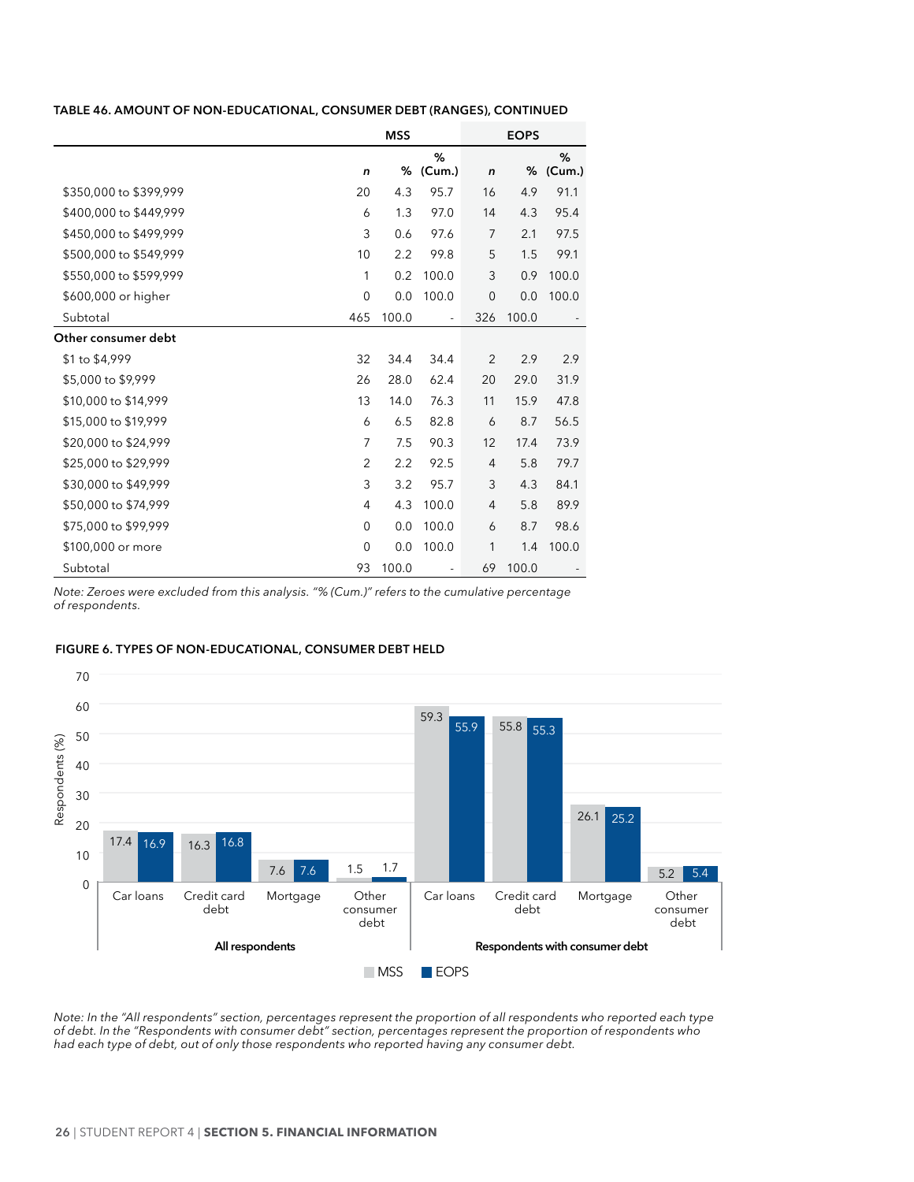**TABLE 46. AMOUNT OF NON-EDUCATIONAL, CONSUMER DEBT (RANGES), CONTINUED**

| | MSS | | | EOPS | | |
|---|---|---|---|---|---|---|
| | *n* | % | % (Cum.) | *n* | % | % (Cum.) |
| $350,000 to $399,999 | 20 | 4.3 | 95.7 | 16 | 4.9 | 91.1 |
| $400,000 to $449,999 | 6 | 1.3 | 97.0 | 14 | 4.3 | 95.4 |
| $450,000 to $499,999 | 3 | 0.6 | 97.6 | 7 | 2.1 | 97.5 |
| $500,000 to $549,999 | 10 | 2.2 | 99.8 | 5 | 1.5 | 99.1 |
| $550,000 to $599,999 | 1 | 0.2 | 100.0 | 3 | 0.9 | 100.0 |
| $600,000 or higher | 0 | 0.0 | 100.0 | 0 | 0.0 | 100.0 |
| Subtotal | 465 | 100.0 | - | 326 | 100.0 | - |
| **Other consumer debt** | | | | | | |
| $1 to $4,999 | 32 | 34.4 | 34.4 | 2 | 2.9 | 2.9 |
| $5,000 to $9,999 | 26 | 28.0 | 62.4 | 20 | 29.0 | 31.9 |
| $10,000 to $14,999 | 13 | 14.0 | 76.3 | 11 | 15.9 | 47.8 |
| $15,000 to $19,999 | 6 | 6.5 | 82.8 | 6 | 8.7 | 56.5 |
| $20,000 to $24,999 | 7 | 7.5 | 90.3 | 12 | 17.4 | 73.9 |
| $25,000 to $29,999 | 2 | 2.2 | 92.5 | 4 | 5.8 | 79.7 |
| $30,000 to $49,999 | 3 | 3.2 | 95.7 | 3 | 4.3 | 84.1 |
| $50,000 to $74,999 | 4 | 4.3 | 100.0 | 4 | 5.8 | 89.9 |
| $75,000 to $99,999 | 0 | 0.0 | 100.0 | 6 | 8.7 | 98.6 |
| $100,000 or more | 0 | 0.0 | 100.0 | 1 | 1.4 | 100.0 |
| Subtotal | 93 | 100.0 | - | 69 | 100.0 | - |

*Note: Zeroes were excluded from this analysis. "% (Cum.)" refers to the cumulative percentage of respondents.*

**FIGURE 6. TYPES OF NON-EDUCATIONAL, CONSUMER DEBT HELD**

| | Respondents (%) | |
|---|---|---|
| | MSS | EOPS |
| **All respondents** | | |
| Car loans | 17.4 | 16.9 |
| Credit card debt | 16.3 | 16.8 |
| Mortgage | 7.6 | 7.6 |
| Other consumer debt | 1.5 | 1.7 |
| **Respondents with consumer debt** | | |
| Car loans | 59.3 | 55.9 |
| Credit card debt | 55.8 | 55.3 |
| Mortgage | 26.1 | 25.2 |
| Other consumer debt | 5.2 | 5.4 |

*Note: In the "All respondents" section, percentages represent the proportion of all respondents who reported each type of debt. In the "Respondents with consumer debt" section, percentages represent the proportion of respondents who had each type of debt, out of only those respondents who reported having any consumer debt.*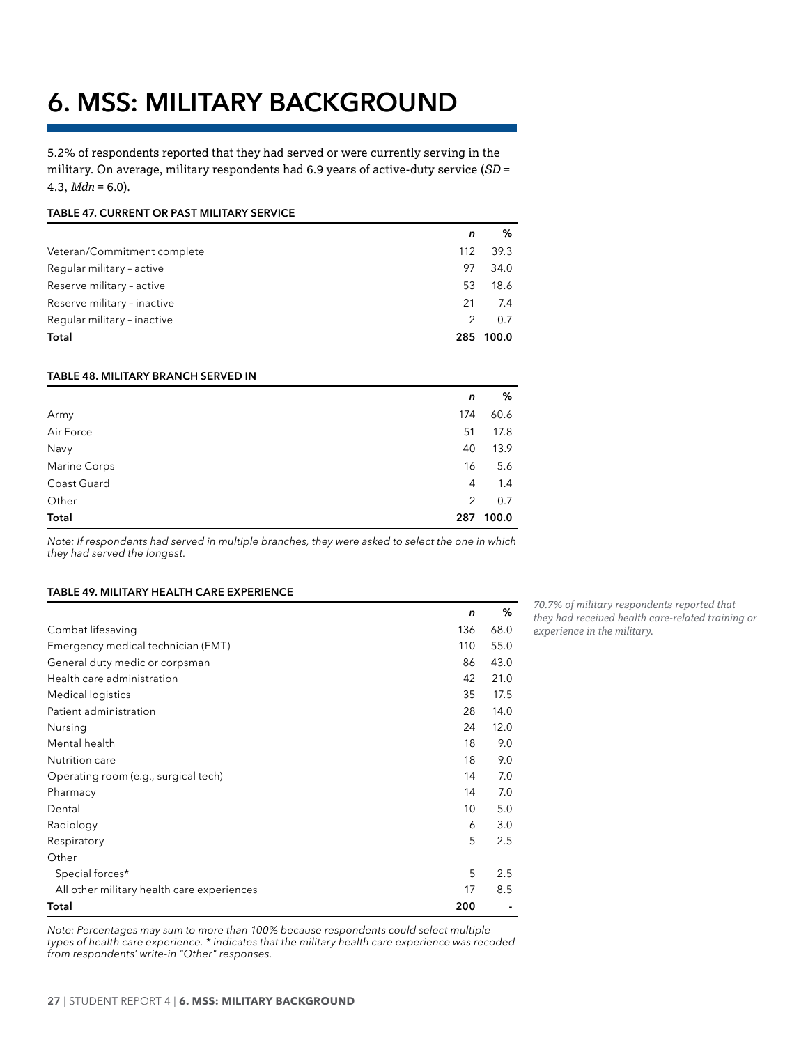# 6. MSS: MILITARY BACKGROUND

5.2% of respondents reported that they had served or were currently serving in the military. On average, military respondents had 6.9 years of active-duty service (*SD* = 4.3, *Mdn* = 6.0).

**TABLE 47. CURRENT OR PAST MILITARY SERVICE**

| | *n* | % |
|---|---|---|
| Veteran/Commitment complete | 112 | 39.3 |
| Regular military – active | 97 | 34.0 |
| Reserve military – active | 53 | 18.6 |
| Reserve military – inactive | 21 | 7.4 |
| Regular military – inactive | 2 | 0.7 |
| **Total** | **285** | **100.0** |

**TABLE 48. MILITARY BRANCH SERVED IN**

| | *n* | % |
|---|---|---|
| Army | 174 | 60.6 |
| Air Force | 51 | 17.8 |
| Navy | 40 | 13.9 |
| Marine Corps | 16 | 5.6 |
| Coast Guard | 4 | 1.4 |
| Other | 2 | 0.7 |
| **Total** | **287** | **100.0** |

*Note: If respondents had served in multiple branches, they were asked to select the one in which they had served the longest.*

**TABLE 49. MILITARY HEALTH CARE EXPERIENCE**

| | *n* | % |
|---|---|---|
| Combat lifesaving | 136 | 68.0 |
| Emergency medical technician (EMT) | 110 | 55.0 |
| General duty medic or corpsman | 86 | 43.0 |
| Health care administration | 42 | 21.0 |
| Medical logistics | 35 | 17.5 |
| Patient administration | 28 | 14.0 |
| Nursing | 24 | 12.0 |
| Mental health | 18 | 9.0 |
| Nutrition care | 18 | 9.0 |
| Operating room (e.g., surgical tech) | 14 | 7.0 |
| Pharmacy | 14 | 7.0 |
| Dental | 10 | 5.0 |
| Radiology | 6 | 3.0 |
| Respiratory | 5 | 2.5 |
| Other | | |
| Special forces* | 5 | 2.5 |
| All other military health care experiences | 17 | 8.5 |
| **Total** | **200** | - |

*Note: Percentages may sum to more than 100% because respondents could select multiple types of health care experience. * indicates that the military health care experience was recoded from respondents' write-in "Other" responses.*

*70.7% of military respondents reported that they had received health care-related training or experience in the military.*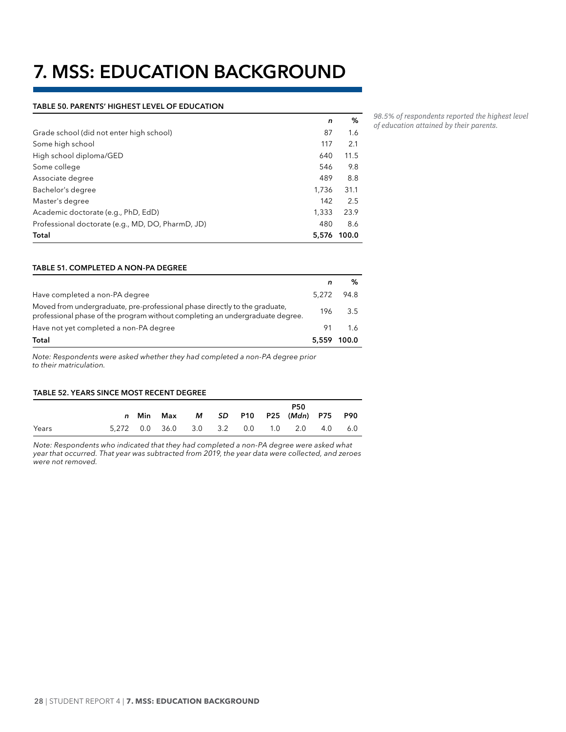# 7. MSS: EDUCATION BACKGROUND

#### TABLE 50. PARENTS' HIGHEST LEVEL OF EDUCATION

| | *n* | % |
|---|---|---|
| Grade school (did not enter high school) | 87 | 1.6 |
| Some high school | 117 | 2.1 |
| High school diploma/GED | 640 | 11.5 |
| Some college | 546 | 9.8 |
| Associate degree | 489 | 8.8 |
| Bachelor's degree | 1,736 | 31.1 |
| Master's degree | 142 | 2.5 |
| Academic doctorate (e.g., PhD, EdD) | 1,333 | 23.9 |
| Professional doctorate (e.g., MD, DO, PharmD, JD) | 480 | 8.6 |
| **Total** | **5,576** | **100.0** |

*98.5% of respondents reported the highest level of education attained by their parents.*

#### TABLE 51. COMPLETED A NON-PA DEGREE

| | *n* | % |
|---|---|---|
| Have completed a non-PA degree | 5,272 | 94.8 |
| Moved from undergraduate, pre-professional phase directly to the graduate, professional phase of the program without completing an undergraduate degree. | 196 | 3.5 |
| Have not yet completed a non-PA degree | 91 | 1.6 |
| **Total** | **5,559** | **100.0** |

*Note: Respondents were asked whether they had completed a non-PA degree prior to their matriculation.*

#### TABLE 52. YEARS SINCE MOST RECENT DEGREE

| | *n* | Min | Max | *M* | *SD* | P10 | P25 | P50 (*Mdn*) | P75 | P90 |
|---|---|---|---|---|---|---|---|---|---|---|
| Years | 5,272 | 0.0 | 36.0 | 3.0 | 3.2 | 0.0 | 1.0 | 2.0 | 4.0 | 6.0 |

*Note: Respondents who indicated that they had completed a non-PA degree were asked what year that occurred. That year was subtracted from 2019, the year data were collected, and zeroes were not removed.*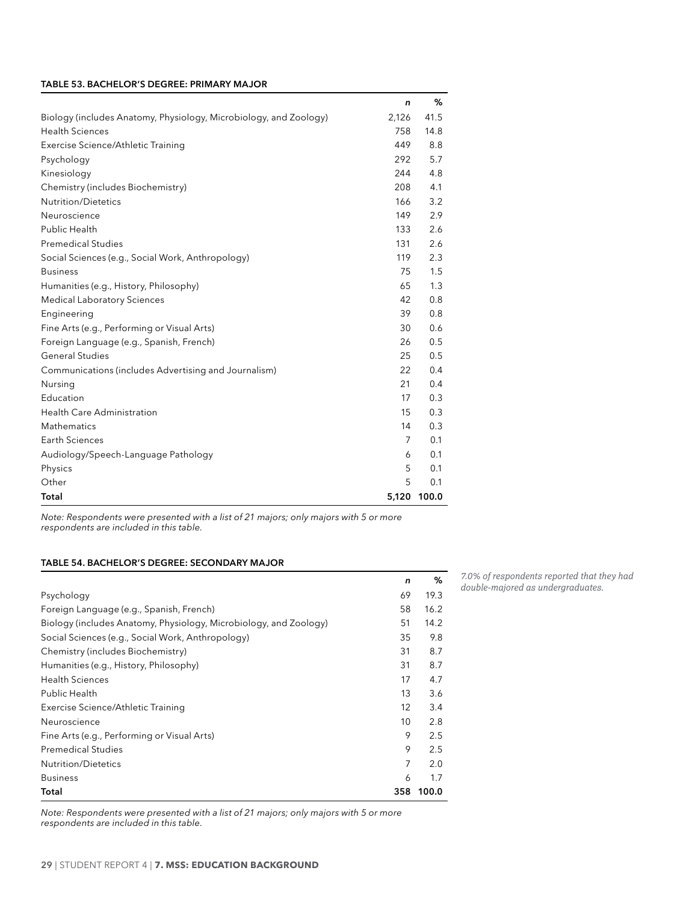**TABLE 53. BACHELOR'S DEGREE: PRIMARY MAJOR**

| | *n* | % |
|---|---|---|
| Biology (includes Anatomy, Physiology, Microbiology, and Zoology) | 2,126 | 41.5 |
| Health Sciences | 758 | 14.8 |
| Exercise Science/Athletic Training | 449 | 8.8 |
| Psychology | 292 | 5.7 |
| Kinesiology | 244 | 4.8 |
| Chemistry (includes Biochemistry) | 208 | 4.1 |
| Nutrition/Dietetics | 166 | 3.2 |
| Neuroscience | 149 | 2.9 |
| Public Health | 133 | 2.6 |
| Premedical Studies | 131 | 2.6 |
| Social Sciences (e.g., Social Work, Anthropology) | 119 | 2.3 |
| Business | 75 | 1.5 |
| Humanities (e.g., History, Philosophy) | 65 | 1.3 |
| Medical Laboratory Sciences | 42 | 0.8 |
| Engineering | 39 | 0.8 |
| Fine Arts (e.g., Performing or Visual Arts) | 30 | 0.6 |
| Foreign Language (e.g., Spanish, French) | 26 | 0.5 |
| General Studies | 25 | 0.5 |
| Communications (includes Advertising and Journalism) | 22 | 0.4 |
| Nursing | 21 | 0.4 |
| Education | 17 | 0.3 |
| Health Care Administration | 15 | 0.3 |
| Mathematics | 14 | 0.3 |
| Earth Sciences | 7 | 0.1 |
| Audiology/Speech-Language Pathology | 6 | 0.1 |
| Physics | 5 | 0.1 |
| Other | 5 | 0.1 |
| **Total** | **5,120** | **100.0** |

*Note: Respondents were presented with a list of 21 majors; only majors with 5 or more respondents are included in this table.*

**TABLE 54. BACHELOR'S DEGREE: SECONDARY MAJOR**

| | *n* | % |
|---|---|---|
| Psychology | 69 | 19.3 |
| Foreign Language (e.g., Spanish, French) | 58 | 16.2 |
| Biology (includes Anatomy, Physiology, Microbiology, and Zoology) | 51 | 14.2 |
| Social Sciences (e.g., Social Work, Anthropology) | 35 | 9.8 |
| Chemistry (includes Biochemistry) | 31 | 8.7 |
| Humanities (e.g., History, Philosophy) | 31 | 8.7 |
| Health Sciences | 17 | 4.7 |
| Public Health | 13 | 3.6 |
| Exercise Science/Athletic Training | 12 | 3.4 |
| Neuroscience | 10 | 2.8 |
| Fine Arts (e.g., Performing or Visual Arts) | 9 | 2.5 |
| Premedical Studies | 9 | 2.5 |
| Nutrition/Dietetics | 7 | 2.0 |
| Business | 6 | 1.7 |
| **Total** | **358** | **100.0** |

*Note: Respondents were presented with a list of 21 majors; only majors with 5 or more respondents are included in this table.*

*7.0% of respondents reported that they had double-majored as undergraduates.*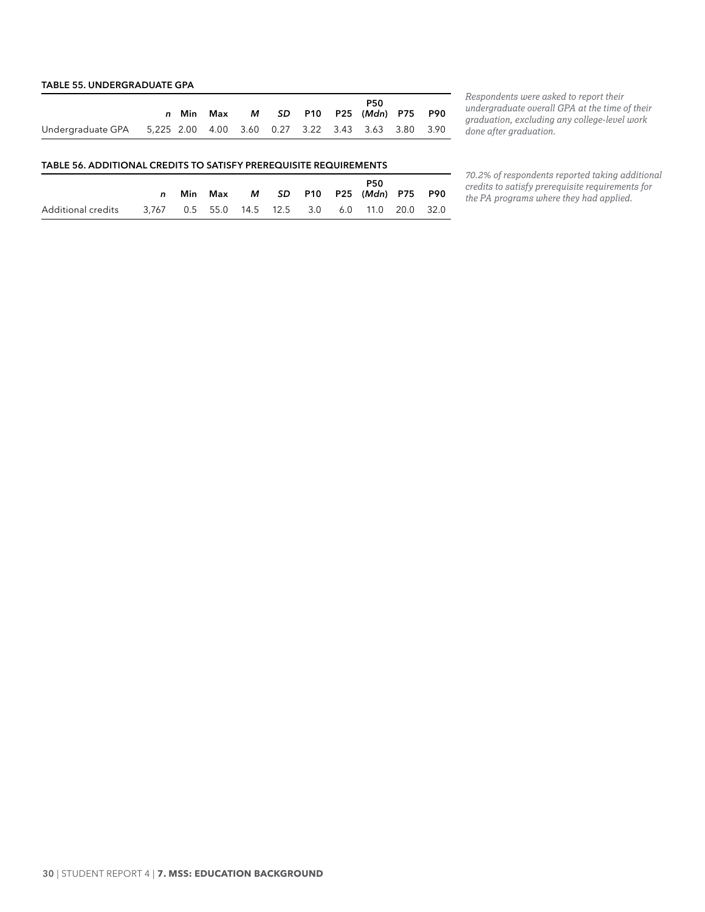### TABLE 55. UNDERGRADUATE GPA

| | *n* | Min | Max | *M* | *SD* | P10 | P25 | P50 (*Mdn*) | P75 | P90 |
|---|---|---|---|---|---|---|---|---|---|---|
| Undergraduate GPA | 5,225 | 2.00 | 4.00 | 3.60 | 0.27 | 3.22 | 3.43 | 3.63 | 3.80 | 3.90 |

*Respondents were asked to report their undergraduate overall GPA at the time of their graduation, excluding any college-level work done after graduation.*

### TABLE 56. ADDITIONAL CREDITS TO SATISFY PREREQUISITE REQUIREMENTS

| | *n* | Min | Max | *M* | *SD* | P10 | P25 | P50 (*Mdn*) | P75 | P90 |
|---|---|---|---|---|---|---|---|---|---|---|
| Additional credits | 3,767 | 0.5 | 55.0 | 14.5 | 12.5 | 3.0 | 6.0 | 11.0 | 20.0 | 32.0 |

*70.2% of respondents reported taking additional credits to satisfy prerequisite requirements for the PA programs where they had applied.*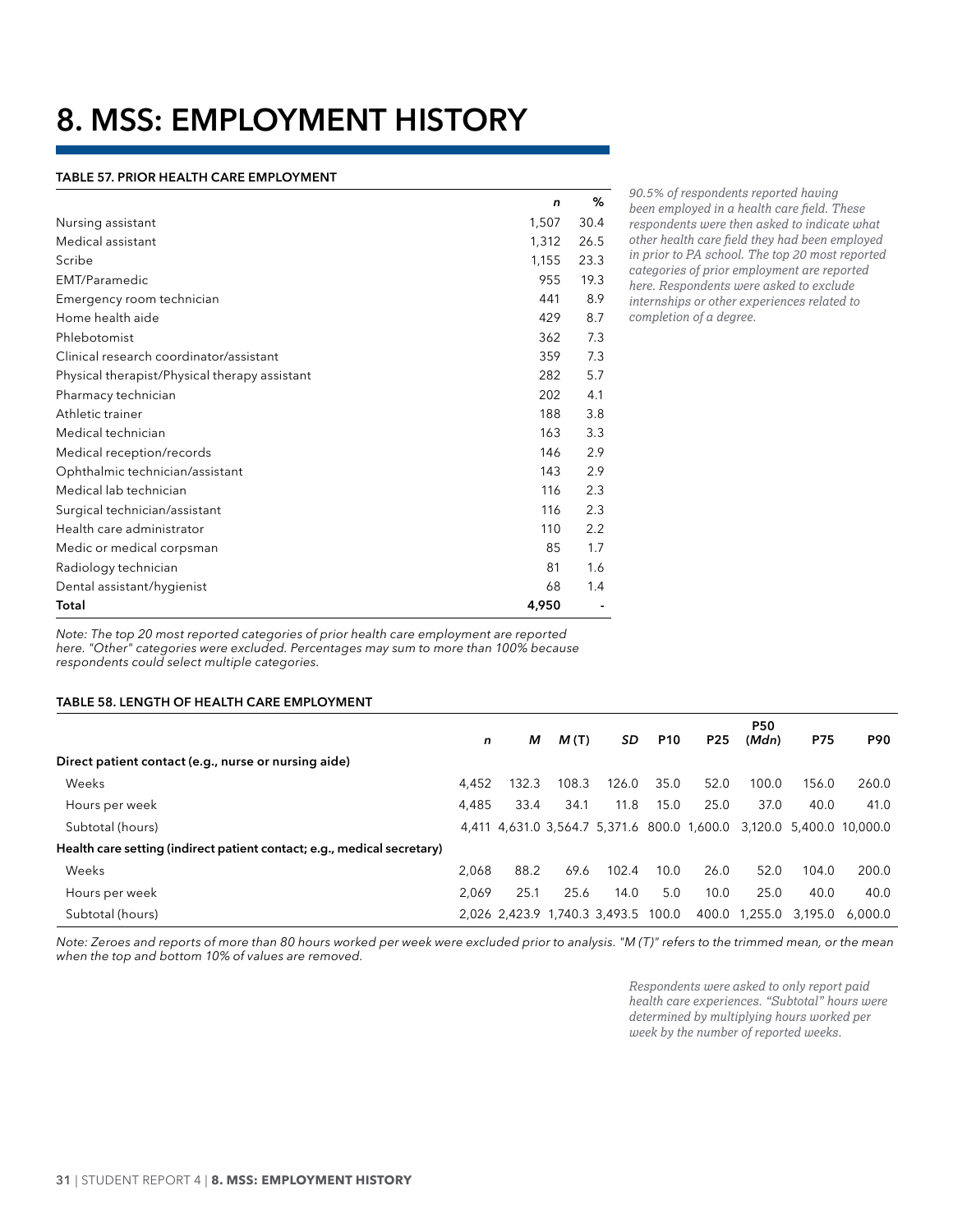# 8. MSS: EMPLOYMENT HISTORY

**TABLE 57. PRIOR HEALTH CARE EMPLOYMENT**

| | *n* | % |
|---|---|---|
| Nursing assistant | 1,507 | 30.4 |
| Medical assistant | 1,312 | 26.5 |
| Scribe | 1,155 | 23.3 |
| EMT/Paramedic | 955 | 19.3 |
| Emergency room technician | 441 | 8.9 |
| Home health aide | 429 | 8.7 |
| Phlebotomist | 362 | 7.3 |
| Clinical research coordinator/assistant | 359 | 7.3 |
| Physical therapist/Physical therapy assistant | 282 | 5.7 |
| Pharmacy technician | 202 | 4.1 |
| Athletic trainer | 188 | 3.8 |
| Medical technician | 163 | 3.3 |
| Medical reception/records | 146 | 2.9 |
| Ophthalmic technician/assistant | 143 | 2.9 |
| Medical lab technician | 116 | 2.3 |
| Surgical technician/assistant | 116 | 2.3 |
| Health care administrator | 110 | 2.2 |
| Medic or medical corpsman | 85 | 1.7 |
| Radiology technician | 81 | 1.6 |
| Dental assistant/hygienist | 68 | 1.4 |
| **Total** | **4,950** | - |

*Note: The top 20 most reported categories of prior health care employment are reported here. "Other" categories were excluded. Percentages may sum to more than 100% because respondents could select multiple categories.*

*90.5% of respondents reported having been employed in a health care field. These respondents were then asked to indicate what other health care field they had been employed in prior to PA school. The top 20 most reported categories of prior employment are reported here. Respondents were asked to exclude internships or other experiences related to completion of a degree.*

**TABLE 58. LENGTH OF HEALTH CARE EMPLOYMENT**

| | *n* | *M* | *M* (T) | *SD* | P10 | P25 | P50 (*Mdn*) | P75 | P90 |
|---|---|---|---|---|---|---|---|---|---|
| **Direct patient contact (e.g., nurse or nursing aide)** | | | | | | | | | |
| Weeks | 4,452 | 132.3 | 108.3 | 126.0 | 35.0 | 52.0 | 100.0 | 156.0 | 260.0 |
| Hours per week | 4,485 | 33.4 | 34.1 | 11.8 | 15.0 | 25.0 | 37.0 | 40.0 | 41.0 |
| Subtotal (hours) | 4,411 | 4,631.0 | 3,564.7 | 5,371.6 | 800.0 | 1,600.0 | 3,120.0 | 5,400.0 | 10,000.0 |
| **Health care setting (indirect patient contact; e.g., medical secretary)** | | | | | | | | | |
| Weeks | 2,068 | 88.2 | 69.6 | 102.4 | 10.0 | 26.0 | 52.0 | 104.0 | 200.0 |
| Hours per week | 2,069 | 25.1 | 25.6 | 14.0 | 5.0 | 10.0 | 25.0 | 40.0 | 40.0 |
| Subtotal (hours) | 2,026 | 2,423.9 | 1,740.3 | 3,493.5 | 100.0 | 400.0 | 1,255.0 | 3,195.0 | 6,000.0 |

*Note: Zeroes and reports of more than 80 hours worked per week were excluded prior to analysis. "M (T)" refers to the trimmed mean, or the mean when the top and bottom 10% of values are removed.*

*Respondents were asked to only report paid health care experiences. "Subtotal" hours were determined by multiplying hours worked per week by the number of reported weeks.*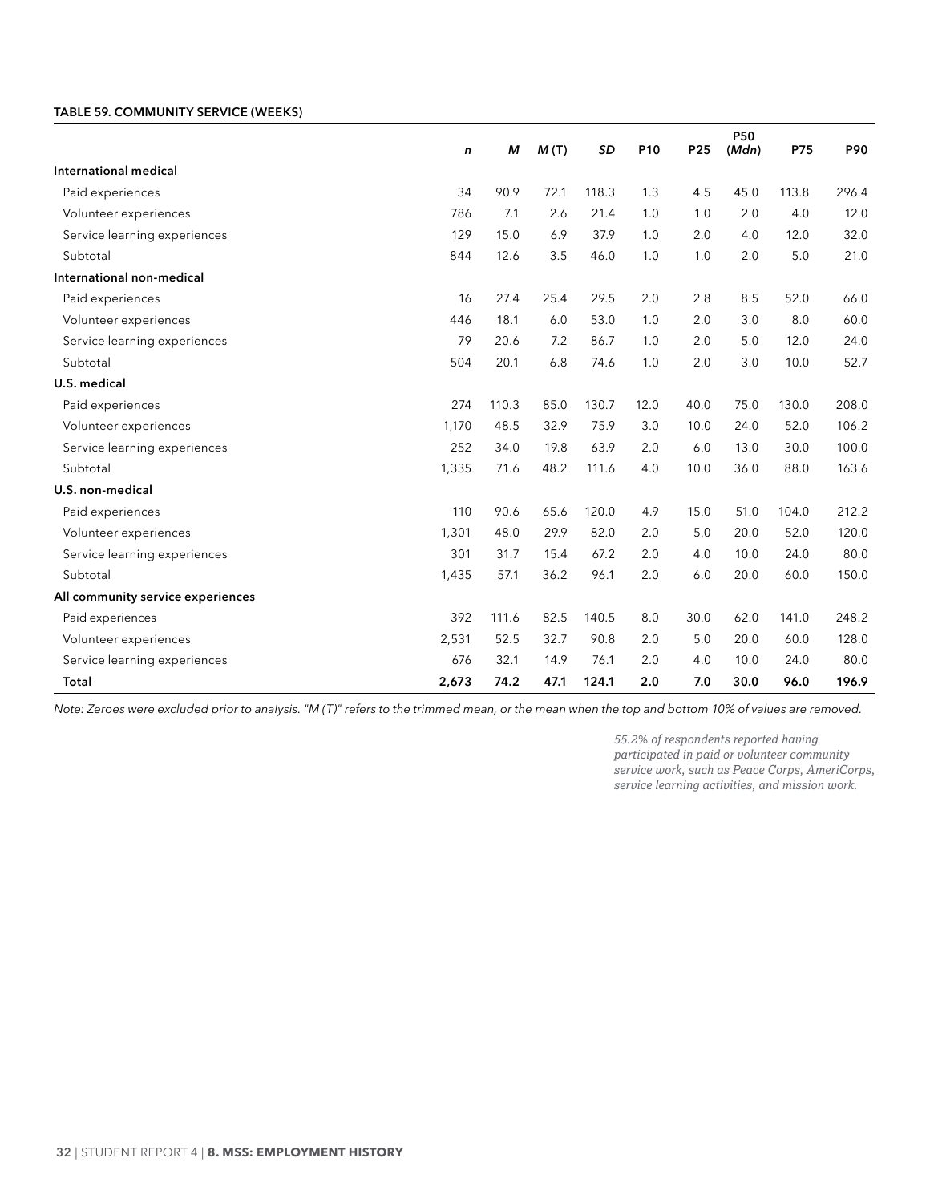**TABLE 59. COMMUNITY SERVICE (WEEKS)**

| | *n* | *M* | *M* (T) | *SD* | P10 | P25 | P50 (*Mdn*) | P75 | P90 |
|---|---|---|---|---|---|---|---|---|---|
| **International medical** | | | | | | | | | |
| Paid experiences | 34 | 90.9 | 72.1 | 118.3 | 1.3 | 4.5 | 45.0 | 113.8 | 296.4 |
| Volunteer experiences | 786 | 7.1 | 2.6 | 21.4 | 1.0 | 1.0 | 2.0 | 4.0 | 12.0 |
| Service learning experiences | 129 | 15.0 | 6.9 | 37.9 | 1.0 | 2.0 | 4.0 | 12.0 | 32.0 |
| Subtotal | 844 | 12.6 | 3.5 | 46.0 | 1.0 | 1.0 | 2.0 | 5.0 | 21.0 |
| **International non-medical** | | | | | | | | | |
| Paid experiences | 16 | 27.4 | 25.4 | 29.5 | 2.0 | 2.8 | 8.5 | 52.0 | 66.0 |
| Volunteer experiences | 446 | 18.1 | 6.0 | 53.0 | 1.0 | 2.0 | 3.0 | 8.0 | 60.0 |
| Service learning experiences | 79 | 20.6 | 7.2 | 86.7 | 1.0 | 2.0 | 5.0 | 12.0 | 24.0 |
| Subtotal | 504 | 20.1 | 6.8 | 74.6 | 1.0 | 2.0 | 3.0 | 10.0 | 52.7 |
| **U.S. medical** | | | | | | | | | |
| Paid experiences | 274 | 110.3 | 85.0 | 130.7 | 12.0 | 40.0 | 75.0 | 130.0 | 208.0 |
| Volunteer experiences | 1,170 | 48.5 | 32.9 | 75.9 | 3.0 | 10.0 | 24.0 | 52.0 | 106.2 |
| Service learning experiences | 252 | 34.0 | 19.8 | 63.9 | 2.0 | 6.0 | 13.0 | 30.0 | 100.0 |
| Subtotal | 1,335 | 71.6 | 48.2 | 111.6 | 4.0 | 10.0 | 36.0 | 88.0 | 163.6 |
| **U.S. non-medical** | | | | | | | | | |
| Paid experiences | 110 | 90.6 | 65.6 | 120.0 | 4.9 | 15.0 | 51.0 | 104.0 | 212.2 |
| Volunteer experiences | 1,301 | 48.0 | 29.9 | 82.0 | 2.0 | 5.0 | 20.0 | 52.0 | 120.0 |
| Service learning experiences | 301 | 31.7 | 15.4 | 67.2 | 2.0 | 4.0 | 10.0 | 24.0 | 80.0 |
| Subtotal | 1,435 | 57.1 | 36.2 | 96.1 | 2.0 | 6.0 | 20.0 | 60.0 | 150.0 |
| **All community service experiences** | | | | | | | | | |
| Paid experiences | 392 | 111.6 | 82.5 | 140.5 | 8.0 | 30.0 | 62.0 | 141.0 | 248.2 |
| Volunteer experiences | 2,531 | 52.5 | 32.7 | 90.8 | 2.0 | 5.0 | 20.0 | 60.0 | 128.0 |
| Service learning experiences | 676 | 32.1 | 14.9 | 76.1 | 2.0 | 4.0 | 10.0 | 24.0 | 80.0 |
| **Total** | **2,673** | **74.2** | **47.1** | **124.1** | **2.0** | **7.0** | **30.0** | **96.0** | **196.9** |

*Note: Zeroes were excluded prior to analysis. "M (T)" refers to the trimmed mean, or the mean when the top and bottom 10% of values are removed.*

*55.2% of respondents reported having participated in paid or volunteer community service work, such as Peace Corps, AmeriCorps, service learning activities, and mission work.*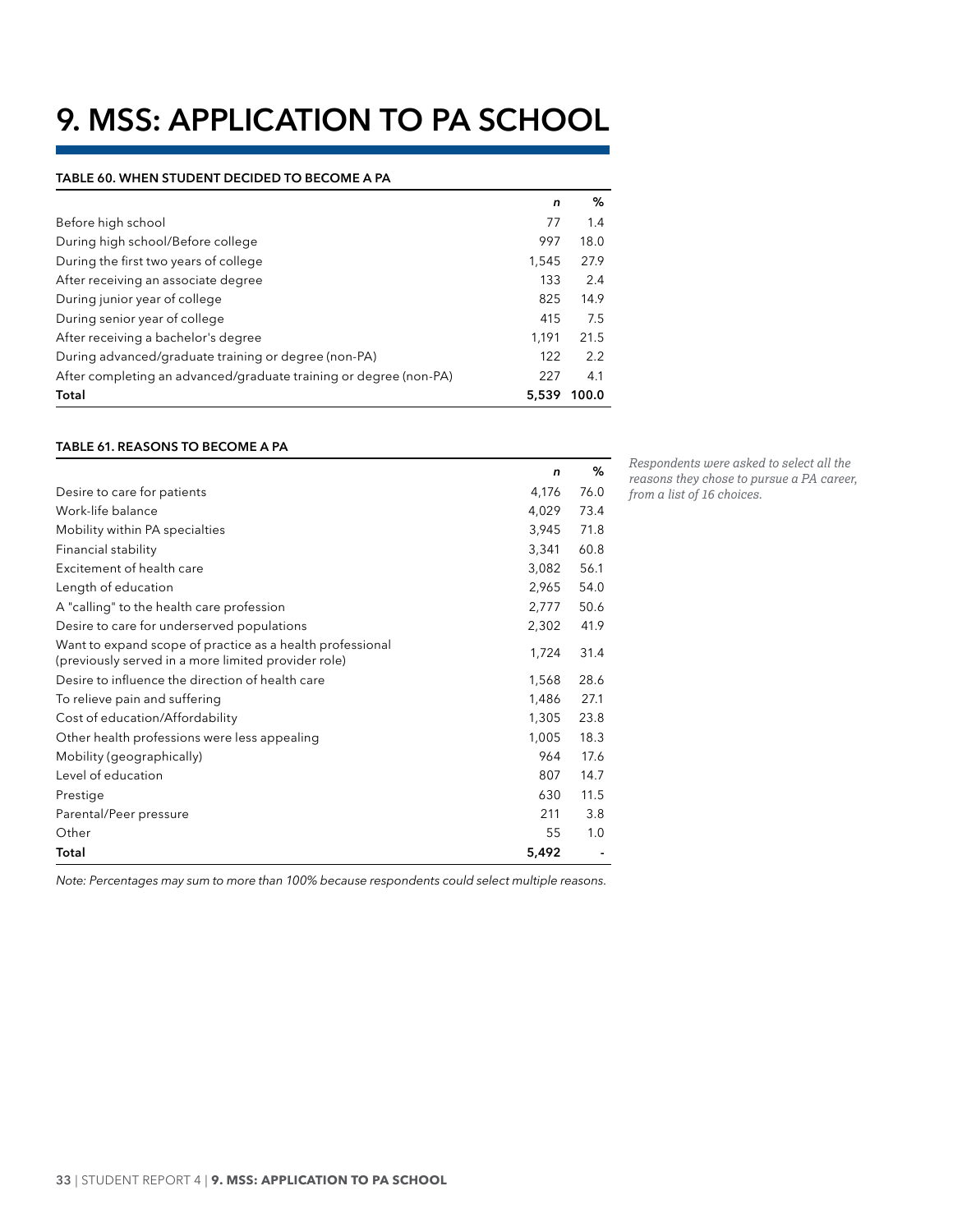# 9. MSS: APPLICATION TO PA SCHOOL

#### TABLE 60. WHEN STUDENT DECIDED TO BECOME A PA

| | *n* | % |
|---|---|---|
| Before high school | 77 | 1.4 |
| During high school/Before college | 997 | 18.0 |
| During the first two years of college | 1,545 | 27.9 |
| After receiving an associate degree | 133 | 2.4 |
| During junior year of college | 825 | 14.9 |
| During senior year of college | 415 | 7.5 |
| After receiving a bachelor's degree | 1,191 | 21.5 |
| During advanced/graduate training or degree (non-PA) | 122 | 2.2 |
| After completing an advanced/graduate training or degree (non-PA) | 227 | 4.1 |
| **Total** | **5,539** | **100.0** |

#### TABLE 61. REASONS TO BECOME A PA

*Respondents were asked to select all the reasons they chose to pursue a PA career, from a list of 16 choices.*

| | *n* | % |
|---|---|---|
| Desire to care for patients | 4,176 | 76.0 |
| Work-life balance | 4,029 | 73.4 |
| Mobility within PA specialties | 3,945 | 71.8 |
| Financial stability | 3,341 | 60.8 |
| Excitement of health care | 3,082 | 56.1 |
| Length of education | 2,965 | 54.0 |
| A "calling" to the health care profession | 2,777 | 50.6 |
| Desire to care for underserved populations | 2,302 | 41.9 |
| Want to expand scope of practice as a health professional (previously served in a more limited provider role) | 1,724 | 31.4 |
| Desire to influence the direction of health care | 1,568 | 28.6 |
| To relieve pain and suffering | 1,486 | 27.1 |
| Cost of education/Affordability | 1,305 | 23.8 |
| Other health professions were less appealing | 1,005 | 18.3 |
| Mobility (geographically) | 964 | 17.6 |
| Level of education | 807 | 14.7 |
| Prestige | 630 | 11.5 |
| Parental/Peer pressure | 211 | 3.8 |
| Other | 55 | 1.0 |
| **Total** | **5,492** | - |

*Note: Percentages may sum to more than 100% because respondents could select multiple reasons.*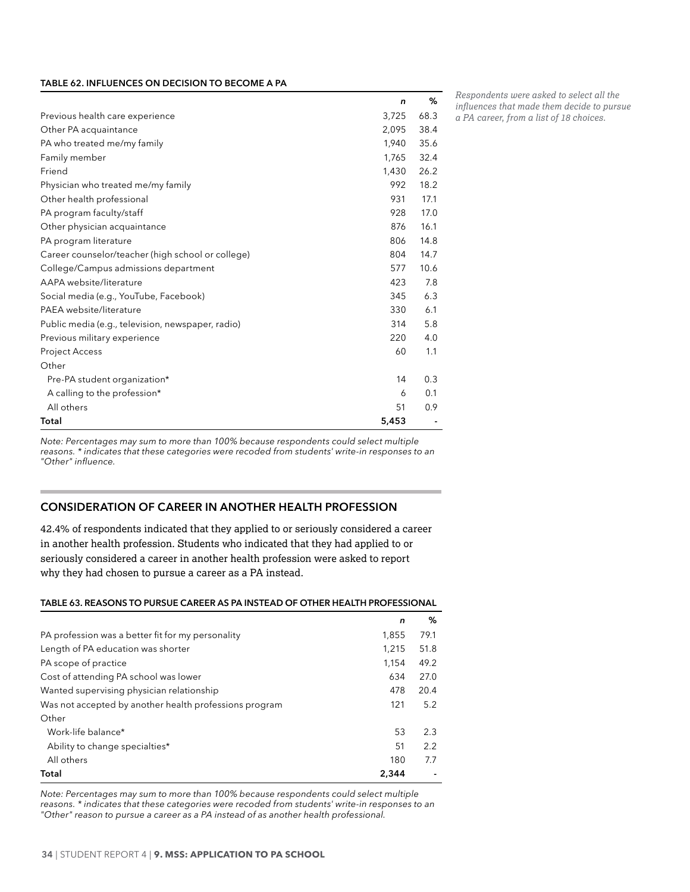**TABLE 62. INFLUENCES ON DECISION TO BECOME A PA**

*Respondents were asked to select all the influences that made them decide to pursue a PA career, from a list of 18 choices.*

| | n | % |
|---|---|---|
| Previous health care experience | 3,725 | 68.3 |
| Other PA acquaintance | 2,095 | 38.4 |
| PA who treated me/my family | 1,940 | 35.6 |
| Family member | 1,765 | 32.4 |
| Friend | 1,430 | 26.2 |
| Physician who treated me/my family | 992 | 18.2 |
| Other health professional | 931 | 17.1 |
| PA program faculty/staff | 928 | 17.0 |
| Other physician acquaintance | 876 | 16.1 |
| PA program literature | 806 | 14.8 |
| Career counselor/teacher (high school or college) | 804 | 14.7 |
| College/Campus admissions department | 577 | 10.6 |
| AAPA website/literature | 423 | 7.8 |
| Social media (e.g., YouTube, Facebook) | 345 | 6.3 |
| PAEA website/literature | 330 | 6.1 |
| Public media (e.g., television, newspaper, radio) | 314 | 5.8 |
| Previous military experience | 220 | 4.0 |
| Project Access | 60 | 1.1 |
| Other | | |
| Pre-PA student organization* | 14 | 0.3 |
| A calling to the profession* | 6 | 0.1 |
| All others | 51 | 0.9 |
| **Total** | **5,453** | - |

*Note: Percentages may sum to more than 100% because respondents could select multiple reasons. * indicates that these categories were recoded from students' write-in responses to an "Other" influence.*

## CONSIDERATION OF CAREER IN ANOTHER HEALTH PROFESSION

42.4% of respondents indicated that they applied to or seriously considered a career in another health profession. Students who indicated that they had applied to or seriously considered a career in another health profession were asked to report why they had chosen to pursue a career as a PA instead.

**TABLE 63. REASONS TO PURSUE CAREER AS PA INSTEAD OF OTHER HEALTH PROFESSIONAL**

| | n | % |
|---|---|---|
| PA profession was a better fit for my personality | 1,855 | 79.1 |
| Length of PA education was shorter | 1,215 | 51.8 |
| PA scope of practice | 1,154 | 49.2 |
| Cost of attending PA school was lower | 634 | 27.0 |
| Wanted supervising physician relationship | 478 | 20.4 |
| Was not accepted by another health professions program | 121 | 5.2 |
| Other | | |
| Work-life balance* | 53 | 2.3 |
| Ability to change specialties* | 51 | 2.2 |
| All others | 180 | 7.7 |
| **Total** | **2,344** | - |

*Note: Percentages may sum to more than 100% because respondents could select multiple reasons. * indicates that these categories were recoded from students' write-in responses to an "Other" reason to pursue a career as a PA instead of as another health professional.*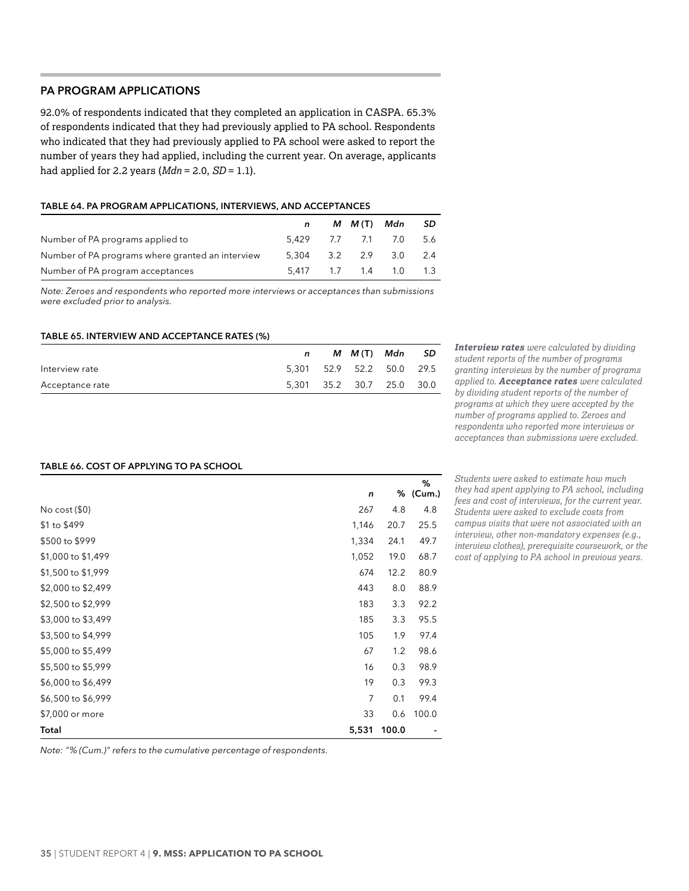## PA PROGRAM APPLICATIONS

92.0% of respondents indicated that they completed an application in CASPA. 65.3% of respondents indicated that they had previously applied to PA school. Respondents who indicated that they had previously applied to PA school were asked to report the number of years they had applied, including the current year. On average, applicants had applied for 2.2 years (*Mdn* = 2.0, *SD* = 1.1).

### TABLE 64. PA PROGRAM APPLICATIONS, INTERVIEWS, AND ACCEPTANCES

| | *n* | *M* | *M* (T) | *Mdn* | *SD* |
|---|---|---|---|---|---|
| Number of PA programs applied to | 5,429 | 7.7 | 7.1 | 7.0 | 5.6 |
| Number of PA programs where granted an interview | 5,304 | 3.2 | 2.9 | 3.0 | 2.4 |
| Number of PA program acceptances | 5,417 | 1.7 | 1.4 | 1.0 | 1.3 |

*Note: Zeroes and respondents who reported more interviews or acceptances than submissions were excluded prior to analysis.*

### TABLE 65. INTERVIEW AND ACCEPTANCE RATES (%)

| | *n* | *M* | *M* (T) | *Mdn* | *SD* |
|---|---|---|---|---|---|
| Interview rate | 5,301 | 52.9 | 52.2 | 50.0 | 29.5 |
| Acceptance rate | 5,301 | 35.2 | 30.7 | 25.0 | 30.0 |

***Interview rates*** *were calculated by dividing student reports of the number of programs granting interviews by the number of programs applied to.* ***Acceptance rates*** *were calculated by dividing student reports of the number of programs at which they were accepted by the number of programs applied to. Zeroes and respondents who reported more interviews or acceptances than submissions were excluded.*

### TABLE 66. COST OF APPLYING TO PA SCHOOL

| | *n* | % | % (Cum.) |
|---|---|---|---|
| No cost ($0) | 267 | 4.8 | 4.8 |
| $1 to $499 | 1,146 | 20.7 | 25.5 |
| $500 to $999 | 1,334 | 24.1 | 49.7 |
| $1,000 to $1,499 | 1,052 | 19.0 | 68.7 |
| $1,500 to $1,999 | 674 | 12.2 | 80.9 |
| $2,000 to $2,499 | 443 | 8.0 | 88.9 |
| $2,500 to $2,999 | 183 | 3.3 | 92.2 |
| $3,000 to $3,499 | 185 | 3.3 | 95.5 |
| $3,500 to $4,999 | 105 | 1.9 | 97.4 |
| $5,000 to $5,499 | 67 | 1.2 | 98.6 |
| $5,500 to $5,999 | 16 | 0.3 | 98.9 |
| $6,000 to $6,499 | 19 | 0.3 | 99.3 |
| $6,500 to $6,999 | 7 | 0.1 | 99.4 |
| $7,000 or more | 33 | 0.6 | 100.0 |
| **Total** | **5,531** | **100.0** | - |

*Note: "% (Cum.)" refers to the cumulative percentage of respondents.*

*Students were asked to estimate how much they had spent applying to PA school, including fees and cost of interviews, for the current year. Students were asked to exclude costs from campus visits that were not associated with an interview, other non-mandatory expenses (e.g., interview clothes), prerequisite coursework, or the cost of applying to PA school in previous years.*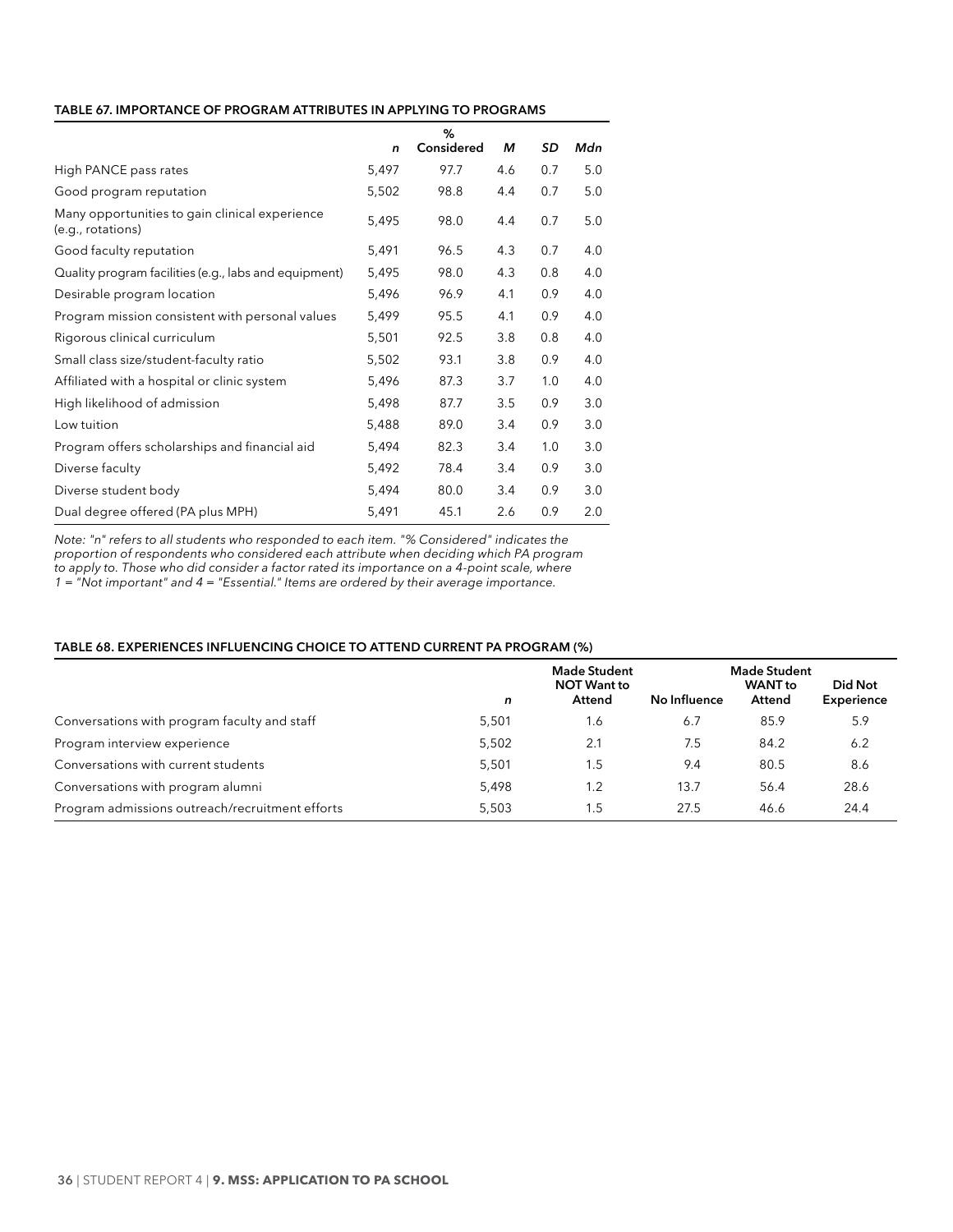#### TABLE 67. IMPORTANCE OF PROGRAM ATTRIBUTES IN APPLYING TO PROGRAMS

| | *n* | % Considered | *M* | *SD* | *Mdn* |
|---|---|---|---|---|---|
| High PANCE pass rates | 5,497 | 97.7 | 4.6 | 0.7 | 5.0 |
| Good program reputation | 5,502 | 98.8 | 4.4 | 0.7 | 5.0 |
| Many opportunities to gain clinical experience (e.g., rotations) | 5,495 | 98.0 | 4.4 | 0.7 | 5.0 |
| Good faculty reputation | 5,491 | 96.5 | 4.3 | 0.7 | 4.0 |
| Quality program facilities (e.g., labs and equipment) | 5,495 | 98.0 | 4.3 | 0.8 | 4.0 |
| Desirable program location | 5,496 | 96.9 | 4.1 | 0.9 | 4.0 |
| Program mission consistent with personal values | 5,499 | 95.5 | 4.1 | 0.9 | 4.0 |
| Rigorous clinical curriculum | 5,501 | 92.5 | 3.8 | 0.8 | 4.0 |
| Small class size/student-faculty ratio | 5,502 | 93.1 | 3.8 | 0.9 | 4.0 |
| Affiliated with a hospital or clinic system | 5,496 | 87.3 | 3.7 | 1.0 | 4.0 |
| High likelihood of admission | 5,498 | 87.7 | 3.5 | 0.9 | 3.0 |
| Low tuition | 5,488 | 89.0 | 3.4 | 0.9 | 3.0 |
| Program offers scholarships and financial aid | 5,494 | 82.3 | 3.4 | 1.0 | 3.0 |
| Diverse faculty | 5,492 | 78.4 | 3.4 | 0.9 | 3.0 |
| Diverse student body | 5,494 | 80.0 | 3.4 | 0.9 | 3.0 |
| Dual degree offered (PA plus MPH) | 5,491 | 45.1 | 2.6 | 0.9 | 2.0 |

*Note: "n" refers to all students who responded to each item. "% Considered" indicates the proportion of respondents who considered each attribute when deciding which PA program to apply to. Those who did consider a factor rated its importance on a 4-point scale, where 1 = "Not important" and 4 = "Essential." Items are ordered by their average importance.*

#### TABLE 68. EXPERIENCES INFLUENCING CHOICE TO ATTEND CURRENT PA PROGRAM (%)

| | *n* | Made Student NOT Want to Attend | No Influence | Made Student WANT to Attend | Did Not Experience |
|---|---|---|---|---|---|
| Conversations with program faculty and staff | 5,501 | 1.6 | 6.7 | 85.9 | 5.9 |
| Program interview experience | 5,502 | 2.1 | 7.5 | 84.2 | 6.2 |
| Conversations with current students | 5,501 | 1.5 | 9.4 | 80.5 | 8.6 |
| Conversations with program alumni | 5,498 | 1.2 | 13.7 | 56.4 | 28.6 |
| Program admissions outreach/recruitment efforts | 5,503 | 1.5 | 27.5 | 46.6 | 24.4 |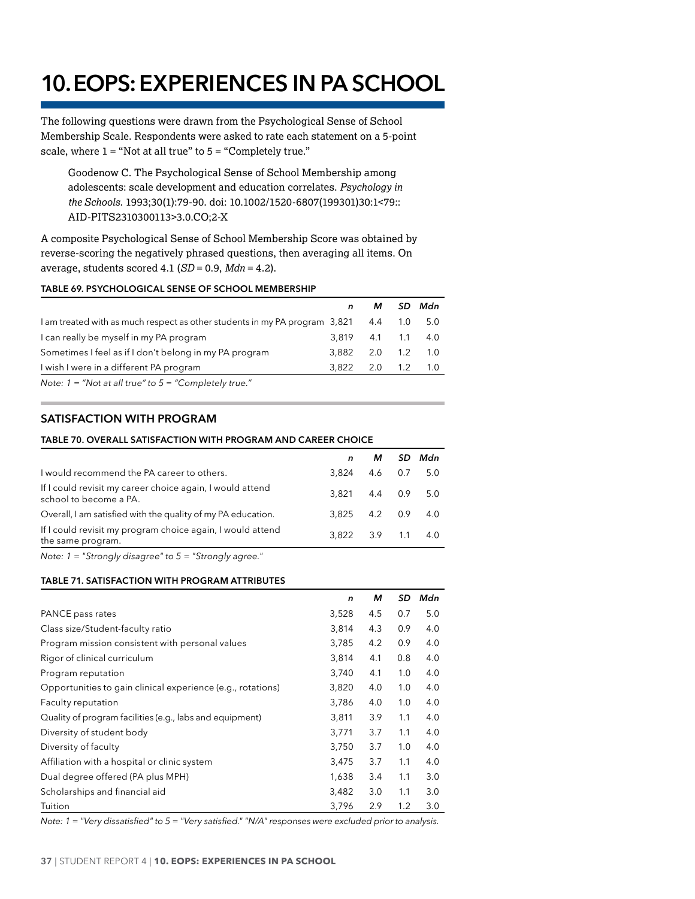# 10. EOPS: EXPERIENCES IN PA SCHOOL

The following questions were drawn from the Psychological Sense of School Membership Scale. Respondents were asked to rate each statement on a 5-point scale, where 1 = "Not at all true" to 5 = "Completely true."

> Goodenow C. The Psychological Sense of School Membership among adolescents: scale development and education correlates. *Psychology in the Schools*. 1993;30(1):79-90. doi: 10.1002/1520-6807(199301)30:1<79::AID-PITS2310300113>3.0.CO;2-X

A composite Psychological Sense of School Membership Score was obtained by reverse-scoring the negatively phrased questions, then averaging all items. On average, students scored 4.1 (*SD* = 0.9, *Mdn* = 4.2).

#### TABLE 69. PSYCHOLOGICAL SENSE OF SCHOOL MEMBERSHIP

| | *n* | *M* | *SD* | *Mdn* |
|---|---|---|---|---|
| I am treated with as much respect as other students in my PA program | 3,821 | 4.4 | 1.0 | 5.0 |
| I can really be myself in my PA program | 3,819 | 4.1 | 1.1 | 4.0 |
| Sometimes I feel as if I don't belong in my PA program | 3,882 | 2.0 | 1.2 | 1.0 |
| I wish I were in a different PA program | 3,822 | 2.0 | 1.2 | 1.0 |

*Note: 1 = "Not at all true" to 5 = "Completely true."*

## SATISFACTION WITH PROGRAM

#### TABLE 70. OVERALL SATISFACTION WITH PROGRAM AND CAREER CHOICE

| | *n* | *M* | *SD* | *Mdn* |
|---|---|---|---|---|
| I would recommend the PA career to others. | 3,824 | 4.6 | 0.7 | 5.0 |
| If I could revisit my career choice again, I would attend school to become a PA. | 3,821 | 4.4 | 0.9 | 5.0 |
| Overall, I am satisfied with the quality of my PA education. | 3,825 | 4.2 | 0.9 | 4.0 |
| If I could revisit my program choice again, I would attend the same program. | 3,822 | 3.9 | 1.1 | 4.0 |

*Note: 1 = "Strongly disagree" to 5 = "Strongly agree."*

#### TABLE 71. SATISFACTION WITH PROGRAM ATTRIBUTES

| | *n* | *M* | *SD* | *Mdn* |
|---|---|---|---|---|
| PANCE pass rates | 3,528 | 4.5 | 0.7 | 5.0 |
| Class size/Student-faculty ratio | 3,814 | 4.3 | 0.9 | 4.0 |
| Program mission consistent with personal values | 3,785 | 4.2 | 0.9 | 4.0 |
| Rigor of clinical curriculum | 3,814 | 4.1 | 0.8 | 4.0 |
| Program reputation | 3,740 | 4.1 | 1.0 | 4.0 |
| Opportunities to gain clinical experience (e.g., rotations) | 3,820 | 4.0 | 1.0 | 4.0 |
| Faculty reputation | 3,786 | 4.0 | 1.0 | 4.0 |
| Quality of program facilities (e.g., labs and equipment) | 3,811 | 3.9 | 1.1 | 4.0 |
| Diversity of student body | 3,771 | 3.7 | 1.1 | 4.0 |
| Diversity of faculty | 3,750 | 3.7 | 1.0 | 4.0 |
| Affiliation with a hospital or clinic system | 3,475 | 3.7 | 1.1 | 4.0 |
| Dual degree offered (PA plus MPH) | 1,638 | 3.4 | 1.1 | 3.0 |
| Scholarships and financial aid | 3,482 | 3.0 | 1.1 | 3.0 |
| Tuition | 3,796 | 2.9 | 1.2 | 3.0 |

*Note: 1 = "Very dissatisfied" to 5 = "Very satisfied." "N/A" responses were excluded prior to analysis.*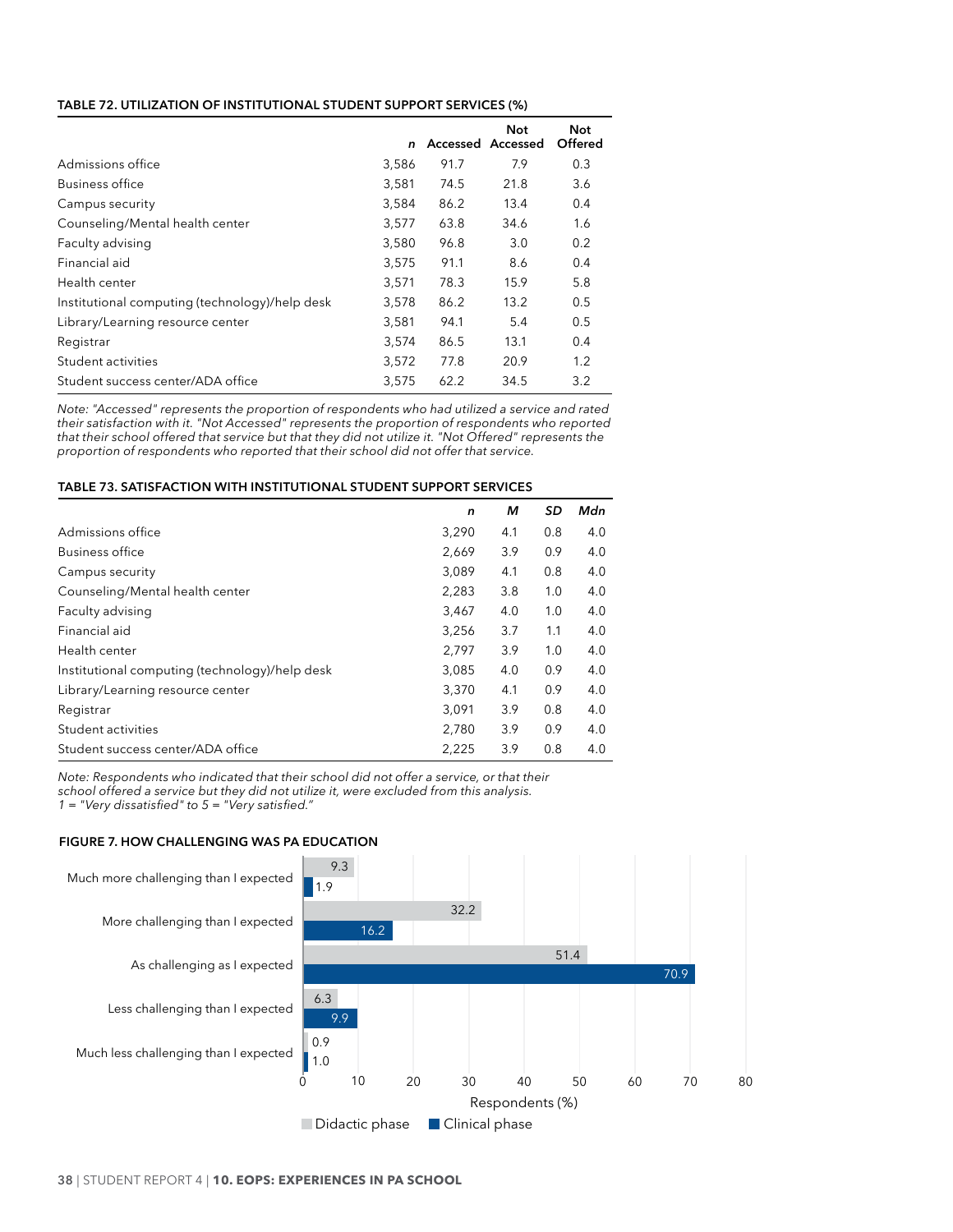### TABLE 72. UTILIZATION OF INSTITUTIONAL STUDENT SUPPORT SERVICES (%)

| | *n* | Accessed | Not Accessed | Not Offered |
|---|---|---|---|---|
| Admissions office | 3,586 | 91.7 | 7.9 | 0.3 |
| Business office | 3,581 | 74.5 | 21.8 | 3.6 |
| Campus security | 3,584 | 86.2 | 13.4 | 0.4 |
| Counseling/Mental health center | 3,577 | 63.8 | 34.6 | 1.6 |
| Faculty advising | 3,580 | 96.8 | 3.0 | 0.2 |
| Financial aid | 3,575 | 91.1 | 8.6 | 0.4 |
| Health center | 3,571 | 78.3 | 15.9 | 5.8 |
| Institutional computing (technology)/help desk | 3,578 | 86.2 | 13.2 | 0.5 |
| Library/Learning resource center | 3,581 | 94.1 | 5.4 | 0.5 |
| Registrar | 3,574 | 86.5 | 13.1 | 0.4 |
| Student activities | 3,572 | 77.8 | 20.9 | 1.2 |
| Student success center/ADA office | 3,575 | 62.2 | 34.5 | 3.2 |

*Note: "Accessed" represents the proportion of respondents who had utilized a service and rated their satisfaction with it. "Not Accessed" represents the proportion of respondents who reported that their school offered that service but that they did not utilize it. "Not Offered" represents the proportion of respondents who reported that their school did not offer that service.*

### TABLE 73. SATISFACTION WITH INSTITUTIONAL STUDENT SUPPORT SERVICES

| | *n* | *M* | *SD* | *Mdn* |
|---|---|---|---|---|
| Admissions office | 3,290 | 4.1 | 0.8 | 4.0 |
| Business office | 2,669 | 3.9 | 0.9 | 4.0 |
| Campus security | 3,089 | 4.1 | 0.8 | 4.0 |
| Counseling/Mental health center | 2,283 | 3.8 | 1.0 | 4.0 |
| Faculty advising | 3,467 | 4.0 | 1.0 | 4.0 |
| Financial aid | 3,256 | 3.7 | 1.1 | 4.0 |
| Health center | 2,797 | 3.9 | 1.0 | 4.0 |
| Institutional computing (technology)/help desk | 3,085 | 4.0 | 0.9 | 4.0 |
| Library/Learning resource center | 3,370 | 4.1 | 0.9 | 4.0 |
| Registrar | 3,091 | 3.9 | 0.8 | 4.0 |
| Student activities | 2,780 | 3.9 | 0.9 | 4.0 |
| Student success center/ADA office | 2,225 | 3.9 | 0.8 | 4.0 |

*Note: Respondents who indicated that their school did not offer a service, or that their school offered a service but they did not utilize it, were excluded from this analysis. 1 = "Very dissatisfied" to 5 = "Very satisfied."*

### FIGURE 7. HOW CHALLENGING WAS PA EDUCATION

| | Didactic phase | Clinical phase |
|---|---|---|
| Much more challenging than I expected | 9.3 | 1.9 |
| More challenging than I expected | 32.2 | 16.2 |
| As challenging as I expected | 51.4 | 70.9 |
| Less challenging than I expected | 6.3 | 9.9 |
| Much less challenging than I expected | 0.9 | 1.0 |

Respondents (%)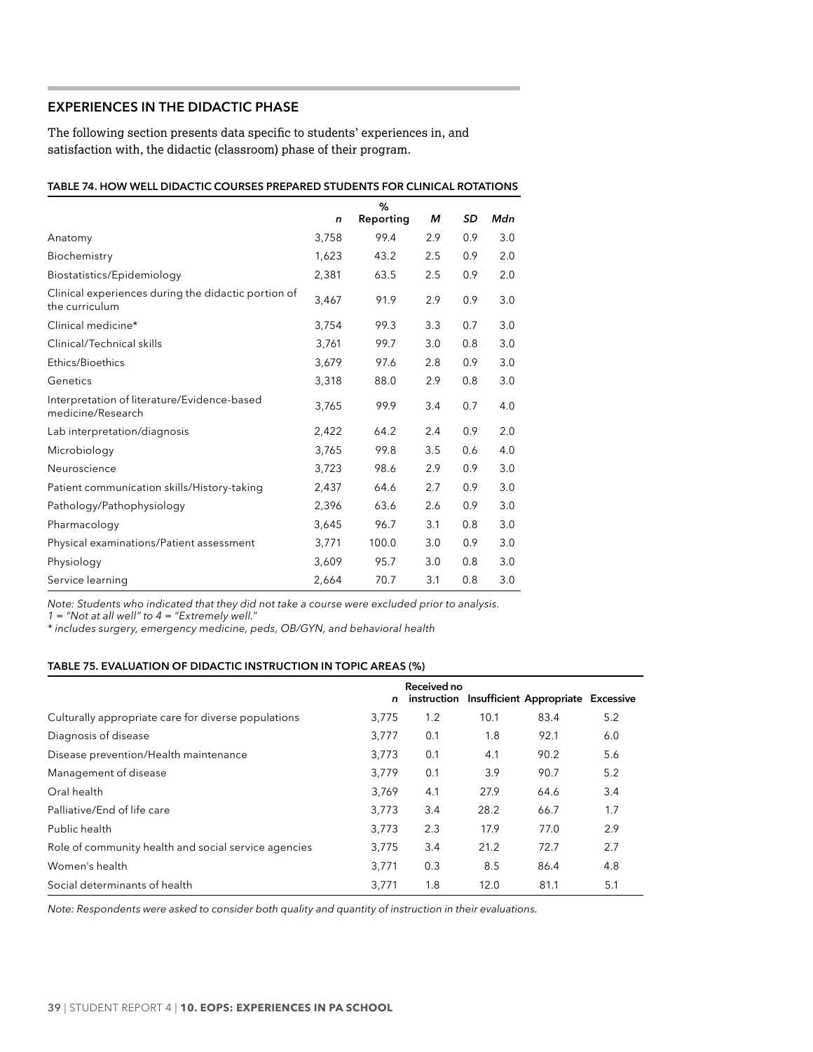## EXPERIENCES IN THE DIDACTIC PHASE

The following section presents data specific to students' experiences in, and satisfaction with, the didactic (classroom) phase of their program.

**TABLE 74. HOW WELL DIDACTIC COURSES PREPARED STUDENTS FOR CLINICAL ROTATIONS**

| | *n* | % Reporting | *M* | *SD* | *Mdn* |
|---|---|---|---|---|---|
| Anatomy | 3,758 | 99.4 | 2.9 | 0.9 | 3.0 |
| Biochemistry | 1,623 | 43.2 | 2.5 | 0.9 | 2.0 |
| Biostatistics/Epidemiology | 2,381 | 63.5 | 2.5 | 0.9 | 2.0 |
| Clinical experiences during the didactic portion of the curriculum | 3,467 | 91.9 | 2.9 | 0.9 | 3.0 |
| Clinical medicine* | 3,754 | 99.3 | 3.3 | 0.7 | 3.0 |
| Clinical/Technical skills | 3,761 | 99.7 | 3.0 | 0.8 | 3.0 |
| Ethics/Bioethics | 3,679 | 97.6 | 2.8 | 0.9 | 3.0 |
| Genetics | 3,318 | 88.0 | 2.9 | 0.8 | 3.0 |
| Interpretation of literature/Evidence-based medicine/Research | 3,765 | 99.9 | 3.4 | 0.7 | 4.0 |
| Lab interpretation/diagnosis | 2,422 | 64.2 | 2.4 | 0.9 | 2.0 |
| Microbiology | 3,765 | 99.8 | 3.5 | 0.6 | 4.0 |
| Neuroscience | 3,723 | 98.6 | 2.9 | 0.9 | 3.0 |
| Patient communication skills/History-taking | 2,437 | 64.6 | 2.7 | 0.9 | 3.0 |
| Pathology/Pathophysiology | 2,396 | 63.6 | 2.6 | 0.9 | 3.0 |
| Pharmacology | 3,645 | 96.7 | 3.1 | 0.8 | 3.0 |
| Physical examinations/Patient assessment | 3,771 | 100.0 | 3.0 | 0.9 | 3.0 |
| Physiology | 3,609 | 95.7 | 3.0 | 0.8 | 3.0 |
| Service learning | 2,664 | 70.7 | 3.1 | 0.8 | 3.0 |

*Note: Students who indicated that they did not take a course were excluded prior to analysis.*
*1 = "Not at all well" to 4 = "Extremely well."*
*\* includes surgery, emergency medicine, peds, OB/GYN, and behavioral health*

**TABLE 75. EVALUATION OF DIDACTIC INSTRUCTION IN TOPIC AREAS (%)**

| | *n* | Received no instruction | Insufficient | Appropriate | Excessive |
|---|---|---|---|---|---|
| Culturally appropriate care for diverse populations | 3,775 | 1.2 | 10.1 | 83.4 | 5.2 |
| Diagnosis of disease | 3,777 | 0.1 | 1.8 | 92.1 | 6.0 |
| Disease prevention/Health maintenance | 3,773 | 0.1 | 4.1 | 90.2 | 5.6 |
| Management of disease | 3,779 | 0.1 | 3.9 | 90.7 | 5.2 |
| Oral health | 3,769 | 4.1 | 27.9 | 64.6 | 3.4 |
| Palliative/End of life care | 3,773 | 3.4 | 28.2 | 66.7 | 1.7 |
| Public health | 3,773 | 2.3 | 17.9 | 77.0 | 2.9 |
| Role of community health and social service agencies | 3,775 | 3.4 | 21.2 | 72.7 | 2.7 |
| Women's health | 3,771 | 0.3 | 8.5 | 86.4 | 4.8 |
| Social determinants of health | 3,771 | 1.8 | 12.0 | 81.1 | 5.1 |

*Note: Respondents were asked to consider both quality and quantity of instruction in their evaluations.*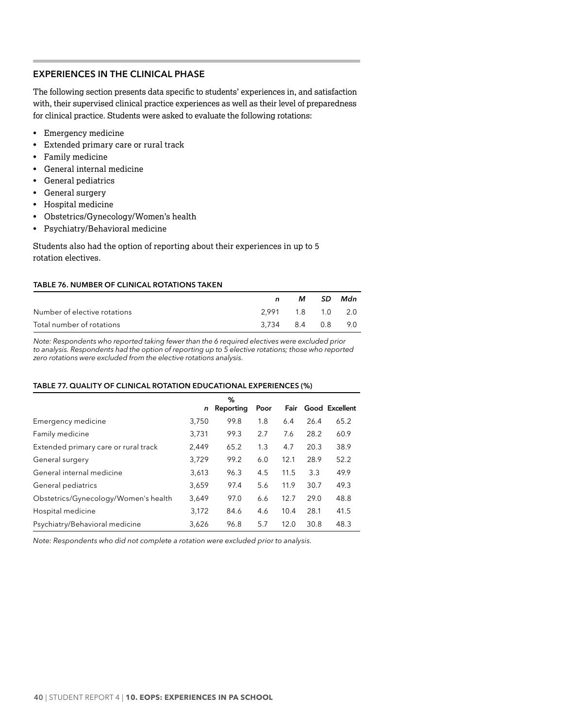## EXPERIENCES IN THE CLINICAL PHASE

The following section presents data specific to students' experiences in, and satisfaction with, their supervised clinical practice experiences as well as their level of preparedness for clinical practice. Students were asked to evaluate the following rotations:

- Emergency medicine
- Extended primary care or rural track
- Family medicine
- General internal medicine
- General pediatrics
- General surgery
- Hospital medicine
- Obstetrics/Gynecology/Women's health
- Psychiatry/Behavioral medicine

Students also had the option of reporting about their experiences in up to 5 rotation electives.

### TABLE 76. NUMBER OF CLINICAL ROTATIONS TAKEN

| | *n* | *M* | *SD* | *Mdn* |
|---|---|---|---|---|
| Number of elective rotations | 2,991 | 1.8 | 1.0 | 2.0 |
| Total number of rotations | 3,734 | 8.4 | 0.8 | 9.0 |

*Note: Respondents who reported taking fewer than the 6 required electives were excluded prior to analysis. Respondents had the option of reporting up to 5 elective rotations; those who reported zero rotations were excluded from the elective rotations analysis.*

### TABLE 77. QUALITY OF CLINICAL ROTATION EDUCATIONAL EXPERIENCES (%)

| | *n* | % Reporting | Poor | Fair | Good | Excellent |
|---|---|---|---|---|---|---|
| Emergency medicine | 3,750 | 99.8 | 1.8 | 6.4 | 26.4 | 65.2 |
| Family medicine | 3,731 | 99.3 | 2.7 | 7.6 | 28.2 | 60.9 |
| Extended primary care or rural track | 2,449 | 65.2 | 1.3 | 4.7 | 20.3 | 38.9 |
| General surgery | 3,729 | 99.2 | 6.0 | 12.1 | 28.9 | 52.2 |
| General internal medicine | 3,613 | 96.3 | 4.5 | 11.5 | 3.3 | 49.9 |
| General pediatrics | 3,659 | 97.4 | 5.6 | 11.9 | 30.7 | 49.3 |
| Obstetrics/Gynecology/Women's health | 3,649 | 97.0 | 6.6 | 12.7 | 29.0 | 48.8 |
| Hospital medicine | 3,172 | 84.6 | 4.6 | 10.4 | 28.1 | 41.5 |
| Psychiatry/Behavioral medicine | 3,626 | 96.8 | 5.7 | 12.0 | 30.8 | 48.3 |

*Note: Respondents who did not complete a rotation were excluded prior to analysis.*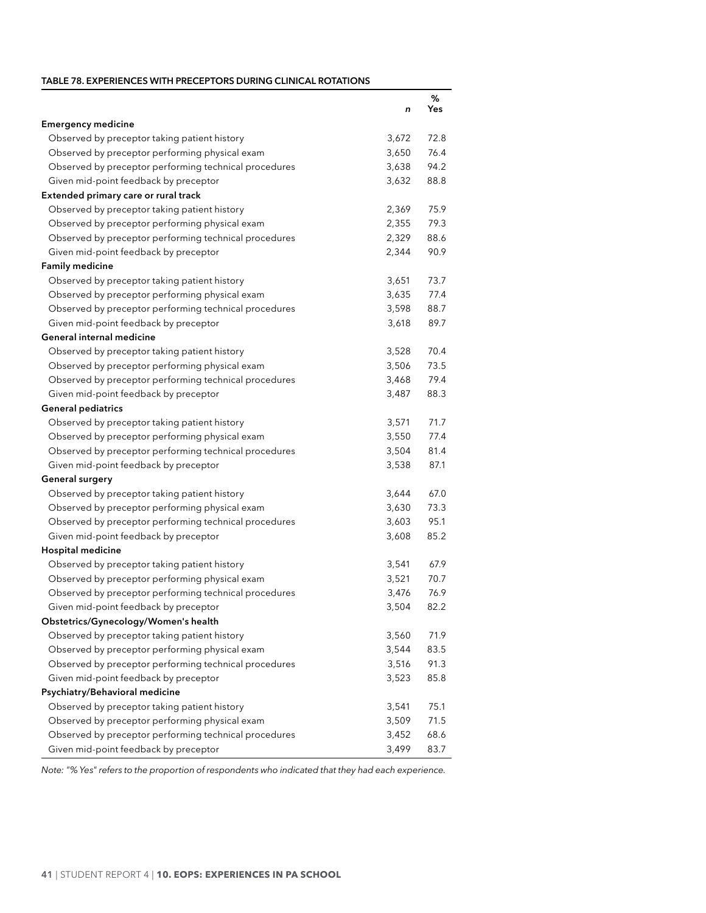**TABLE 78. EXPERIENCES WITH PRECEPTORS DURING CLINICAL ROTATIONS**

| | *n* | % Yes |
|---|---|---|
| **Emergency medicine** | | |
| Observed by preceptor taking patient history | 3,672 | 72.8 |
| Observed by preceptor performing physical exam | 3,650 | 76.4 |
| Observed by preceptor performing technical procedures | 3,638 | 94.2 |
| Given mid-point feedback by preceptor | 3,632 | 88.8 |
| **Extended primary care or rural track** | | |
| Observed by preceptor taking patient history | 2,369 | 75.9 |
| Observed by preceptor performing physical exam | 2,355 | 79.3 |
| Observed by preceptor performing technical procedures | 2,329 | 88.6 |
| Given mid-point feedback by preceptor | 2,344 | 90.9 |
| **Family medicine** | | |
| Observed by preceptor taking patient history | 3,651 | 73.7 |
| Observed by preceptor performing physical exam | 3,635 | 77.4 |
| Observed by preceptor performing technical procedures | 3,598 | 88.7 |
| Given mid-point feedback by preceptor | 3,618 | 89.7 |
| **General internal medicine** | | |
| Observed by preceptor taking patient history | 3,528 | 70.4 |
| Observed by preceptor performing physical exam | 3,506 | 73.5 |
| Observed by preceptor performing technical procedures | 3,468 | 79.4 |
| Given mid-point feedback by preceptor | 3,487 | 88.3 |
| **General pediatrics** | | |
| Observed by preceptor taking patient history | 3,571 | 71.7 |
| Observed by preceptor performing physical exam | 3,550 | 77.4 |
| Observed by preceptor performing technical procedures | 3,504 | 81.4 |
| Given mid-point feedback by preceptor | 3,538 | 87.1 |
| **General surgery** | | |
| Observed by preceptor taking patient history | 3,644 | 67.0 |
| Observed by preceptor performing physical exam | 3,630 | 73.3 |
| Observed by preceptor performing technical procedures | 3,603 | 95.1 |
| Given mid-point feedback by preceptor | 3,608 | 85.2 |
| **Hospital medicine** | | |
| Observed by preceptor taking patient history | 3,541 | 67.9 |
| Observed by preceptor performing physical exam | 3,521 | 70.7 |
| Observed by preceptor performing technical procedures | 3,476 | 76.9 |
| Given mid-point feedback by preceptor | 3,504 | 82.2 |
| **Obstetrics/Gynecology/Women's health** | | |
| Observed by preceptor taking patient history | 3,560 | 71.9 |
| Observed by preceptor performing physical exam | 3,544 | 83.5 |
| Observed by preceptor performing technical procedures | 3,516 | 91.3 |
| Given mid-point feedback by preceptor | 3,523 | 85.8 |
| **Psychiatry/Behavioral medicine** | | |
| Observed by preceptor taking patient history | 3,541 | 75.1 |
| Observed by preceptor performing physical exam | 3,509 | 71.5 |
| Observed by preceptor performing technical procedures | 3,452 | 68.6 |
| Given mid-point feedback by preceptor | 3,499 | 83.7 |

*Note: "% Yes" refers to the proportion of respondents who indicated that they had each experience.*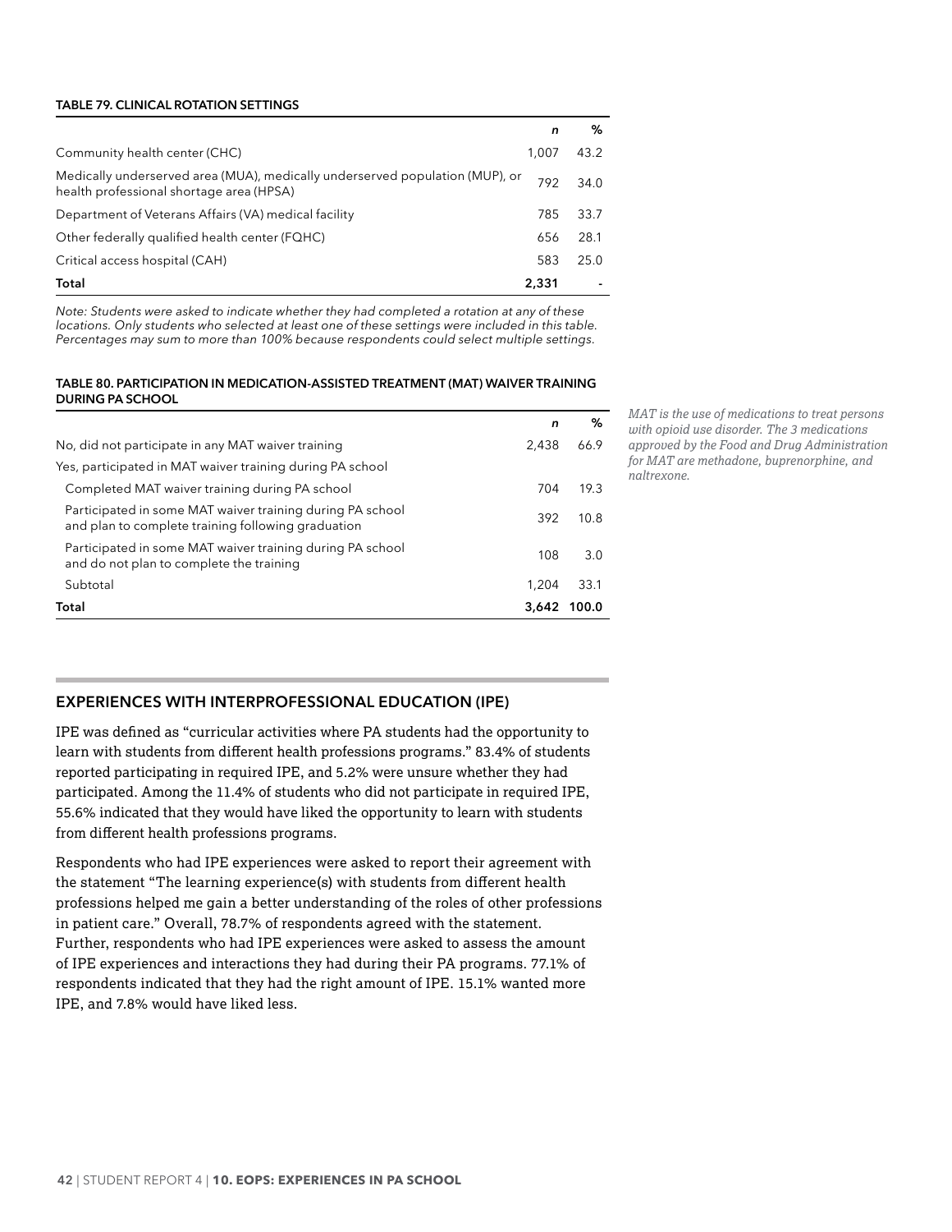**TABLE 79. CLINICAL ROTATION SETTINGS**

| | *n* | % |
|---|---|---|
| Community health center (CHC) | 1,007 | 43.2 |
| Medically underserved area (MUA), medically underserved population (MUP), or health professional shortage area (HPSA) | 792 | 34.0 |
| Department of Veterans Affairs (VA) medical facility | 785 | 33.7 |
| Other federally qualified health center (FQHC) | 656 | 28.1 |
| Critical access hospital (CAH) | 583 | 25.0 |
| **Total** | **2,331** | - |

*Note: Students were asked to indicate whether they had completed a rotation at any of these locations. Only students who selected at least one of these settings were included in this table. Percentages may sum to more than 100% because respondents could select multiple settings.*

**TABLE 80. PARTICIPATION IN MEDICATION-ASSISTED TREATMENT (MAT) WAIVER TRAINING DURING PA SCHOOL**

| | *n* | % |
|---|---|---|
| No, did not participate in any MAT waiver training | 2,438 | 66.9 |
| Yes, participated in MAT waiver training during PA school | | |
| Completed MAT waiver training during PA school | 704 | 19.3 |
| Participated in some MAT waiver training during PA school and plan to complete training following graduation | 392 | 10.8 |
| Participated in some MAT waiver training during PA school and do not plan to complete the training | 108 | 3.0 |
| Subtotal | 1,204 | 33.1 |
| **Total** | **3,642** | **100.0** |

*MAT is the use of medications to treat persons with opioid use disorder. The 3 medications approved by the Food and Drug Administration for MAT are methadone, buprenorphine, and naltrexone.*

## EXPERIENCES WITH INTERPROFESSIONAL EDUCATION (IPE)

IPE was defined as "curricular activities where PA students had the opportunity to learn with students from different health professions programs." 83.4% of students reported participating in required IPE, and 5.2% were unsure whether they had participated. Among the 11.4% of students who did not participate in required IPE, 55.6% indicated that they would have liked the opportunity to learn with students from different health professions programs.

Respondents who had IPE experiences were asked to report their agreement with the statement "The learning experience(s) with students from different health professions helped me gain a better understanding of the roles of other professions in patient care." Overall, 78.7% of respondents agreed with the statement. Further, respondents who had IPE experiences were asked to assess the amount of IPE experiences and interactions they had during their PA programs. 77.1% of respondents indicated that they had the right amount of IPE. 15.1% wanted more IPE, and 7.8% would have liked less.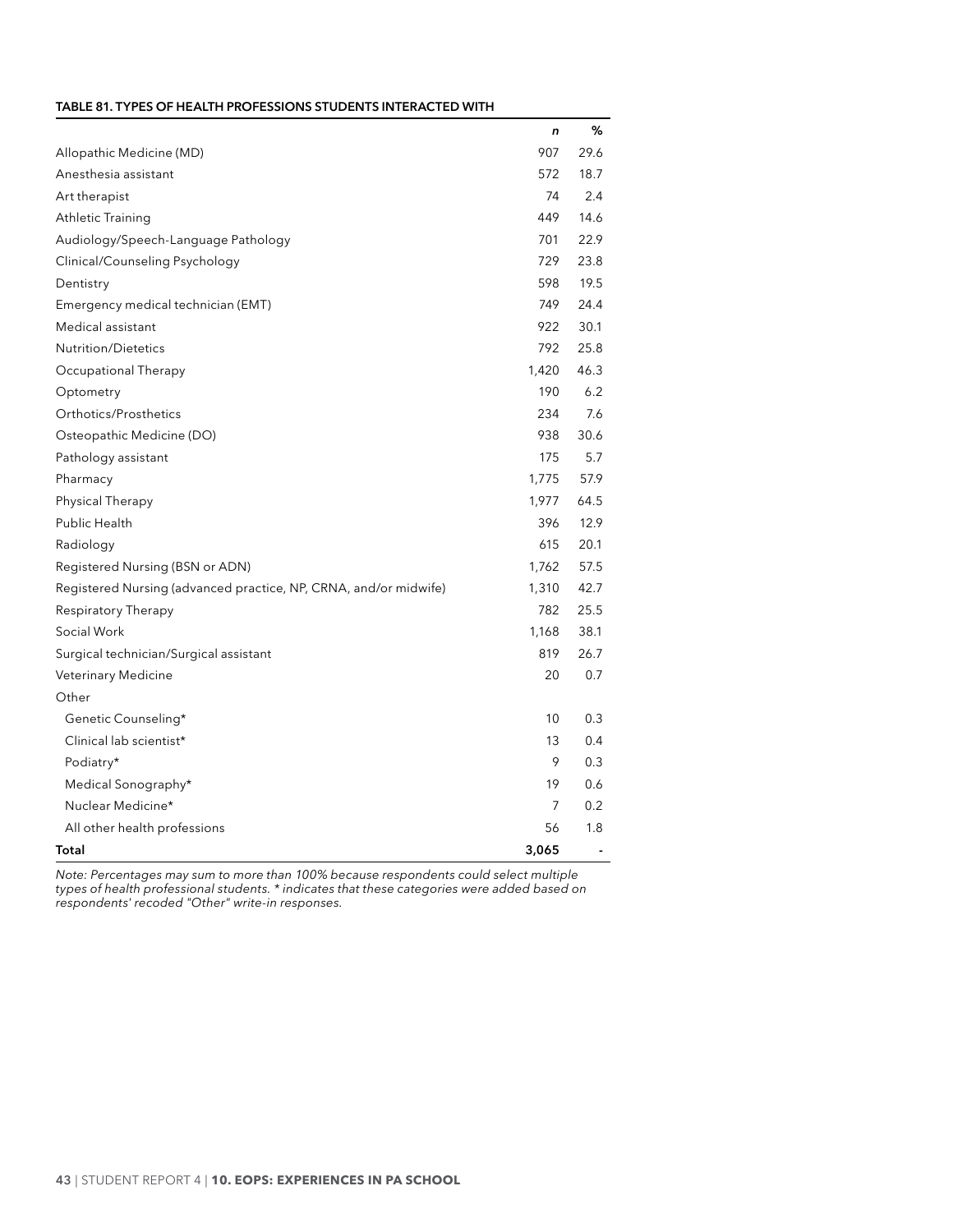**TABLE 81. TYPES OF HEALTH PROFESSIONS STUDENTS INTERACTED WITH**

| | *n* | % |
|---|---|---|
| Allopathic Medicine (MD) | 907 | 29.6 |
| Anesthesia assistant | 572 | 18.7 |
| Art therapist | 74 | 2.4 |
| Athletic Training | 449 | 14.6 |
| Audiology/Speech-Language Pathology | 701 | 22.9 |
| Clinical/Counseling Psychology | 729 | 23.8 |
| Dentistry | 598 | 19.5 |
| Emergency medical technician (EMT) | 749 | 24.4 |
| Medical assistant | 922 | 30.1 |
| Nutrition/Dietetics | 792 | 25.8 |
| Occupational Therapy | 1,420 | 46.3 |
| Optometry | 190 | 6.2 |
| Orthotics/Prosthetics | 234 | 7.6 |
| Osteopathic Medicine (DO) | 938 | 30.6 |
| Pathology assistant | 175 | 5.7 |
| Pharmacy | 1,775 | 57.9 |
| Physical Therapy | 1,977 | 64.5 |
| Public Health | 396 | 12.9 |
| Radiology | 615 | 20.1 |
| Registered Nursing (BSN or ADN) | 1,762 | 57.5 |
| Registered Nursing (advanced practice, NP, CRNA, and/or midwife) | 1,310 | 42.7 |
| Respiratory Therapy | 782 | 25.5 |
| Social Work | 1,168 | 38.1 |
| Surgical technician/Surgical assistant | 819 | 26.7 |
| Veterinary Medicine | 20 | 0.7 |
| Other | | |
| Genetic Counseling* | 10 | 0.3 |
| Clinical lab scientist* | 13 | 0.4 |
| Podiatry* | 9 | 0.3 |
| Medical Sonography* | 19 | 0.6 |
| Nuclear Medicine* | 7 | 0.2 |
| All other health professions | 56 | 1.8 |
| **Total** | **3,065** | - |

*Note: Percentages may sum to more than 100% because respondents could select multiple types of health professional students. * indicates that these categories were added based on respondents' recoded "Other" write-in responses.*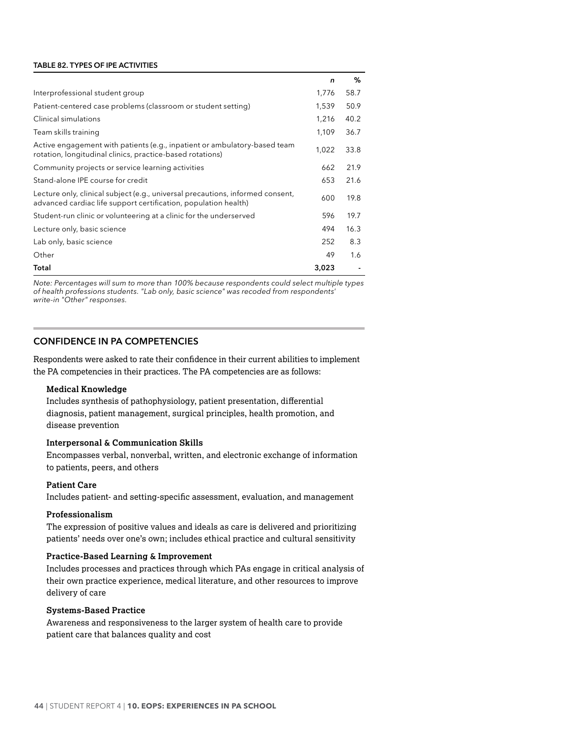**TABLE 82. TYPES OF IPE ACTIVITIES**

| | *n* | % |
|---|---|---|
| Interprofessional student group | 1,776 | 58.7 |
| Patient-centered case problems (classroom or student setting) | 1,539 | 50.9 |
| Clinical simulations | 1,216 | 40.2 |
| Team skills training | 1,109 | 36.7 |
| Active engagement with patients (e.g., inpatient or ambulatory-based team rotation, longitudinal clinics, practice-based rotations) | 1,022 | 33.8 |
| Community projects or service learning activities | 662 | 21.9 |
| Stand-alone IPE course for credit | 653 | 21.6 |
| Lecture only, clinical subject (e.g., universal precautions, informed consent, advanced cardiac life support certification, population health) | 600 | 19.8 |
| Student-run clinic or volunteering at a clinic for the underserved | 596 | 19.7 |
| Lecture only, basic science | 494 | 16.3 |
| Lab only, basic science | 252 | 8.3 |
| Other | 49 | 1.6 |
| **Total** | **3,023** | - |

*Note: Percentages will sum to more than 100% because respondents could select multiple types of health professions students. "Lab only, basic science" was recoded from respondents' write-in "Other" responses.*

## CONFIDENCE IN PA COMPETENCIES

Respondents were asked to rate their confidence in their current abilities to implement the PA competencies in their practices. The PA competencies are as follows:

**Medical Knowledge**
Includes synthesis of pathophysiology, patient presentation, differential diagnosis, patient management, surgical principles, health promotion, and disease prevention

**Interpersonal & Communication Skills**
Encompasses verbal, nonverbal, written, and electronic exchange of information to patients, peers, and others

**Patient Care**
Includes patient- and setting-specific assessment, evaluation, and management

**Professionalism**
The expression of positive values and ideals as care is delivered and prioritizing patients' needs over one's own; includes ethical practice and cultural sensitivity

**Practice-Based Learning & Improvement**
Includes processes and practices through which PAs engage in critical analysis of their own practice experience, medical literature, and other resources to improve delivery of care

**Systems-Based Practice**
Awareness and responsiveness to the larger system of health care to provide patient care that balances quality and cost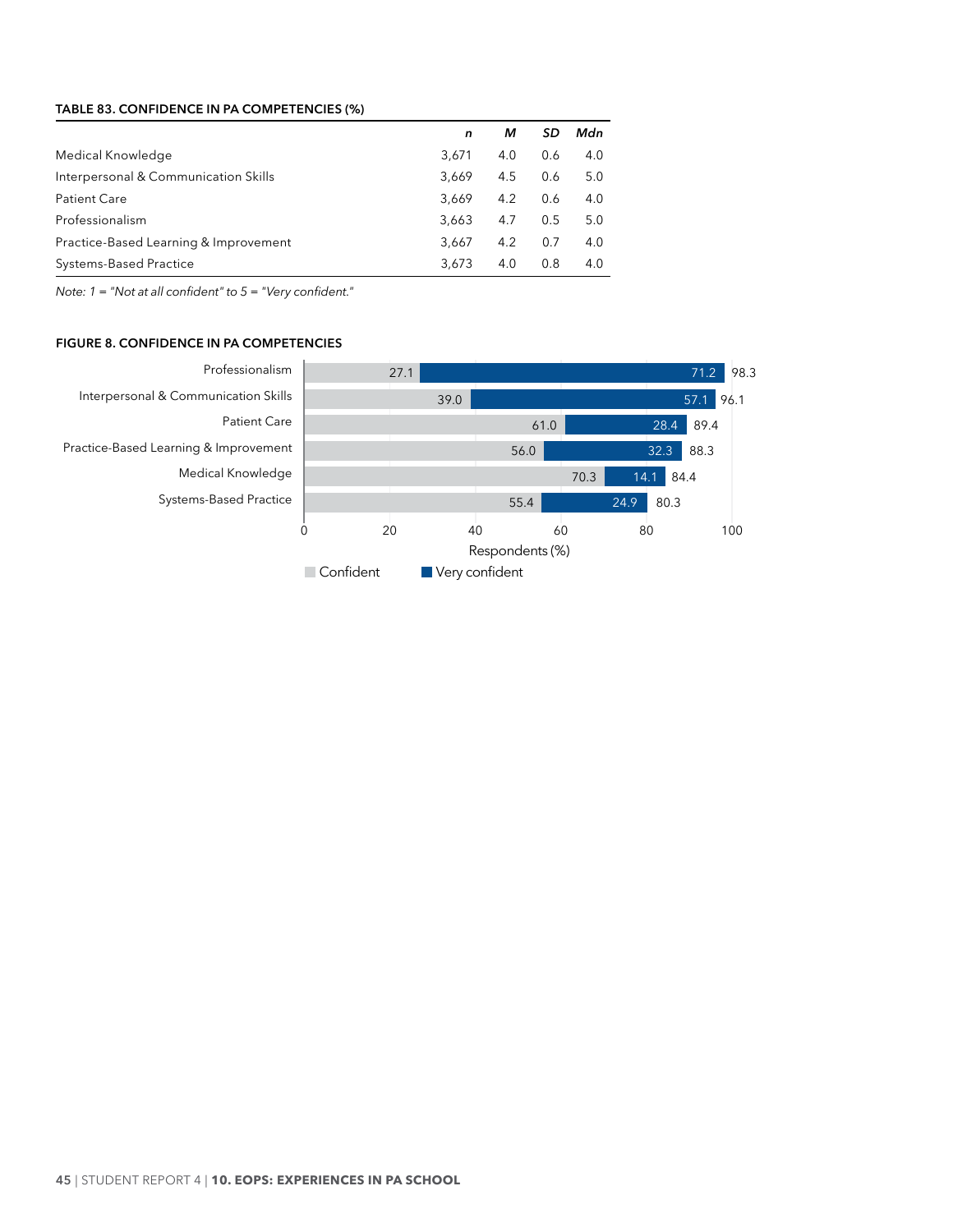**TABLE 83. CONFIDENCE IN PA COMPETENCIES (%)**

| | *n* | *M* | *SD* | *Mdn* |
|---|---|---|---|---|
| Medical Knowledge | 3,671 | 4.0 | 0.6 | 4.0 |
| Interpersonal & Communication Skills | 3,669 | 4.5 | 0.6 | 5.0 |
| Patient Care | 3,669 | 4.2 | 0.6 | 4.0 |
| Professionalism | 3,663 | 4.7 | 0.5 | 5.0 |
| Practice-Based Learning & Improvement | 3,667 | 4.2 | 0.7 | 4.0 |
| Systems-Based Practice | 3,673 | 4.0 | 0.8 | 4.0 |

*Note: 1 = "Not at all confident" to 5 = "Very confident."*

**FIGURE 8. CONFIDENCE IN PA COMPETENCIES**

| | Confident | Very confident | Total |
|---|---|---|---|
| Professionalism | 27.1 | 71.2 | 98.3 |
| Interpersonal & Communication Skills | 39.0 | 57.1 | 96.1 |
| Patient Care | 61.0 | 28.4 | 89.4 |
| Practice-Based Learning & Improvement | 56.0 | 32.3 | 88.3 |
| Medical Knowledge | 70.3 | 14.1 | 84.4 |
| Systems-Based Practice | 55.4 | 24.9 | 80.3 |

Respondents (%)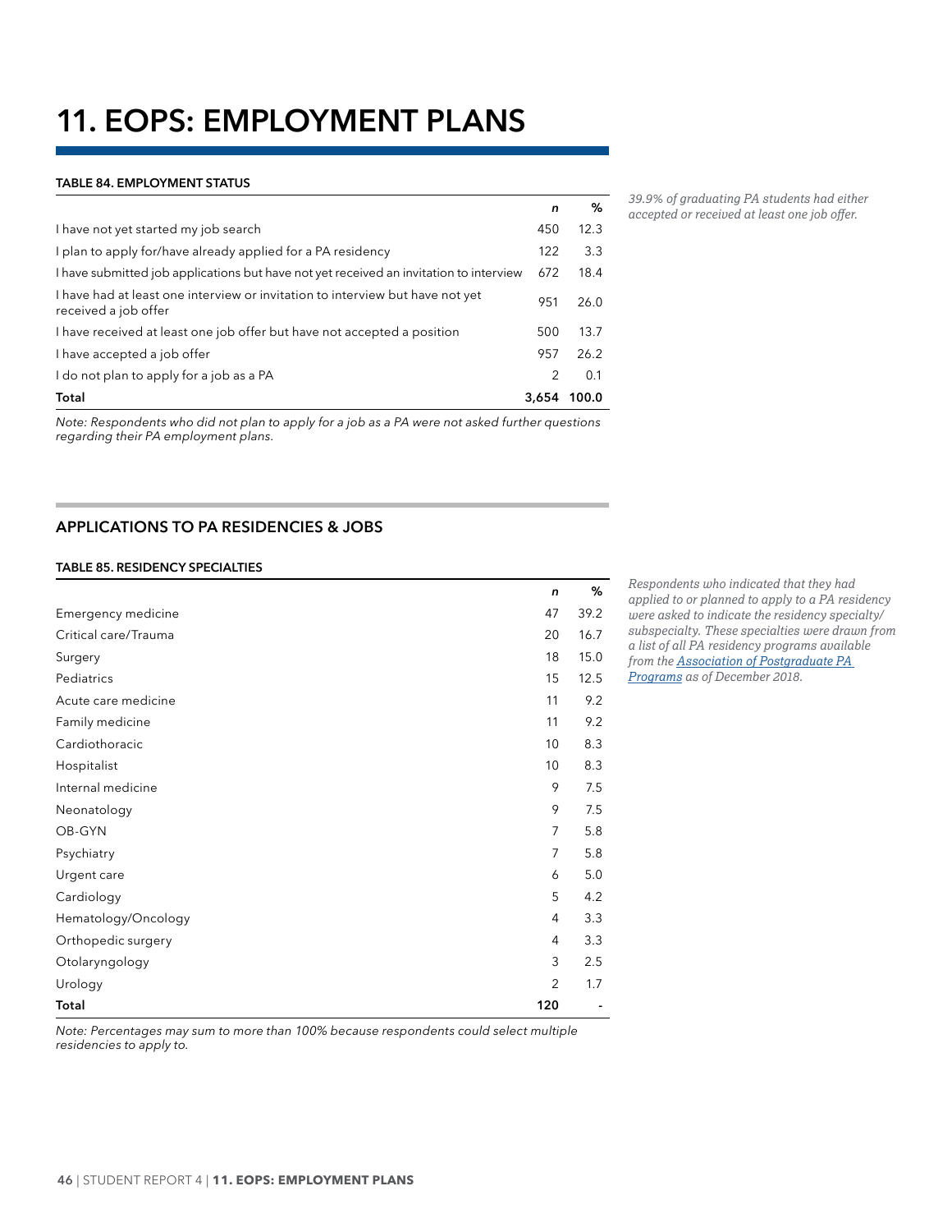# 11. EOPS: EMPLOYMENT PLANS

**TABLE 84. EMPLOYMENT STATUS**

| | *n* | % |
|---|---|---|
| I have not yet started my job search | 450 | 12.3 |
| I plan to apply for/have already applied for a PA residency | 122 | 3.3 |
| I have submitted job applications but have not yet received an invitation to interview | 672 | 18.4 |
| I have had at least one interview or invitation to interview but have not yet received a job offer | 951 | 26.0 |
| I have received at least one job offer but have not accepted a position | 500 | 13.7 |
| I have accepted a job offer | 957 | 26.2 |
| I do not plan to apply for a job as a PA | 2 | 0.1 |
| **Total** | **3,654** | **100.0** |

*Note: Respondents who did not plan to apply for a job as a PA were not asked further questions regarding their PA employment plans.*

*39.9% of graduating PA students had either accepted or received at least one job offer.*

## APPLICATIONS TO PA RESIDENCIES & JOBS

**TABLE 85. RESIDENCY SPECIALTIES**

| | *n* | % |
|---|---|---|
| Emergency medicine | 47 | 39.2 |
| Critical care/Trauma | 20 | 16.7 |
| Surgery | 18 | 15.0 |
| Pediatrics | 15 | 12.5 |
| Acute care medicine | 11 | 9.2 |
| Family medicine | 11 | 9.2 |
| Cardiothoracic | 10 | 8.3 |
| Hospitalist | 10 | 8.3 |
| Internal medicine | 9 | 7.5 |
| Neonatology | 9 | 7.5 |
| OB-GYN | 7 | 5.8 |
| Psychiatry | 7 | 5.8 |
| Urgent care | 6 | 5.0 |
| Cardiology | 5 | 4.2 |
| Hematology/Oncology | 4 | 3.3 |
| Orthopedic surgery | 4 | 3.3 |
| Otolaryngology | 3 | 2.5 |
| Urology | 2 | 1.7 |
| **Total** | **120** | - |

*Note: Percentages may sum to more than 100% because respondents could select multiple residencies to apply to.*

*Respondents who indicated that they had applied to or planned to apply to a PA residency were asked to indicate the residency specialty/subspecialty. These specialties were drawn from a list of all PA residency programs available from the Association of Postgraduate PA Programs as of December 2018.*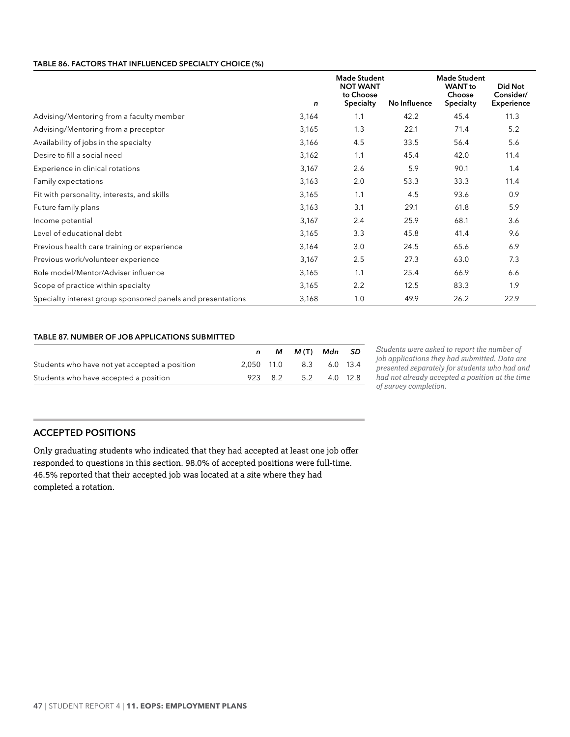**TABLE 86. FACTORS THAT INFLUENCED SPECIALTY CHOICE (%)**

| | *n* | Made Student NOT WANT to Choose Specialty | No Influence | Made Student WANT to Choose Specialty | Did Not Consider/ Experience |
|---|---|---|---|---|---|
| Advising/Mentoring from a faculty member | 3,164 | 1.1 | 42.2 | 45.4 | 11.3 |
| Advising/Mentoring from a preceptor | 3,165 | 1.3 | 22.1 | 71.4 | 5.2 |
| Availability of jobs in the specialty | 3,166 | 4.5 | 33.5 | 56.4 | 5.6 |
| Desire to fill a social need | 3,162 | 1.1 | 45.4 | 42.0 | 11.4 |
| Experience in clinical rotations | 3,167 | 2.6 | 5.9 | 90.1 | 1.4 |
| Family expectations | 3,163 | 2.0 | 53.3 | 33.3 | 11.4 |
| Fit with personality, interests, and skills | 3,165 | 1.1 | 4.5 | 93.6 | 0.9 |
| Future family plans | 3,163 | 3.1 | 29.1 | 61.8 | 5.9 |
| Income potential | 3,167 | 2.4 | 25.9 | 68.1 | 3.6 |
| Level of educational debt | 3,165 | 3.3 | 45.8 | 41.4 | 9.6 |
| Previous health care training or experience | 3,164 | 3.0 | 24.5 | 65.6 | 6.9 |
| Previous work/volunteer experience | 3,167 | 2.5 | 27.3 | 63.0 | 7.3 |
| Role model/Mentor/Adviser influence | 3,165 | 1.1 | 25.4 | 66.9 | 6.6 |
| Scope of practice within specialty | 3,165 | 2.2 | 12.5 | 83.3 | 1.9 |
| Specialty interest group sponsored panels and presentations | 3,168 | 1.0 | 49.9 | 26.2 | 22.9 |

**TABLE 87. NUMBER OF JOB APPLICATIONS SUBMITTED**

| | *n* | *M* | *M* (T) | *Mdn* | *SD* |
|---|---|---|---|---|---|
| Students who have not yet accepted a position | 2,050 | 11.0 | 8.3 | 6.0 | 13.4 |
| Students who have accepted a position | 923 | 8.2 | 5.2 | 4.0 | 12.8 |

*Students were asked to report the number of job applications they had submitted. Data are presented separately for students who had and had not already accepted a position at the time of survey completion.*

## ACCEPTED POSITIONS

Only graduating students who indicated that they had accepted at least one job offer responded to questions in this section. 98.0% of accepted positions were full-time. 46.5% reported that their accepted job was located at a site where they had completed a rotation.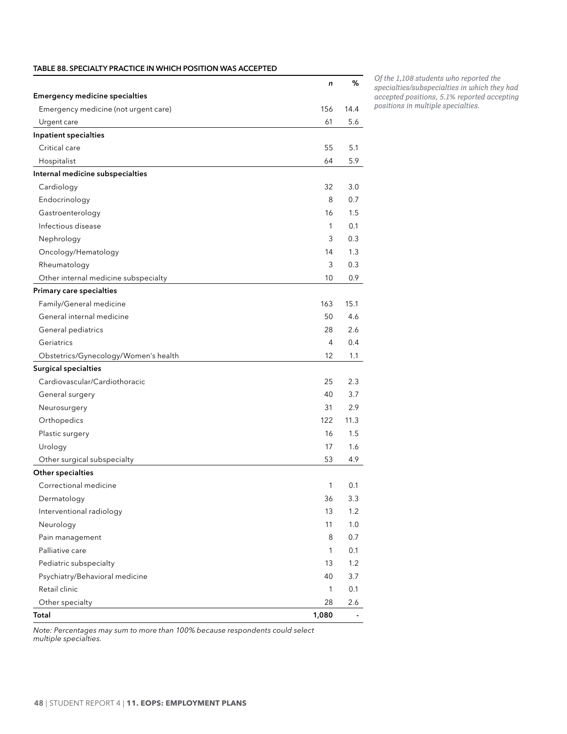**TABLE 88. SPECIALTY PRACTICE IN WHICH POSITION WAS ACCEPTED**

| | *n* | % |
|---|---|---|
| **Emergency medicine specialties** | | |
| Emergency medicine (not urgent care) | 156 | 14.4 |
| Urgent care | 61 | 5.6 |
| **Inpatient specialties** | | |
| Critical care | 55 | 5.1 |
| Hospitalist | 64 | 5.9 |
| **Internal medicine subspecialties** | | |
| Cardiology | 32 | 3.0 |
| Endocrinology | 8 | 0.7 |
| Gastroenterology | 16 | 1.5 |
| Infectious disease | 1 | 0.1 |
| Nephrology | 3 | 0.3 |
| Oncology/Hematology | 14 | 1.3 |
| Rheumatology | 3 | 0.3 |
| Other internal medicine subspecialty | 10 | 0.9 |
| **Primary care specialties** | | |
| Family/General medicine | 163 | 15.1 |
| General internal medicine | 50 | 4.6 |
| General pediatrics | 28 | 2.6 |
| Geriatrics | 4 | 0.4 |
| Obstetrics/Gynecology/Women's health | 12 | 1.1 |
| **Surgical specialties** | | |
| Cardiovascular/Cardiothoracic | 25 | 2.3 |
| General surgery | 40 | 3.7 |
| Neurosurgery | 31 | 2.9 |
| Orthopedics | 122 | 11.3 |
| Plastic surgery | 16 | 1.5 |
| Urology | 17 | 1.6 |
| Other surgical subspecialty | 53 | 4.9 |
| **Other specialties** | | |
| Correctional medicine | 1 | 0.1 |
| Dermatology | 36 | 3.3 |
| Interventional radiology | 13 | 1.2 |
| Neurology | 11 | 1.0 |
| Pain management | 8 | 0.7 |
| Palliative care | 1 | 0.1 |
| Pediatric subspecialty | 13 | 1.2 |
| Psychiatry/Behavioral medicine | 40 | 3.7 |
| Retail clinic | 1 | 0.1 |
| Other specialty | 28 | 2.6 |
| **Total** | **1,080** | - |

*Note: Percentages may sum to more than 100% because respondents could select multiple specialties.*

*Of the 1,108 students who reported the specialties/subspecialties in which they had accepted positions, 5.1% reported accepting positions in multiple specialties.*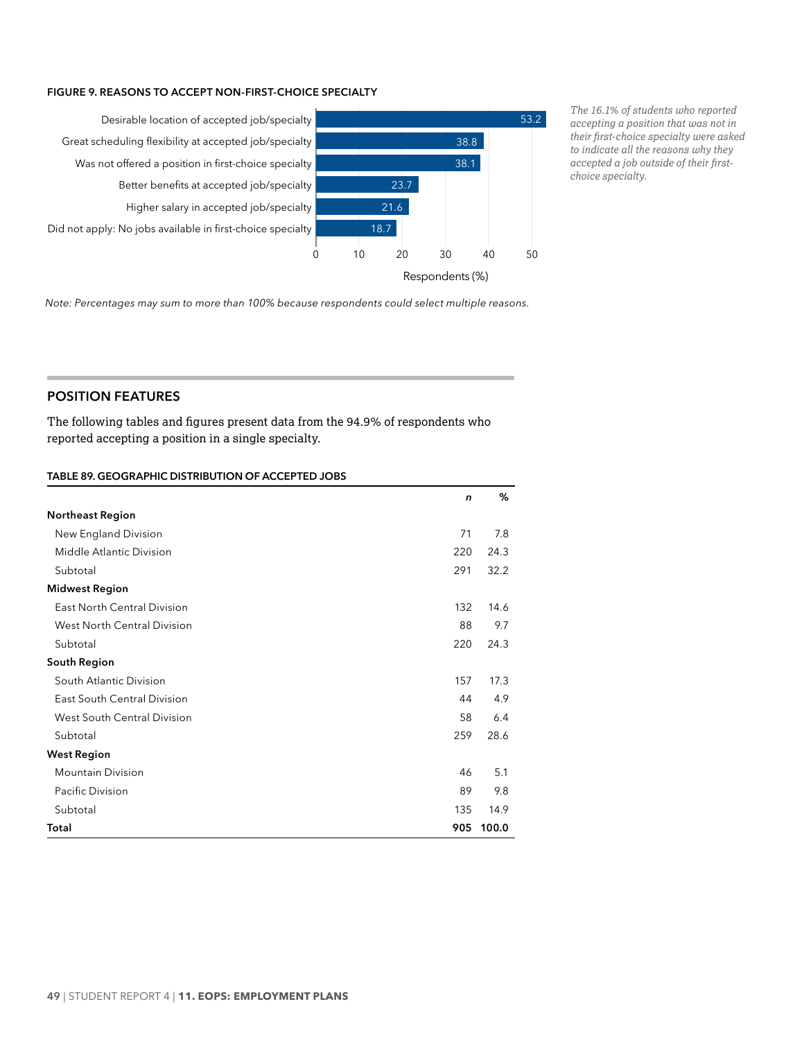**FIGURE 9. REASONS TO ACCEPT NON-FIRST-CHOICE SPECIALTY**

| Reason | Respondents (%) |
|---|---|
| Desirable location of accepted job/specialty | 53.2 |
| Great scheduling flexibility at accepted job/specialty | 38.8 |
| Was not offered a position in first-choice specialty | 38.1 |
| Better benefits at accepted job/specialty | 23.7 |
| Higher salary in accepted job/specialty | 21.6 |
| Did not apply: No jobs available in first-choice specialty | 18.7 |

*The 16.1% of students who reported accepting a position that was not in their first-choice specialty were asked to indicate all the reasons why they accepted a job outside of their first-choice specialty.*

*Note: Percentages may sum to more than 100% because respondents could select multiple reasons.*

## POSITION FEATURES

The following tables and figures present data from the 94.9% of respondents who reported accepting a position in a single specialty.

**TABLE 89. GEOGRAPHIC DISTRIBUTION OF ACCEPTED JOBS**

| | *n* | % |
|---|---|---|
| **Northeast Region** | | |
| New England Division | 71 | 7.8 |
| Middle Atlantic Division | 220 | 24.3 |
| Subtotal | 291 | 32.2 |
| **Midwest Region** | | |
| East North Central Division | 132 | 14.6 |
| West North Central Division | 88 | 9.7 |
| Subtotal | 220 | 24.3 |
| **South Region** | | |
| South Atlantic Division | 157 | 17.3 |
| East South Central Division | 44 | 4.9 |
| West South Central Division | 58 | 6.4 |
| Subtotal | 259 | 28.6 |
| **West Region** | | |
| Mountain Division | 46 | 5.1 |
| Pacific Division | 89 | 9.8 |
| Subtotal | 135 | 14.9 |
| **Total** | **905** | **100.0** |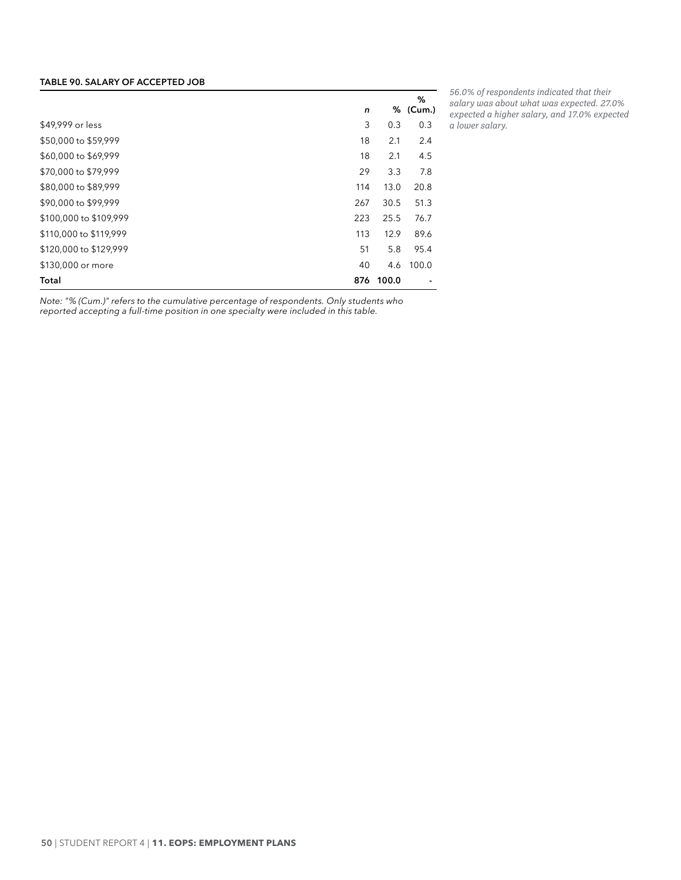**TABLE 90. SALARY OF ACCEPTED JOB**

| | *n* | % | % (Cum.) |
|---|---|---|---|
| $49,999 or less | 3 | 0.3 | 0.3 |
| $50,000 to $59,999 | 18 | 2.1 | 2.4 |
| $60,000 to $69,999 | 18 | 2.1 | 4.5 |
| $70,000 to $79,999 | 29 | 3.3 | 7.8 |
| $80,000 to $89,999 | 114 | 13.0 | 20.8 |
| $90,000 to $99,999 | 267 | 30.5 | 51.3 |
| $100,000 to $109,999 | 223 | 25.5 | 76.7 |
| $110,000 to $119,999 | 113 | 12.9 | 89.6 |
| $120,000 to $129,999 | 51 | 5.8 | 95.4 |
| $130,000 or more | 40 | 4.6 | 100.0 |
| **Total** | **876** | **100.0** | - |

*Note: "% (Cum.)" refers to the cumulative percentage of respondents. Only students who reported accepting a full-time position in one specialty were included in this table.*

*56.0% of respondents indicated that their salary was about what was expected. 27.0% expected a higher salary, and 17.0% expected a lower salary.*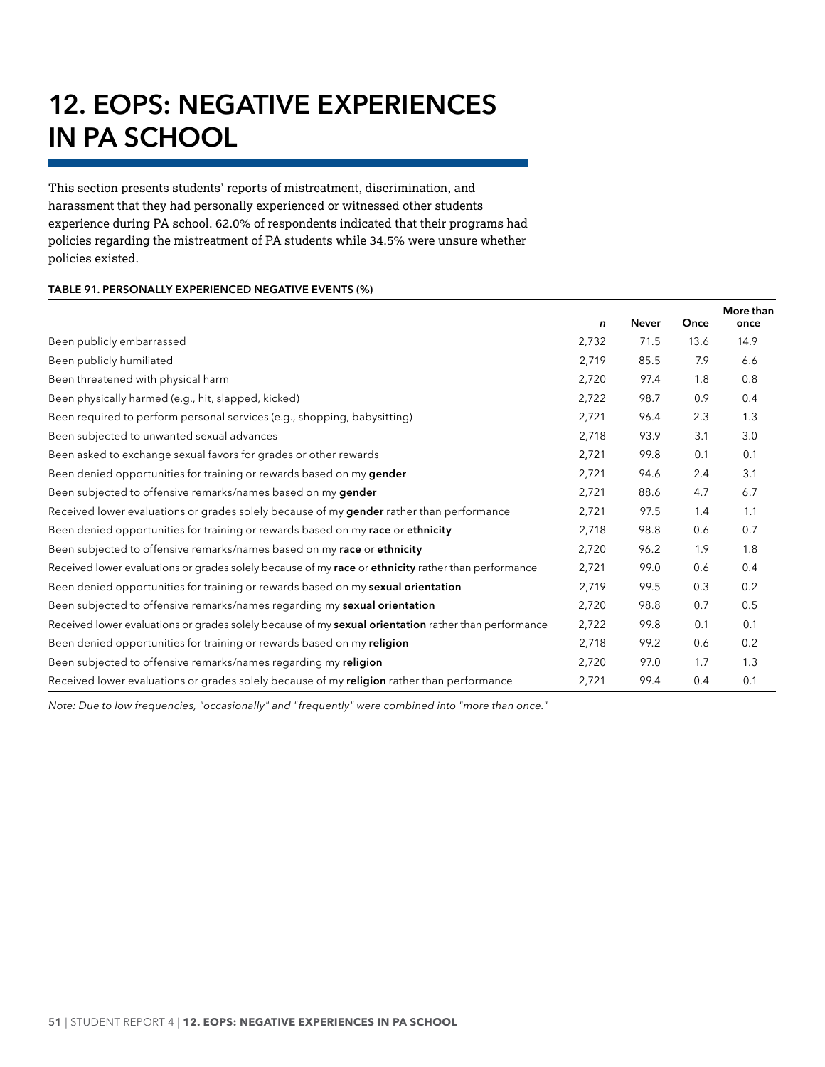# 12. EOPS: NEGATIVE EXPERIENCES IN PA SCHOOL

This section presents students' reports of mistreatment, discrimination, and harassment that they had personally experienced or witnessed other students experience during PA school. 62.0% of respondents indicated that their programs had policies regarding the mistreatment of PA students while 34.5% were unsure whether policies existed.

**TABLE 91. PERSONALLY EXPERIENCED NEGATIVE EVENTS (%)**

| | *n* | Never | Once | More than once |
|---|---|---|---|---|
| Been publicly embarrassed | 2,732 | 71.5 | 13.6 | 14.9 |
| Been publicly humiliated | 2,719 | 85.5 | 7.9 | 6.6 |
| Been threatened with physical harm | 2,720 | 97.4 | 1.8 | 0.8 |
| Been physically harmed (e.g., hit, slapped, kicked) | 2,722 | 98.7 | 0.9 | 0.4 |
| Been required to perform personal services (e.g., shopping, babysitting) | 2,721 | 96.4 | 2.3 | 1.3 |
| Been subjected to unwanted sexual advances | 2,718 | 93.9 | 3.1 | 3.0 |
| Been asked to exchange sexual favors for grades or other rewards | 2,721 | 99.8 | 0.1 | 0.1 |
| Been denied opportunities for training or rewards based on my **gender** | 2,721 | 94.6 | 2.4 | 3.1 |
| Been subjected to offensive remarks/names based on my **gender** | 2,721 | 88.6 | 4.7 | 6.7 |
| Received lower evaluations or grades solely because of my **gender** rather than performance | 2,721 | 97.5 | 1.4 | 1.1 |
| Been denied opportunities for training or rewards based on my **race** or **ethnicity** | 2,718 | 98.8 | 0.6 | 0.7 |
| Been subjected to offensive remarks/names based on my **race** or **ethnicity** | 2,720 | 96.2 | 1.9 | 1.8 |
| Received lower evaluations or grades solely because of my **race** or **ethnicity** rather than performance | 2,721 | 99.0 | 0.6 | 0.4 |
| Been denied opportunities for training or rewards based on my **sexual orientation** | 2,719 | 99.5 | 0.3 | 0.2 |
| Been subjected to offensive remarks/names regarding my **sexual orientation** | 2,720 | 98.8 | 0.7 | 0.5 |
| Received lower evaluations or grades solely because of my **sexual orientation** rather than performance | 2,722 | 99.8 | 0.1 | 0.1 |
| Been denied opportunities for training or rewards based on my **religion** | 2,718 | 99.2 | 0.6 | 0.2 |
| Been subjected to offensive remarks/names regarding my **religion** | 2,720 | 97.0 | 1.7 | 1.3 |
| Received lower evaluations or grades solely because of my **religion** rather than performance | 2,721 | 99.4 | 0.4 | 0.1 |

*Note: Due to low frequencies, "occasionally" and "frequently" were combined into "more than once."*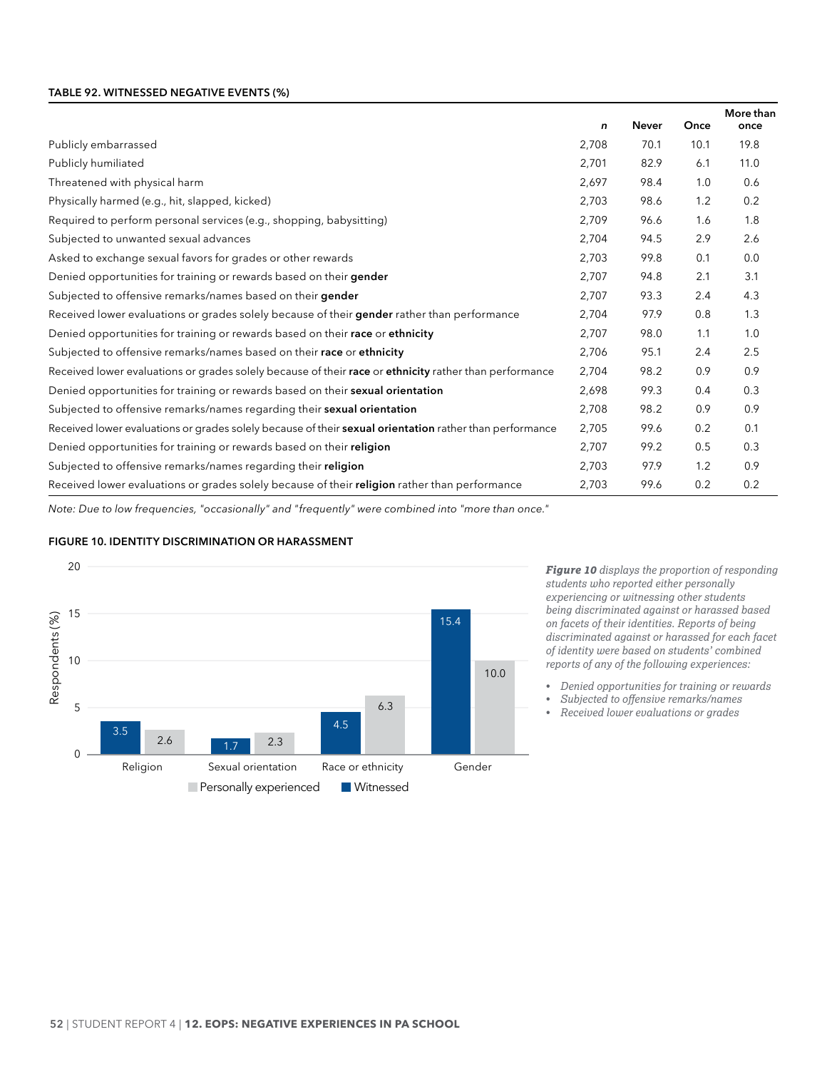#### TABLE 92. WITNESSED NEGATIVE EVENTS (%)

| | *n* | Never | Once | More than once |
|---|---|---|---|---|
| Publicly embarrassed | 2,708 | 70.1 | 10.1 | 19.8 |
| Publicly humiliated | 2,701 | 82.9 | 6.1 | 11.0 |
| Threatened with physical harm | 2,697 | 98.4 | 1.0 | 0.6 |
| Physically harmed (e.g., hit, slapped, kicked) | 2,703 | 98.6 | 1.2 | 0.2 |
| Required to perform personal services (e.g., shopping, babysitting) | 2,709 | 96.6 | 1.6 | 1.8 |
| Subjected to unwanted sexual advances | 2,704 | 94.5 | 2.9 | 2.6 |
| Asked to exchange sexual favors for grades or other rewards | 2,703 | 99.8 | 0.1 | 0.0 |
| Denied opportunities for training or rewards based on their **gender** | 2,707 | 94.8 | 2.1 | 3.1 |
| Subjected to offensive remarks/names based on their **gender** | 2,707 | 93.3 | 2.4 | 4.3 |
| Received lower evaluations or grades solely because of their **gender** rather than performance | 2,704 | 97.9 | 0.8 | 1.3 |
| Denied opportunities for training or rewards based on their **race** or **ethnicity** | 2,707 | 98.0 | 1.1 | 1.0 |
| Subjected to offensive remarks/names based on their **race** or **ethnicity** | 2,706 | 95.1 | 2.4 | 2.5 |
| Received lower evaluations or grades solely because of their **race** or **ethnicity** rather than performance | 2,704 | 98.2 | 0.9 | 0.9 |
| Denied opportunities for training or rewards based on their **sexual orientation** | 2,698 | 99.3 | 0.4 | 0.3 |
| Subjected to offensive remarks/names regarding their **sexual orientation** | 2,708 | 98.2 | 0.9 | 0.9 |
| Received lower evaluations or grades solely because of their **sexual orientation** rather than performance | 2,705 | 99.6 | 0.2 | 0.1 |
| Denied opportunities for training or rewards based on their **religion** | 2,707 | 99.2 | 0.5 | 0.3 |
| Subjected to offensive remarks/names regarding their **religion** | 2,703 | 97.9 | 1.2 | 0.9 |
| Received lower evaluations or grades solely because of their **religion** rather than performance | 2,703 | 99.6 | 0.2 | 0.2 |

*Note: Due to low frequencies, "occasionally" and "frequently" were combined into "more than once."*

#### FIGURE 10. IDENTITY DISCRIMINATION OR HARASSMENT

Respondents (%)

20
15
10
5
0

Religion: 3.5, 2.6
Sexual orientation: 1.7, 2.3
Race or ethnicity: 4.5, 6.3
Gender: 15.4, 10.0

Personally experienced
Witnessed

***Figure 10*** *displays the proportion of responding students who reported either personally experiencing or witnessing other students being discriminated against or harassed based on facets of their identities. Reports of being discriminated against or harassed for each facet of identity were based on students' combined reports of any of the following experiences:*

- *Denied opportunities for training or rewards*
- *Subjected to offensive remarks/names*
- *Received lower evaluations or grades*